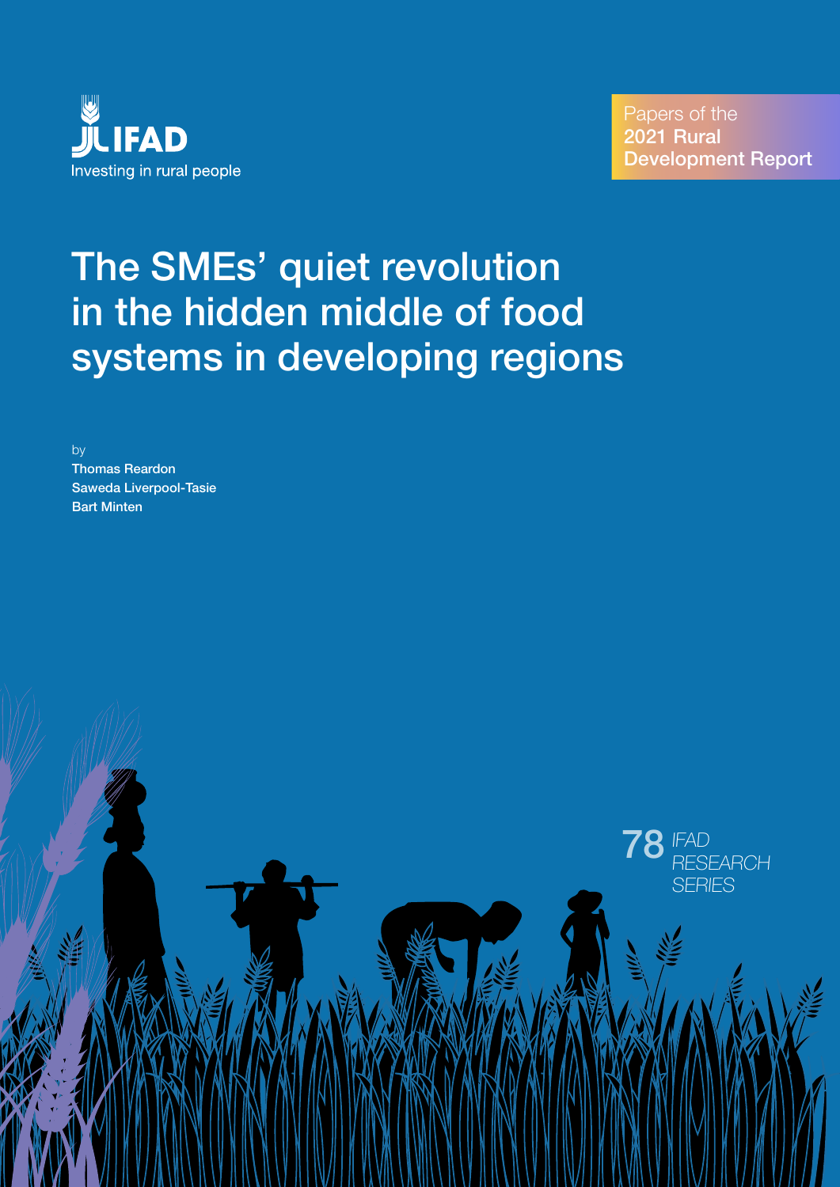IFAD

Investing in rural people

Papers of the
**2021 Rural Development Report**

# The SMEs' quiet revolution in the hidden middle of food systems in developing regions

by
**Thomas Reardon**
**Saweda Liverpool-Tasie**
**Bart Minten**

78 *IFAD RESEARCH SERIES*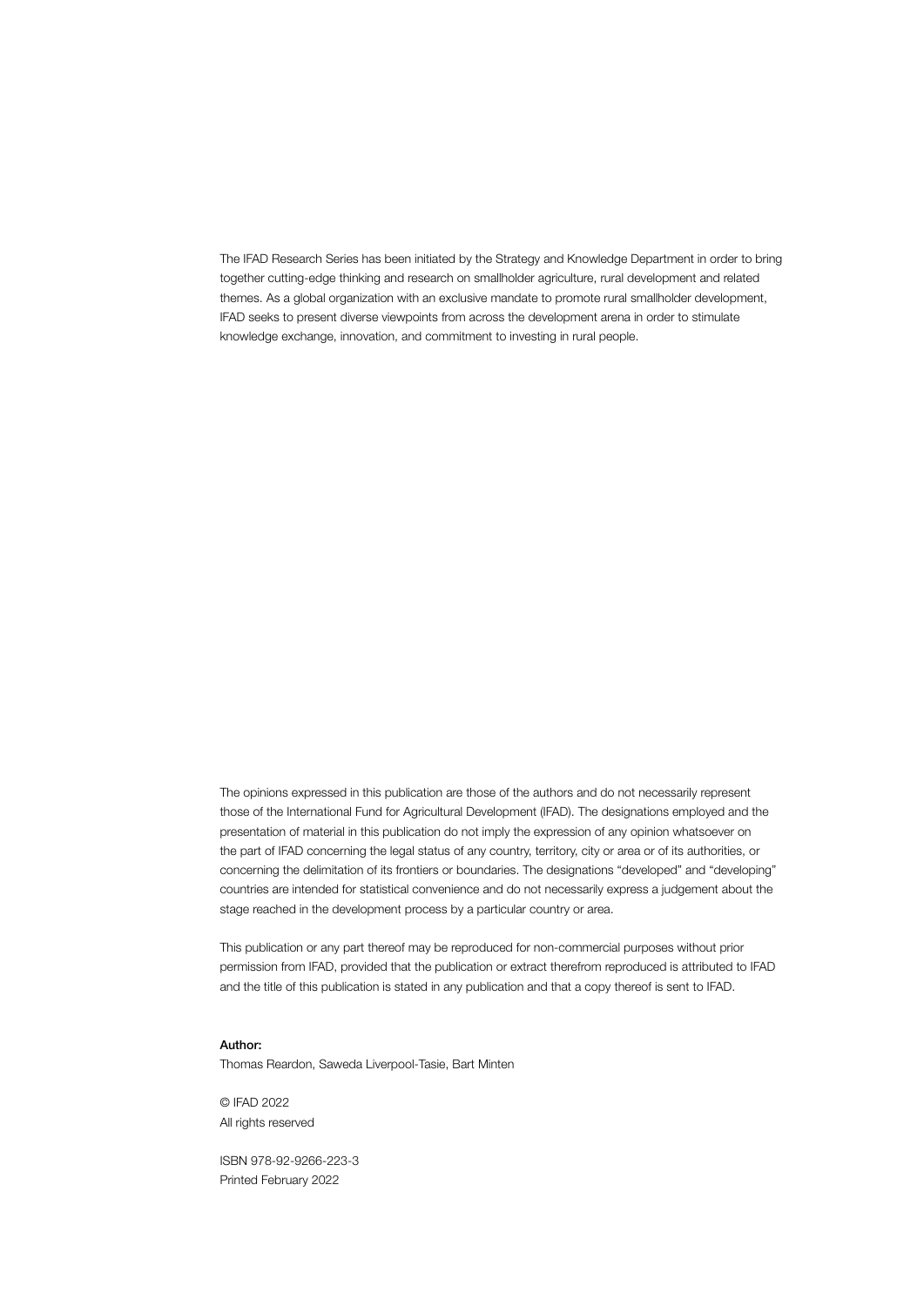The IFAD Research Series has been initiated by the Strategy and Knowledge Department in order to bring together cutting-edge thinking and research on smallholder agriculture, rural development and related themes. As a global organization with an exclusive mandate to promote rural smallholder development, IFAD seeks to present diverse viewpoints from across the development arena in order to stimulate knowledge exchange, innovation, and commitment to investing in rural people.

The opinions expressed in this publication are those of the authors and do not necessarily represent those of the International Fund for Agricultural Development (IFAD). The designations employed and the presentation of material in this publication do not imply the expression of any opinion whatsoever on the part of IFAD concerning the legal status of any country, territory, city or area or of its authorities, or concerning the delimitation of its frontiers or boundaries. The designations "developed" and "developing" countries are intended for statistical convenience and do not necessarily express a judgement about the stage reached in the development process by a particular country or area.

This publication or any part thereof may be reproduced for non-commercial purposes without prior permission from IFAD, provided that the publication or extract therefrom reproduced is attributed to IFAD and the title of this publication is stated in any publication and that a copy thereof is sent to IFAD.

**Author:**
Thomas Reardon, Saweda Liverpool-Tasie, Bart Minten

© IFAD 2022
All rights reserved

ISBN 978-92-9266-223-3
Printed February 2022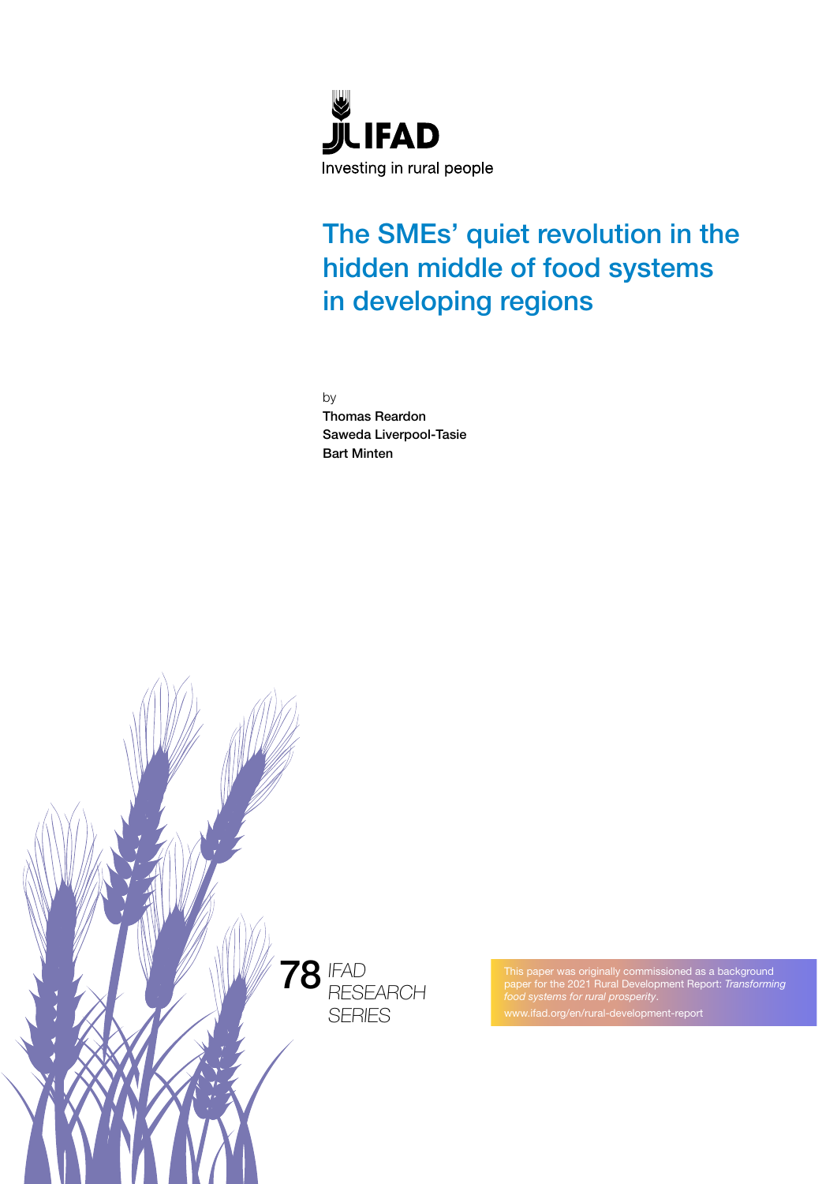IFAD

Investing in rural people

# The SMEs' quiet revolution in the hidden middle of food systems in developing regions

by

**Thomas Reardon**

**Saweda Liverpool-Tasie**

**Bart Minten**

78 IFAD RESEARCH SERIES

This paper was originally commissioned as a background paper for the 2021 Rural Development Report: *Transforming food systems for rural prosperity*.

www.ifad.org/en/rural-development-report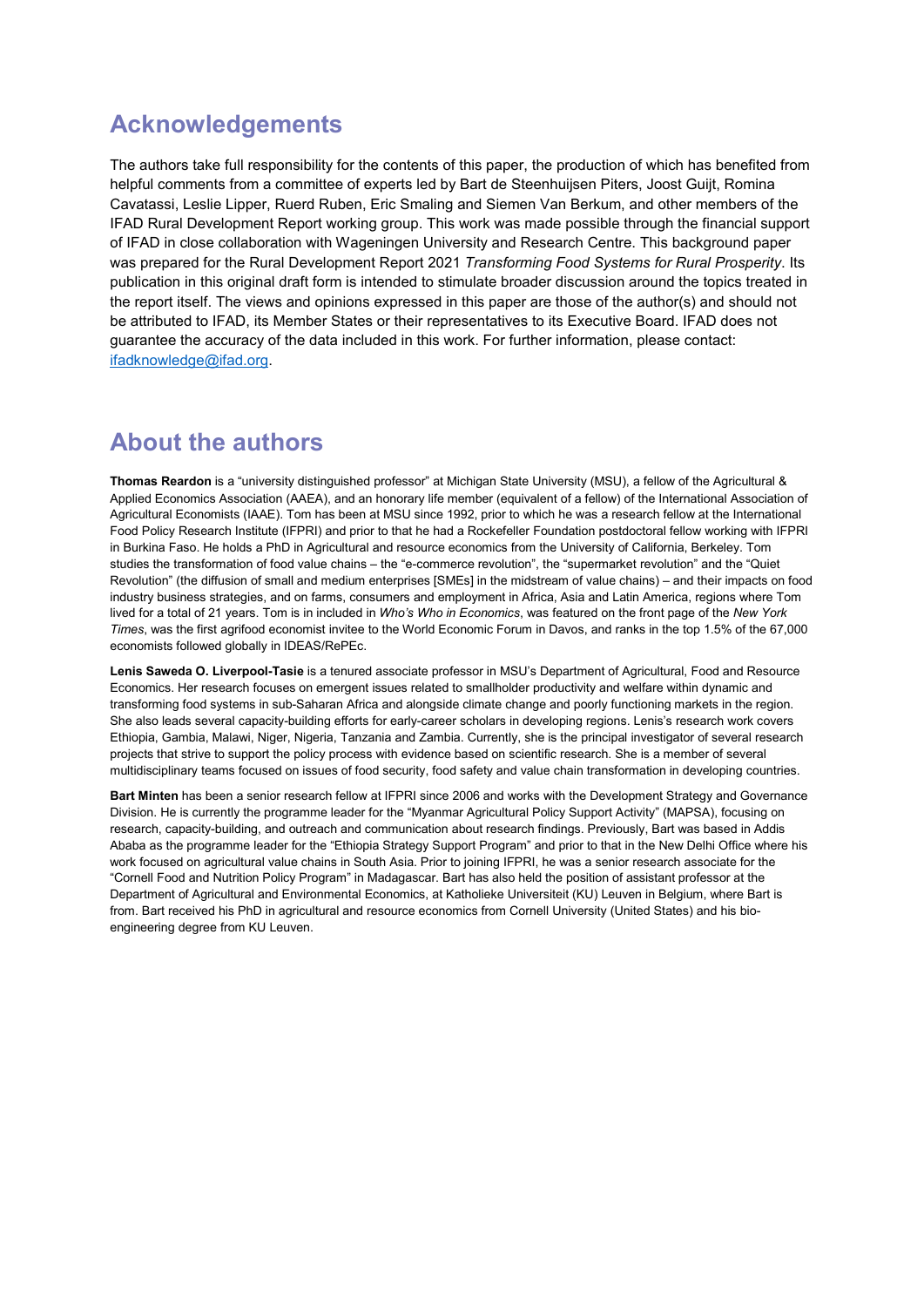## Acknowledgements

The authors take full responsibility for the contents of this paper, the production of which has benefited from helpful comments from a committee of experts led by Bart de Steenhuijsen Piters, Joost Guijt, Romina Cavatassi, Leslie Lipper, Ruerd Ruben, Eric Smaling and Siemen Van Berkum, and other members of the IFAD Rural Development Report working group. This work was made possible through the financial support of IFAD in close collaboration with Wageningen University and Research Centre. This background paper was prepared for the Rural Development Report 2021 *Transforming Food Systems for Rural Prosperity*. Its publication in this original draft form is intended to stimulate broader discussion around the topics treated in the report itself. The views and opinions expressed in this paper are those of the author(s) and should not be attributed to IFAD, its Member States or their representatives to its Executive Board. IFAD does not guarantee the accuracy of the data included in this work. For further information, please contact: ifadknowledge@ifad.org.

## About the authors

**Thomas Reardon** is a "university distinguished professor" at Michigan State University (MSU), a fellow of the Agricultural & Applied Economics Association (AAEA), and an honorary life member (equivalent of a fellow) of the International Association of Agricultural Economists (IAAE). Tom has been at MSU since 1992, prior to which he was a research fellow at the International Food Policy Research Institute (IFPRI) and prior to that he had a Rockefeller Foundation postdoctoral fellow working with IFPRI in Burkina Faso. He holds a PhD in Agricultural and resource economics from the University of California, Berkeley. Tom studies the transformation of food value chains – the "e-commerce revolution", the "supermarket revolution" and the "Quiet Revolution" (the diffusion of small and medium enterprises [SMEs] in the midstream of value chains) – and their impacts on food industry business strategies, and on farms, consumers and employment in Africa, Asia and Latin America, regions where Tom lived for a total of 21 years. Tom is in included in *Who's Who in Economics*, was featured on the front page of the *New York Times*, was the first agrifood economist invitee to the World Economic Forum in Davos, and ranks in the top 1.5% of the 67,000 economists followed globally in IDEAS/RePEc.

**Lenis Saweda O. Liverpool-Tasie** is a tenured associate professor in MSU's Department of Agricultural, Food and Resource Economics. Her research focuses on emergent issues related to smallholder productivity and welfare within dynamic and transforming food systems in sub-Saharan Africa and alongside climate change and poorly functioning markets in the region. She also leads several capacity-building efforts for early-career scholars in developing regions. Lenis's research work covers Ethiopia, Gambia, Malawi, Niger, Nigeria, Tanzania and Zambia. Currently, she is the principal investigator of several research projects that strive to support the policy process with evidence based on scientific research. She is a member of several multidisciplinary teams focused on issues of food security, food safety and value chain transformation in developing countries.

**Bart Minten** has been a senior research fellow at IFPRI since 2006 and works with the Development Strategy and Governance Division. He is currently the programme leader for the "Myanmar Agricultural Policy Support Activity" (MAPSA), focusing on research, capacity-building, and outreach and communication about research findings. Previously, Bart was based in Addis Ababa as the programme leader for the "Ethiopia Strategy Support Program" and prior to that in the New Delhi Office where his work focused on agricultural value chains in South Asia. Prior to joining IFPRI, he was a senior research associate for the "Cornell Food and Nutrition Policy Program" in Madagascar. Bart has also held the position of assistant professor at the Department of Agricultural and Environmental Economics, at Katholieke Universiteit (KU) Leuven in Belgium, where Bart is from. Bart received his PhD in agricultural and resource economics from Cornell University (United States) and his bio-engineering degree from KU Leuven.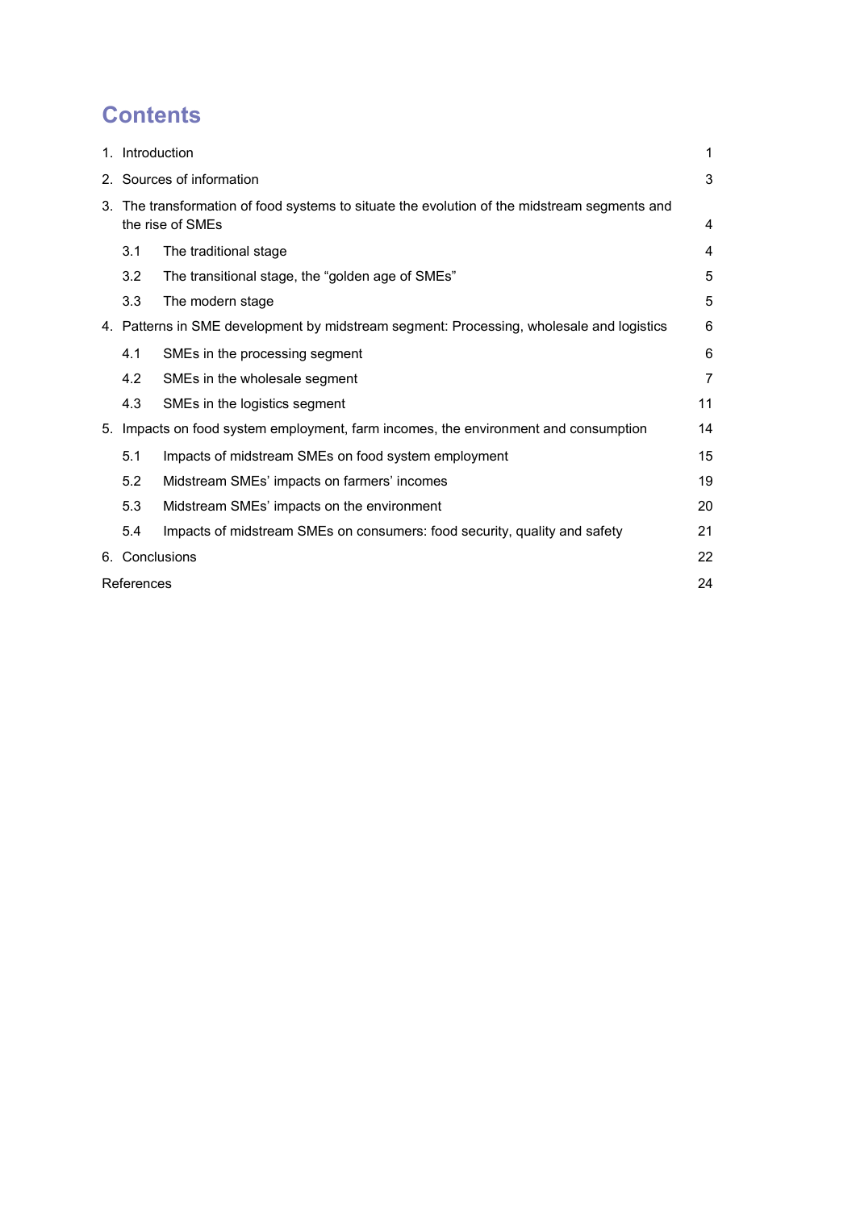# Contents

| | | |
|---|---|---|
| 1. | Introduction | 1 |
| 2. | Sources of information | 3 |
| 3. | The transformation of food systems to situate the evolution of the midstream segments and the rise of SMEs | 4 |
| 3.1 | The traditional stage | 4 |
| 3.2 | The transitional stage, the "golden age of SMEs" | 5 |
| 3.3 | The modern stage | 5 |
| 4. | Patterns in SME development by midstream segment: Processing, wholesale and logistics | 6 |
| 4.1 | SMEs in the processing segment | 6 |
| 4.2 | SMEs in the wholesale segment | 7 |
| 4.3 | SMEs in the logistics segment | 11 |
| 5. | Impacts on food system employment, farm incomes, the environment and consumption | 14 |
| 5.1 | Impacts of midstream SMEs on food system employment | 15 |
| 5.2 | Midstream SMEs' impacts on farmers' incomes | 19 |
| 5.3 | Midstream SMEs' impacts on the environment | 20 |
| 5.4 | Impacts of midstream SMEs on consumers: food security, quality and safety | 21 |
| 6. | Conclusions | 22 |
| | References | 24 |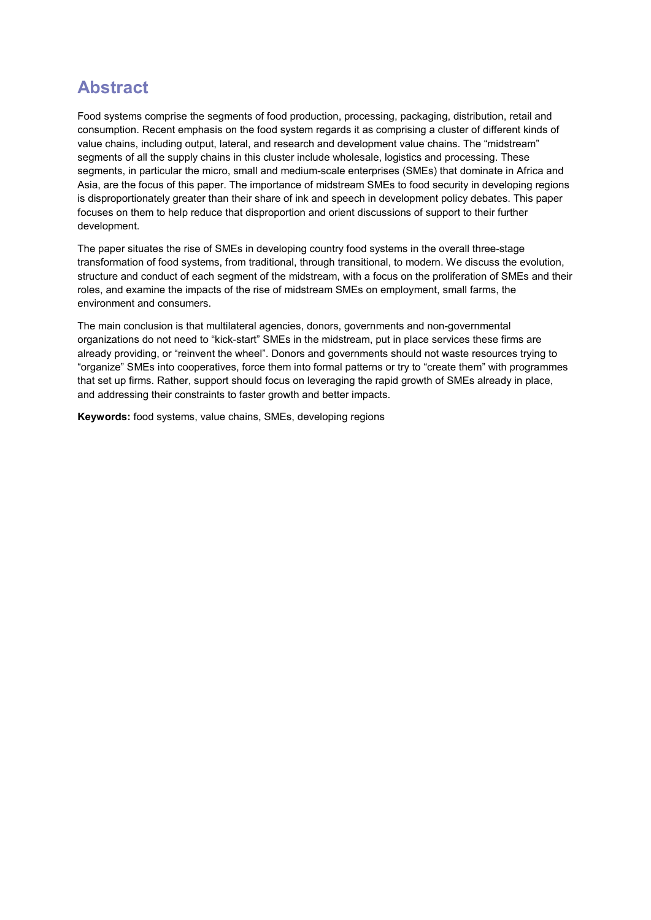## Abstract

Food systems comprise the segments of food production, processing, packaging, distribution, retail and consumption. Recent emphasis on the food system regards it as comprising a cluster of different kinds of value chains, including output, lateral, and research and development value chains. The "midstream" segments of all the supply chains in this cluster include wholesale, logistics and processing. These segments, in particular the micro, small and medium-scale enterprises (SMEs) that dominate in Africa and Asia, are the focus of this paper. The importance of midstream SMEs to food security in developing regions is disproportionately greater than their share of ink and speech in development policy debates. This paper focuses on them to help reduce that disproportion and orient discussions of support to their further development.

The paper situates the rise of SMEs in developing country food systems in the overall three-stage transformation of food systems, from traditional, through transitional, to modern. We discuss the evolution, structure and conduct of each segment of the midstream, with a focus on the proliferation of SMEs and their roles, and examine the impacts of the rise of midstream SMEs on employment, small farms, the environment and consumers.

The main conclusion is that multilateral agencies, donors, governments and non-governmental organizations do not need to "kick-start" SMEs in the midstream, put in place services these firms are already providing, or "reinvent the wheel". Donors and governments should not waste resources trying to "organize" SMEs into cooperatives, force them into formal patterns or try to "create them" with programmes that set up firms. Rather, support should focus on leveraging the rapid growth of SMEs already in place, and addressing their constraints to faster growth and better impacts.

**Keywords:** food systems, value chains, SMEs, developing regions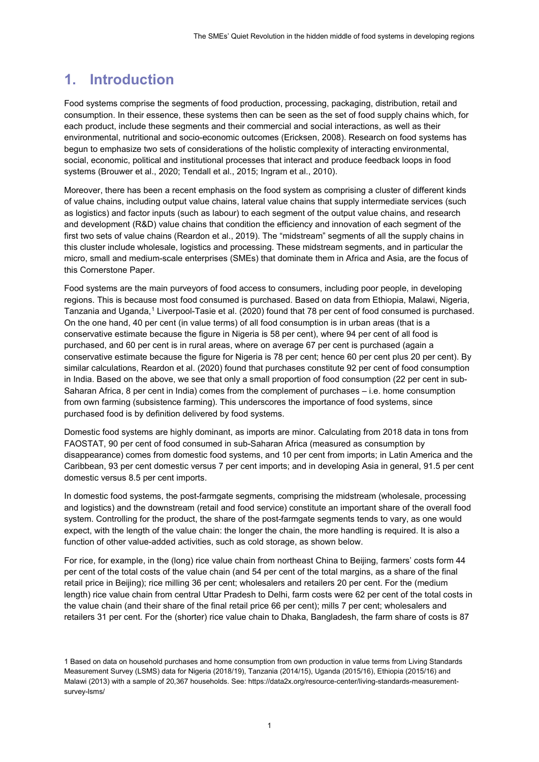# 1. Introduction

Food systems comprise the segments of food production, processing, packaging, distribution, retail and consumption. In their essence, these systems then can be seen as the set of food supply chains which, for each product, include these segments and their commercial and social interactions, as well as their environmental, nutritional and socio-economic outcomes (Ericksen, 2008). Research on food systems has begun to emphasize two sets of considerations of the holistic complexity of interacting environmental, social, economic, political and institutional processes that interact and produce feedback loops in food systems (Brouwer et al., 2020; Tendall et al., 2015; Ingram et al., 2010).

Moreover, there has been a recent emphasis on the food system as comprising a cluster of different kinds of value chains, including output value chains, lateral value chains that supply intermediate services (such as logistics) and factor inputs (such as labour) to each segment of the output value chains, and research and development (R&D) value chains that condition the efficiency and innovation of each segment of the first two sets of value chains (Reardon et al., 2019). The "midstream" segments of all the supply chains in this cluster include wholesale, logistics and processing. These midstream segments, and in particular the micro, small and medium-scale enterprises (SMEs) that dominate them in Africa and Asia, are the focus of this Cornerstone Paper.

Food systems are the main purveyors of food access to consumers, including poor people, in developing regions. This is because most food consumed is purchased. Based on data from Ethiopia, Malawi, Nigeria, Tanzania and Uganda,[1] Liverpool-Tasie et al. (2020) found that 78 per cent of food consumed is purchased. On the one hand, 40 per cent (in value terms) of all food consumption is in urban areas (that is a conservative estimate because the figure in Nigeria is 58 per cent), where 94 per cent of all food is purchased, and 60 per cent is in rural areas, where on average 67 per cent is purchased (again a conservative estimate because the figure for Nigeria is 78 per cent; hence 60 per cent plus 20 per cent). By similar calculations, Reardon et al. (2020) found that purchases constitute 92 per cent of food consumption in India. Based on the above, we see that only a small proportion of food consumption (22 per cent in sub-Saharan Africa, 8 per cent in India) comes from the complement of purchases – i.e. home consumption from own farming (subsistence farming). This underscores the importance of food systems, since purchased food is by definition delivered by food systems.

Domestic food systems are highly dominant, as imports are minor. Calculating from 2018 data in tons from FAOSTAT, 90 per cent of food consumed in sub-Saharan Africa (measured as consumption by disappearance) comes from domestic food systems, and 10 per cent from imports; in Latin America and the Caribbean, 93 per cent domestic versus 7 per cent imports; and in developing Asia in general, 91.5 per cent domestic versus 8.5 per cent imports.

In domestic food systems, the post-farmgate segments, comprising the midstream (wholesale, processing and logistics) and the downstream (retail and food service) constitute an important share of the overall food system. Controlling for the product, the share of the post-farmgate segments tends to vary, as one would expect, with the length of the value chain: the longer the chain, the more handling is required. It is also a function of other value-added activities, such as cold storage, as shown below.

For rice, for example, in the (long) rice value chain from northeast China to Beijing, farmers' costs form 44 per cent of the total costs of the value chain (and 54 per cent of the total margins, as a share of the final retail price in Beijing); rice milling 36 per cent; wholesalers and retailers 20 per cent. For the (medium length) rice value chain from central Uttar Pradesh to Delhi, farm costs were 62 per cent of the total costs in the value chain (and their share of the final retail price 66 per cent); mills 7 per cent; wholesalers and retailers 31 per cent. For the (shorter) rice value chain to Dhaka, Bangladesh, the farm share of costs is 87

[1] Based on data on household purchases and home consumption from own production in value terms from Living Standards Measurement Survey (LSMS) data for Nigeria (2018/19), Tanzania (2014/15), Uganda (2015/16), Ethiopia (2015/16) and Malawi (2013) with a sample of 20,367 households. See: https://data2x.org/resource-center/living-standards-measurement-survey-lsms/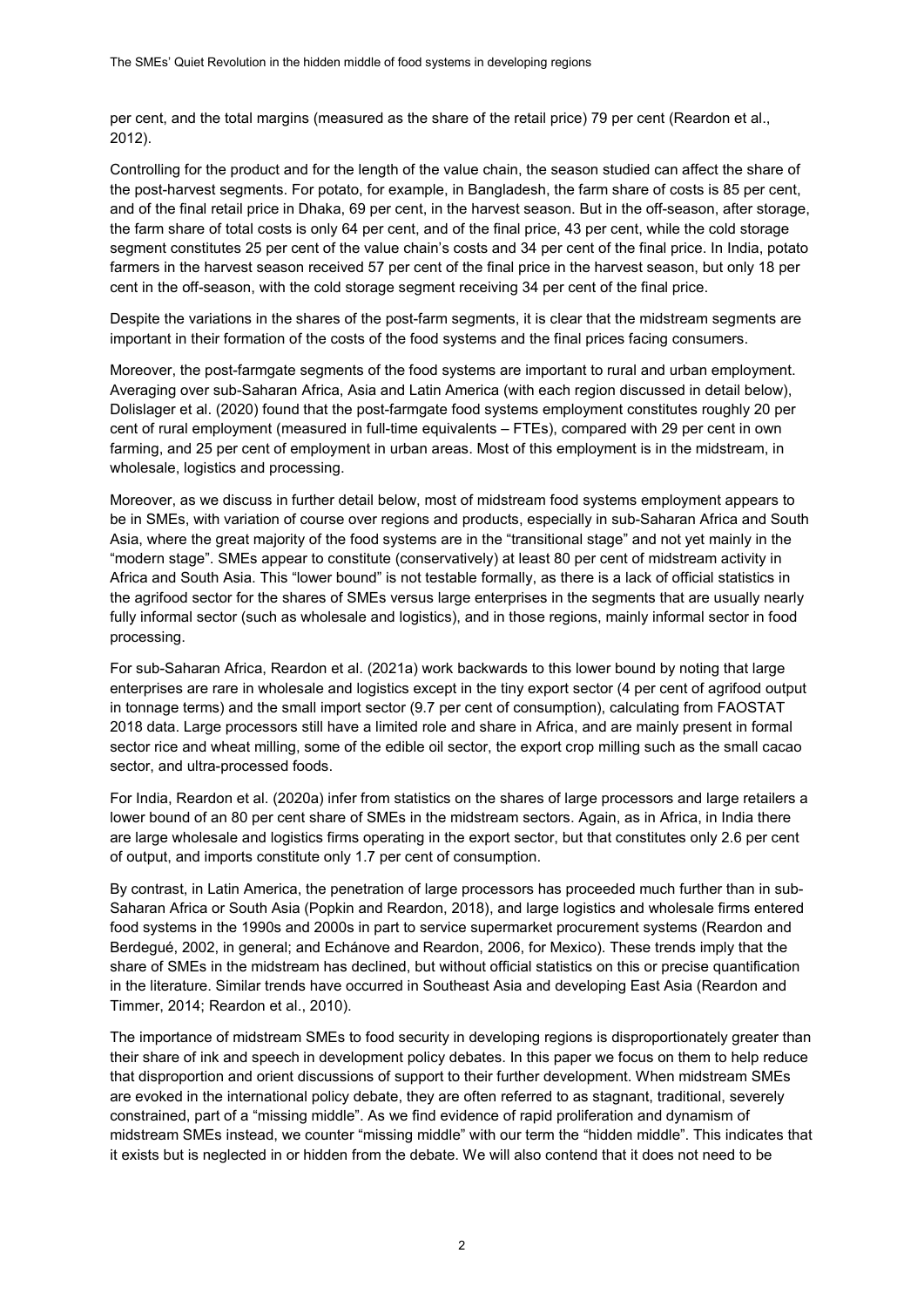per cent, and the total margins (measured as the share of the retail price) 79 per cent (Reardon et al., 2012).

Controlling for the product and for the length of the value chain, the season studied can affect the share of the post-harvest segments. For potato, for example, in Bangladesh, the farm share of costs is 85 per cent, and of the final retail price in Dhaka, 69 per cent, in the harvest season. But in the off-season, after storage, the farm share of total costs is only 64 per cent, and of the final price, 43 per cent, while the cold storage segment constitutes 25 per cent of the value chain's costs and 34 per cent of the final price. In India, potato farmers in the harvest season received 57 per cent of the final price in the harvest season, but only 18 per cent in the off-season, with the cold storage segment receiving 34 per cent of the final price.

Despite the variations in the shares of the post-farm segments, it is clear that the midstream segments are important in their formation of the costs of the food systems and the final prices facing consumers.

Moreover, the post-farmgate segments of the food systems are important to rural and urban employment. Averaging over sub-Saharan Africa, Asia and Latin America (with each region discussed in detail below), Dolislager et al. (2020) found that the post-farmgate food systems employment constitutes roughly 20 per cent of rural employment (measured in full-time equivalents – FTEs), compared with 29 per cent in own farming, and 25 per cent of employment in urban areas. Most of this employment is in the midstream, in wholesale, logistics and processing.

Moreover, as we discuss in further detail below, most of midstream food systems employment appears to be in SMEs, with variation of course over regions and products, especially in sub-Saharan Africa and South Asia, where the great majority of the food systems are in the "transitional stage" and not yet mainly in the "modern stage". SMEs appear to constitute (conservatively) at least 80 per cent of midstream activity in Africa and South Asia. This "lower bound" is not testable formally, as there is a lack of official statistics in the agrifood sector for the shares of SMEs versus large enterprises in the segments that are usually nearly fully informal sector (such as wholesale and logistics), and in those regions, mainly informal sector in food processing.

For sub-Saharan Africa, Reardon et al. (2021a) work backwards to this lower bound by noting that large enterprises are rare in wholesale and logistics except in the tiny export sector (4 per cent of agrifood output in tonnage terms) and the small import sector (9.7 per cent of consumption), calculating from FAOSTAT 2018 data. Large processors still have a limited role and share in Africa, and are mainly present in formal sector rice and wheat milling, some of the edible oil sector, the export crop milling such as the small cacao sector, and ultra-processed foods.

For India, Reardon et al. (2020a) infer from statistics on the shares of large processors and large retailers a lower bound of an 80 per cent share of SMEs in the midstream sectors. Again, as in Africa, in India there are large wholesale and logistics firms operating in the export sector, but that constitutes only 2.6 per cent of output, and imports constitute only 1.7 per cent of consumption.

By contrast, in Latin America, the penetration of large processors has proceeded much further than in sub-Saharan Africa or South Asia (Popkin and Reardon, 2018), and large logistics and wholesale firms entered food systems in the 1990s and 2000s in part to service supermarket procurement systems (Reardon and Berdegué, 2002, in general; and Echánove and Reardon, 2006, for Mexico). These trends imply that the share of SMEs in the midstream has declined, but without official statistics on this or precise quantification in the literature. Similar trends have occurred in Southeast Asia and developing East Asia (Reardon and Timmer, 2014; Reardon et al., 2010).

The importance of midstream SMEs to food security in developing regions is disproportionately greater than their share of ink and speech in development policy debates. In this paper we focus on them to help reduce that disproportion and orient discussions of support to their further development. When midstream SMEs are evoked in the international policy debate, they are often referred to as stagnant, traditional, severely constrained, part of a "missing middle". As we find evidence of rapid proliferation and dynamism of midstream SMEs instead, we counter "missing middle" with our term the "hidden middle". This indicates that it exists but is neglected in or hidden from the debate. We will also contend that it does not need to be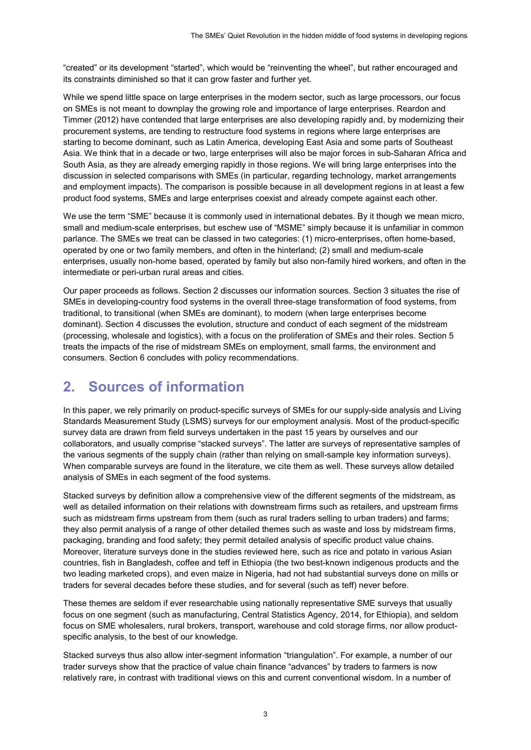"created" or its development "started", which would be "reinventing the wheel", but rather encouraged and its constraints diminished so that it can grow faster and further yet.

While we spend little space on large enterprises in the modern sector, such as large processors, our focus on SMEs is not meant to downplay the growing role and importance of large enterprises. Reardon and Timmer (2012) have contended that large enterprises are also developing rapidly and, by modernizing their procurement systems, are tending to restructure food systems in regions where large enterprises are starting to become dominant, such as Latin America, developing East Asia and some parts of Southeast Asia. We think that in a decade or two, large enterprises will also be major forces in sub-Saharan Africa and South Asia, as they are already emerging rapidly in those regions. We will bring large enterprises into the discussion in selected comparisons with SMEs (in particular, regarding technology, market arrangements and employment impacts). The comparison is possible because in all development regions in at least a few product food systems, SMEs and large enterprises coexist and already compete against each other.

We use the term "SME" because it is commonly used in international debates. By it though we mean micro, small and medium-scale enterprises, but eschew use of "MSME" simply because it is unfamiliar in common parlance. The SMEs we treat can be classed in two categories: (1) micro-enterprises, often home-based, operated by one or two family members, and often in the hinterland; (2) small and medium-scale enterprises, usually non-home based, operated by family but also non-family hired workers, and often in the intermediate or peri-urban rural areas and cities.

Our paper proceeds as follows. Section 2 discusses our information sources. Section 3 situates the rise of SMEs in developing-country food systems in the overall three-stage transformation of food systems, from traditional, to transitional (when SMEs are dominant), to modern (when large enterprises become dominant). Section 4 discusses the evolution, structure and conduct of each segment of the midstream (processing, wholesale and logistics), with a focus on the proliferation of SMEs and their roles. Section 5 treats the impacts of the rise of midstream SMEs on employment, small farms, the environment and consumers. Section 6 concludes with policy recommendations.

## 2. Sources of information

In this paper, we rely primarily on product-specific surveys of SMEs for our supply-side analysis and Living Standards Measurement Study (LSMS) surveys for our employment analysis. Most of the product-specific survey data are drawn from field surveys undertaken in the past 15 years by ourselves and our collaborators, and usually comprise "stacked surveys". The latter are surveys of representative samples of the various segments of the supply chain (rather than relying on small-sample key information surveys). When comparable surveys are found in the literature, we cite them as well. These surveys allow detailed analysis of SMEs in each segment of the food systems.

Stacked surveys by definition allow a comprehensive view of the different segments of the midstream, as well as detailed information on their relations with downstream firms such as retailers, and upstream firms such as midstream firms upstream from them (such as rural traders selling to urban traders) and farms; they also permit analysis of a range of other detailed themes such as waste and loss by midstream firms, packaging, branding and food safety; they permit detailed analysis of specific product value chains. Moreover, literature surveys done in the studies reviewed here, such as rice and potato in various Asian countries, fish in Bangladesh, coffee and teff in Ethiopia (the two best-known indigenous products and the two leading marketed crops), and even maize in Nigeria, had not had substantial surveys done on mills or traders for several decades before these studies, and for several (such as teff) never before.

These themes are seldom if ever researchable using nationally representative SME surveys that usually focus on one segment (such as manufacturing, Central Statistics Agency, 2014, for Ethiopia), and seldom focus on SME wholesalers, rural brokers, transport, warehouse and cold storage firms, nor allow product-specific analysis, to the best of our knowledge.

Stacked surveys thus also allow inter-segment information "triangulation". For example, a number of our trader surveys show that the practice of value chain finance "advances" by traders to farmers is now relatively rare, in contrast with traditional views on this and current conventional wisdom. In a number of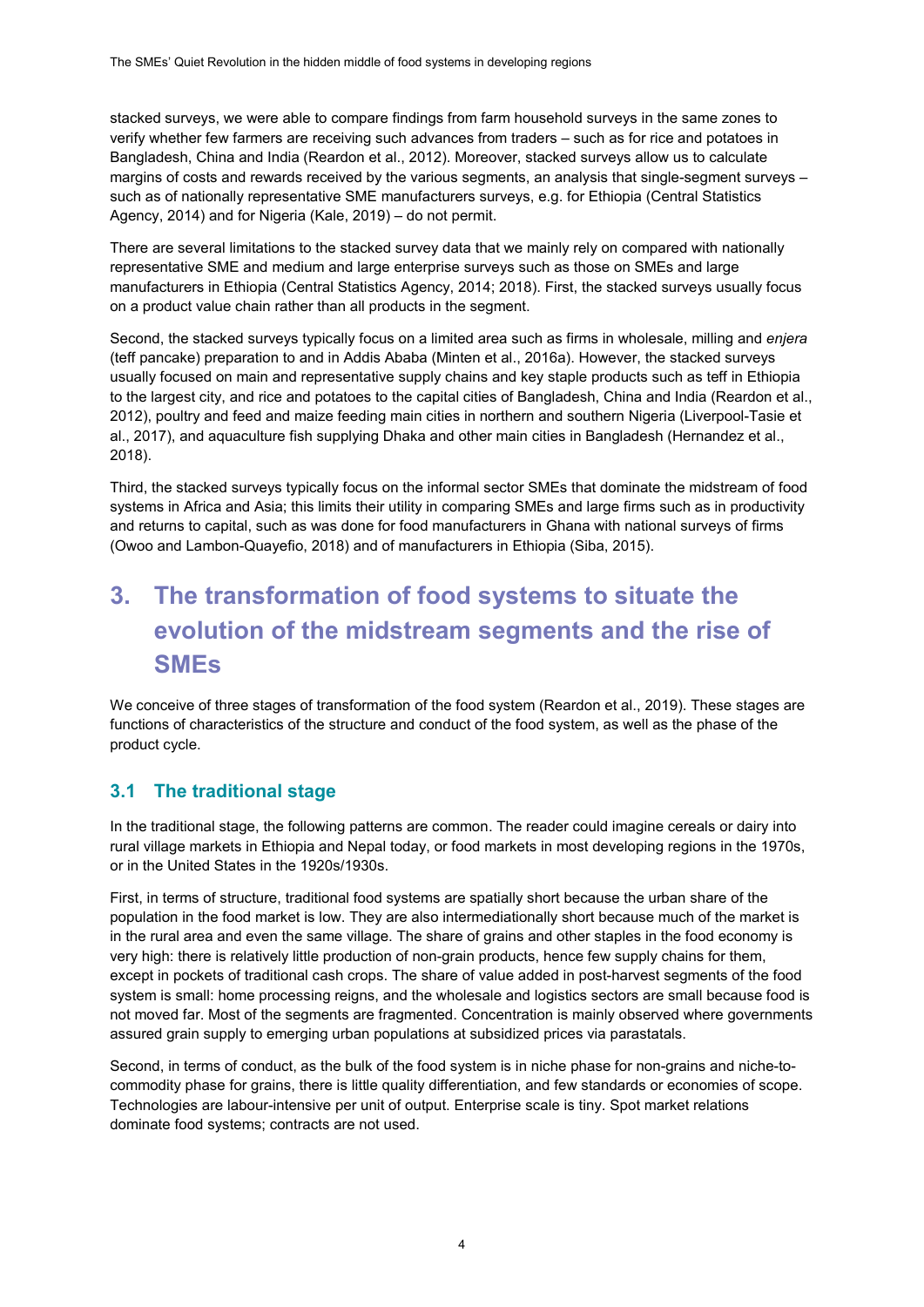stacked surveys, we were able to compare findings from farm household surveys in the same zones to verify whether few farmers are receiving such advances from traders – such as for rice and potatoes in Bangladesh, China and India (Reardon et al., 2012). Moreover, stacked surveys allow us to calculate margins of costs and rewards received by the various segments, an analysis that single-segment surveys – such as of nationally representative SME manufacturers surveys, e.g. for Ethiopia (Central Statistics Agency, 2014) and for Nigeria (Kale, 2019) – do not permit.

There are several limitations to the stacked survey data that we mainly rely on compared with nationally representative SME and medium and large enterprise surveys such as those on SMEs and large manufacturers in Ethiopia (Central Statistics Agency, 2014; 2018). First, the stacked surveys usually focus on a product value chain rather than all products in the segment.

Second, the stacked surveys typically focus on a limited area such as firms in wholesale, milling and *enjera* (teff pancake) preparation to and in Addis Ababa (Minten et al., 2016a). However, the stacked surveys usually focused on main and representative supply chains and key staple products such as teff in Ethiopia to the largest city, and rice and potatoes to the capital cities of Bangladesh, China and India (Reardon et al., 2012), poultry and feed and maize feeding main cities in northern and southern Nigeria (Liverpool-Tasie et al., 2017), and aquaculture fish supplying Dhaka and other main cities in Bangladesh (Hernandez et al., 2018).

Third, the stacked surveys typically focus on the informal sector SMEs that dominate the midstream of food systems in Africa and Asia; this limits their utility in comparing SMEs and large firms such as in productivity and returns to capital, such as was done for food manufacturers in Ghana with national surveys of firms (Owoo and Lambon-Quayefio, 2018) and of manufacturers in Ethiopia (Siba, 2015).

# 3. The transformation of food systems to situate the evolution of the midstream segments and the rise of SMEs

We conceive of three stages of transformation of the food system (Reardon et al., 2019). These stages are functions of characteristics of the structure and conduct of the food system, as well as the phase of the product cycle.

## 3.1 The traditional stage

In the traditional stage, the following patterns are common. The reader could imagine cereals or dairy into rural village markets in Ethiopia and Nepal today, or food markets in most developing regions in the 1970s, or in the United States in the 1920s/1930s.

First, in terms of structure, traditional food systems are spatially short because the urban share of the population in the food market is low. They are also intermediationally short because much of the market is in the rural area and even the same village. The share of grains and other staples in the food economy is very high: there is relatively little production of non-grain products, hence few supply chains for them, except in pockets of traditional cash crops. The share of value added in post-harvest segments of the food system is small: home processing reigns, and the wholesale and logistics sectors are small because food is not moved far. Most of the segments are fragmented. Concentration is mainly observed where governments assured grain supply to emerging urban populations at subsidized prices via parastatals.

Second, in terms of conduct, as the bulk of the food system is in niche phase for non-grains and niche-to-commodity phase for grains, there is little quality differentiation, and few standards or economies of scope. Technologies are labour-intensive per unit of output. Enterprise scale is tiny. Spot market relations dominate food systems; contracts are not used.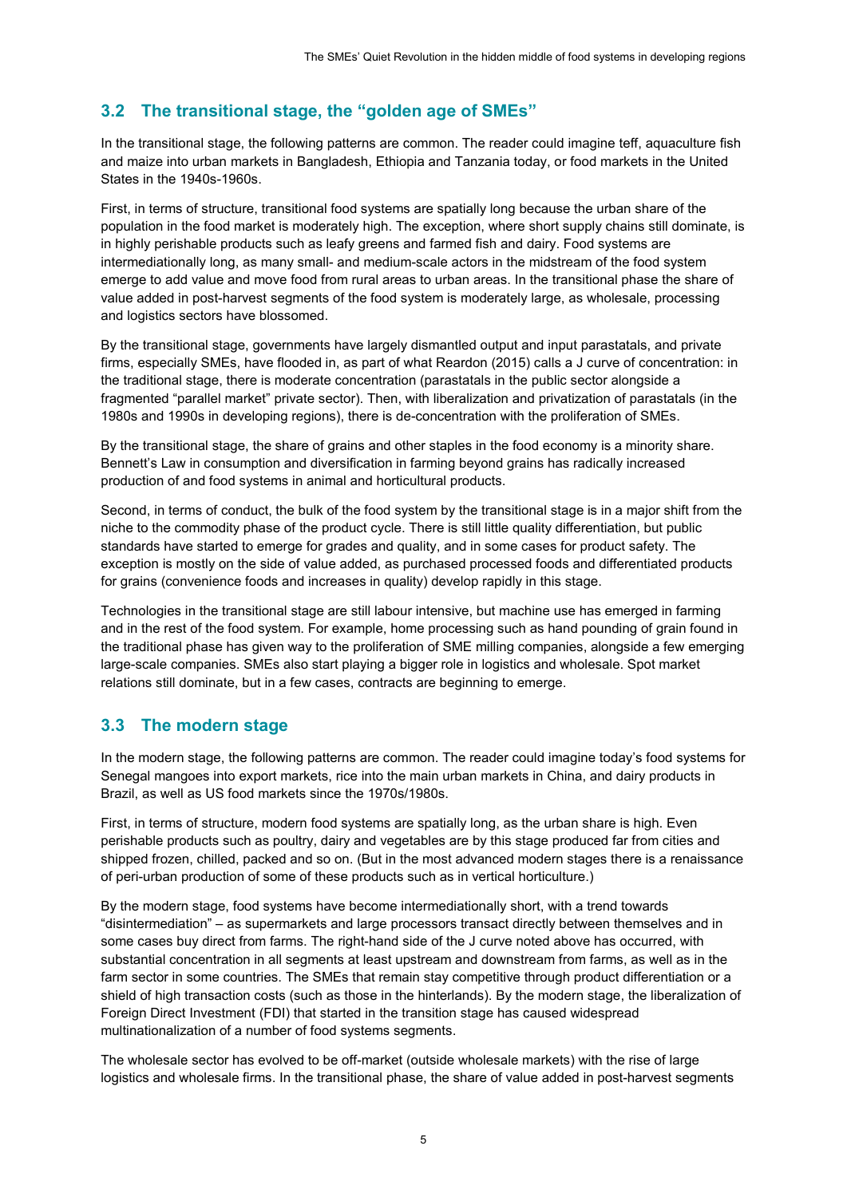## 3.2 The transitional stage, the "golden age of SMEs"

In the transitional stage, the following patterns are common. The reader could imagine teff, aquaculture fish and maize into urban markets in Bangladesh, Ethiopia and Tanzania today, or food markets in the United States in the 1940s-1960s.

First, in terms of structure, transitional food systems are spatially long because the urban share of the population in the food market is moderately high. The exception, where short supply chains still dominate, is in highly perishable products such as leafy greens and farmed fish and dairy. Food systems are intermediationally long, as many small- and medium-scale actors in the midstream of the food system emerge to add value and move food from rural areas to urban areas. In the transitional phase the share of value added in post-harvest segments of the food system is moderately large, as wholesale, processing and logistics sectors have blossomed.

By the transitional stage, governments have largely dismantled output and input parastatals, and private firms, especially SMEs, have flooded in, as part of what Reardon (2015) calls a J curve of concentration: in the traditional stage, there is moderate concentration (parastatals in the public sector alongside a fragmented "parallel market" private sector). Then, with liberalization and privatization of parastatals (in the 1980s and 1990s in developing regions), there is de-concentration with the proliferation of SMEs.

By the transitional stage, the share of grains and other staples in the food economy is a minority share. Bennett's Law in consumption and diversification in farming beyond grains has radically increased production of and food systems in animal and horticultural products.

Second, in terms of conduct, the bulk of the food system by the transitional stage is in a major shift from the niche to the commodity phase of the product cycle. There is still little quality differentiation, but public standards have started to emerge for grades and quality, and in some cases for product safety. The exception is mostly on the side of value added, as purchased processed foods and differentiated products for grains (convenience foods and increases in quality) develop rapidly in this stage.

Technologies in the transitional stage are still labour intensive, but machine use has emerged in farming and in the rest of the food system. For example, home processing such as hand pounding of grain found in the traditional phase has given way to the proliferation of SME milling companies, alongside a few emerging large-scale companies. SMEs also start playing a bigger role in logistics and wholesale. Spot market relations still dominate, but in a few cases, contracts are beginning to emerge.

## 3.3 The modern stage

In the modern stage, the following patterns are common. The reader could imagine today's food systems for Senegal mangoes into export markets, rice into the main urban markets in China, and dairy products in Brazil, as well as US food markets since the 1970s/1980s.

First, in terms of structure, modern food systems are spatially long, as the urban share is high. Even perishable products such as poultry, dairy and vegetables are by this stage produced far from cities and shipped frozen, chilled, packed and so on. (But in the most advanced modern stages there is a renaissance of peri-urban production of some of these products such as in vertical horticulture.)

By the modern stage, food systems have become intermediationally short, with a trend towards "disintermediation" – as supermarkets and large processors transact directly between themselves and in some cases buy direct from farms. The right-hand side of the J curve noted above has occurred, with substantial concentration in all segments at least upstream and downstream from farms, as well as in the farm sector in some countries. The SMEs that remain stay competitive through product differentiation or a shield of high transaction costs (such as those in the hinterlands). By the modern stage, the liberalization of Foreign Direct Investment (FDI) that started in the transition stage has caused widespread multinationalization of a number of food systems segments.

The wholesale sector has evolved to be off-market (outside wholesale markets) with the rise of large logistics and wholesale firms. In the transitional phase, the share of value added in post-harvest segments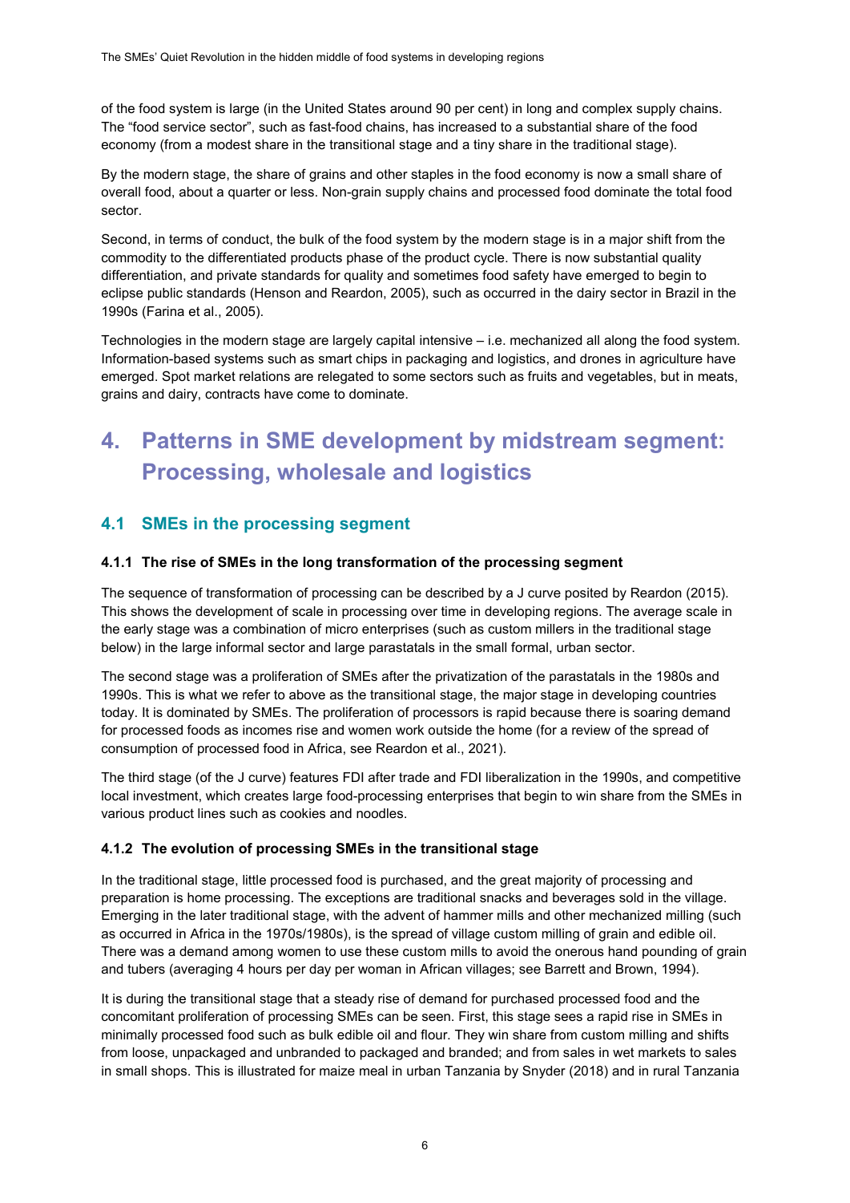of the food system is large (in the United States around 90 per cent) in long and complex supply chains. The "food service sector", such as fast-food chains, has increased to a substantial share of the food economy (from a modest share in the transitional stage and a tiny share in the traditional stage).

By the modern stage, the share of grains and other staples in the food economy is now a small share of overall food, about a quarter or less. Non-grain supply chains and processed food dominate the total food sector.

Second, in terms of conduct, the bulk of the food system by the modern stage is in a major shift from the commodity to the differentiated products phase of the product cycle. There is now substantial quality differentiation, and private standards for quality and sometimes food safety have emerged to begin to eclipse public standards (Henson and Reardon, 2005), such as occurred in the dairy sector in Brazil in the 1990s (Farina et al., 2005).

Technologies in the modern stage are largely capital intensive – i.e. mechanized all along the food system. Information-based systems such as smart chips in packaging and logistics, and drones in agriculture have emerged. Spot market relations are relegated to some sectors such as fruits and vegetables, but in meats, grains and dairy, contracts have come to dominate.

# 4. Patterns in SME development by midstream segment: Processing, wholesale and logistics

## 4.1 SMEs in the processing segment

### 4.1.1 The rise of SMEs in the long transformation of the processing segment

The sequence of transformation of processing can be described by a J curve posited by Reardon (2015). This shows the development of scale in processing over time in developing regions. The average scale in the early stage was a combination of micro enterprises (such as custom millers in the traditional stage below) in the large informal sector and large parastatals in the small formal, urban sector.

The second stage was a proliferation of SMEs after the privatization of the parastatals in the 1980s and 1990s. This is what we refer to above as the transitional stage, the major stage in developing countries today. It is dominated by SMEs. The proliferation of processors is rapid because there is soaring demand for processed foods as incomes rise and women work outside the home (for a review of the spread of consumption of processed food in Africa, see Reardon et al., 2021).

The third stage (of the J curve) features FDI after trade and FDI liberalization in the 1990s, and competitive local investment, which creates large food-processing enterprises that begin to win share from the SMEs in various product lines such as cookies and noodles.

### 4.1.2 The evolution of processing SMEs in the transitional stage

In the traditional stage, little processed food is purchased, and the great majority of processing and preparation is home processing. The exceptions are traditional snacks and beverages sold in the village. Emerging in the later traditional stage, with the advent of hammer mills and other mechanized milling (such as occurred in Africa in the 1970s/1980s), is the spread of village custom milling of grain and edible oil. There was a demand among women to use these custom mills to avoid the onerous hand pounding of grain and tubers (averaging 4 hours per day per woman in African villages; see Barrett and Brown, 1994).

It is during the transitional stage that a steady rise of demand for purchased processed food and the concomitant proliferation of processing SMEs can be seen. First, this stage sees a rapid rise in SMEs in minimally processed food such as bulk edible oil and flour. They win share from custom milling and shifts from loose, unpackaged and unbranded to packaged and branded; and from sales in wet markets to sales in small shops. This is illustrated for maize meal in urban Tanzania by Snyder (2018) and in rural Tanzania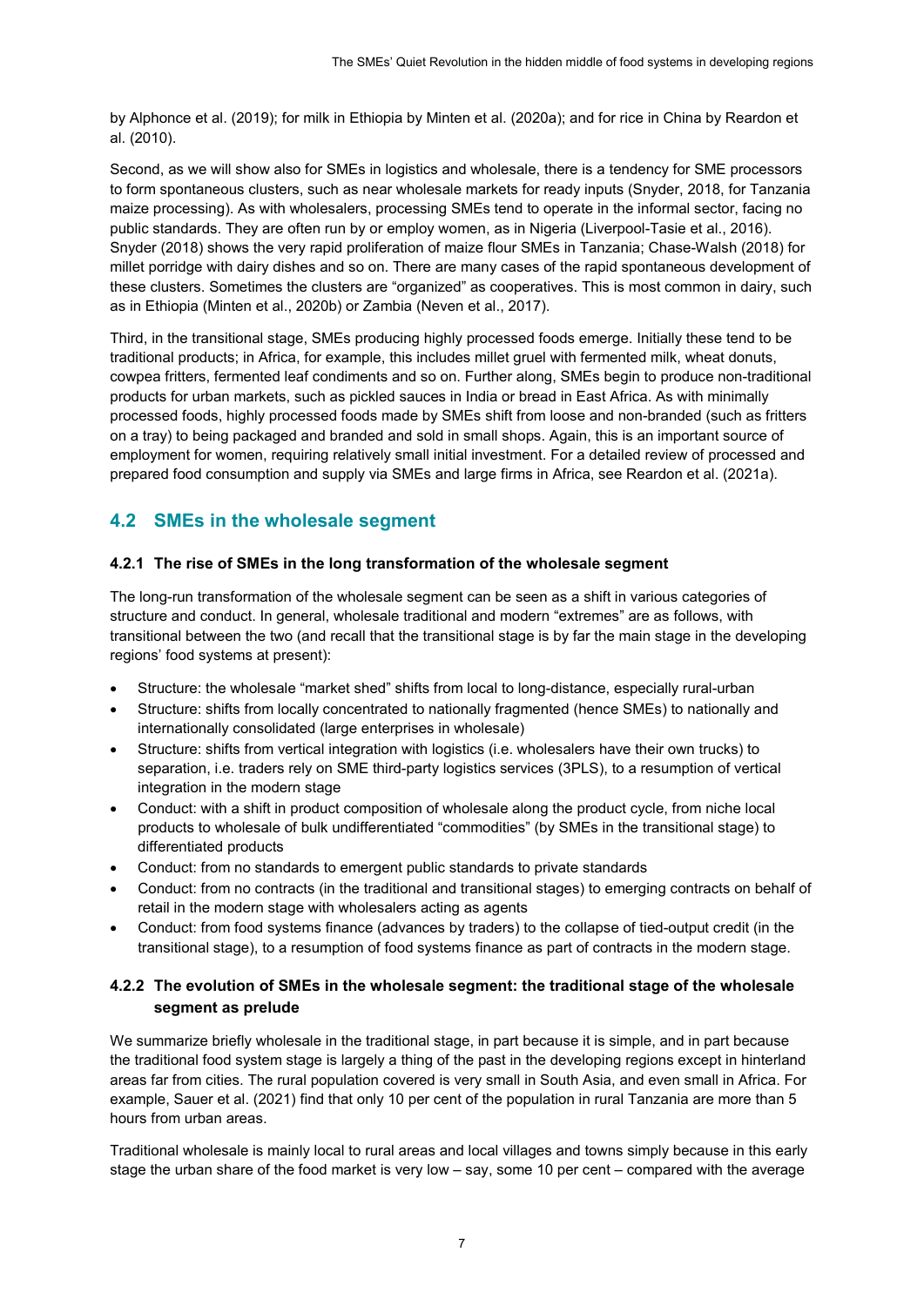by Alphonce et al. (2019); for milk in Ethiopia by Minten et al. (2020a); and for rice in China by Reardon et al. (2010).

Second, as we will show also for SMEs in logistics and wholesale, there is a tendency for SME processors to form spontaneous clusters, such as near wholesale markets for ready inputs (Snyder, 2018, for Tanzania maize processing). As with wholesalers, processing SMEs tend to operate in the informal sector, facing no public standards. They are often run by or employ women, as in Nigeria (Liverpool-Tasie et al., 2016). Snyder (2018) shows the very rapid proliferation of maize flour SMEs in Tanzania; Chase-Walsh (2018) for millet porridge with dairy dishes and so on. There are many cases of the rapid spontaneous development of these clusters. Sometimes the clusters are "organized" as cooperatives. This is most common in dairy, such as in Ethiopia (Minten et al., 2020b) or Zambia (Neven et al., 2017).

Third, in the transitional stage, SMEs producing highly processed foods emerge. Initially these tend to be traditional products; in Africa, for example, this includes millet gruel with fermented milk, wheat donuts, cowpea fritters, fermented leaf condiments and so on. Further along, SMEs begin to produce non-traditional products for urban markets, such as pickled sauces in India or bread in East Africa. As with minimally processed foods, highly processed foods made by SMEs shift from loose and non-branded (such as fritters on a tray) to being packaged and branded and sold in small shops. Again, this is an important source of employment for women, requiring relatively small initial investment. For a detailed review of processed and prepared food consumption and supply via SMEs and large firms in Africa, see Reardon et al. (2021a).

## 4.2 SMEs in the wholesale segment

### 4.2.1 The rise of SMEs in the long transformation of the wholesale segment

The long-run transformation of the wholesale segment can be seen as a shift in various categories of structure and conduct. In general, wholesale traditional and modern "extremes" are as follows, with transitional between the two (and recall that the transitional stage is by far the main stage in the developing regions' food systems at present):

- Structure: the wholesale "market shed" shifts from local to long-distance, especially rural-urban
- Structure: shifts from locally concentrated to nationally fragmented (hence SMEs) to nationally and internationally consolidated (large enterprises in wholesale)
- Structure: shifts from vertical integration with logistics (i.e. wholesalers have their own trucks) to separation, i.e. traders rely on SME third-party logistics services (3PLS), to a resumption of vertical integration in the modern stage
- Conduct: with a shift in product composition of wholesale along the product cycle, from niche local products to wholesale of bulk undifferentiated "commodities" (by SMEs in the transitional stage) to differentiated products
- Conduct: from no standards to emergent public standards to private standards
- Conduct: from no contracts (in the traditional and transitional stages) to emerging contracts on behalf of retail in the modern stage with wholesalers acting as agents
- Conduct: from food systems finance (advances by traders) to the collapse of tied-output credit (in the transitional stage), to a resumption of food systems finance as part of contracts in the modern stage.

### 4.2.2 The evolution of SMEs in the wholesale segment: the traditional stage of the wholesale segment as prelude

We summarize briefly wholesale in the traditional stage, in part because it is simple, and in part because the traditional food system stage is largely a thing of the past in the developing regions except in hinterland areas far from cities. The rural population covered is very small in South Asia, and even small in Africa. For example, Sauer et al. (2021) find that only 10 per cent of the population in rural Tanzania are more than 5 hours from urban areas.

Traditional wholesale is mainly local to rural areas and local villages and towns simply because in this early stage the urban share of the food market is very low – say, some 10 per cent – compared with the average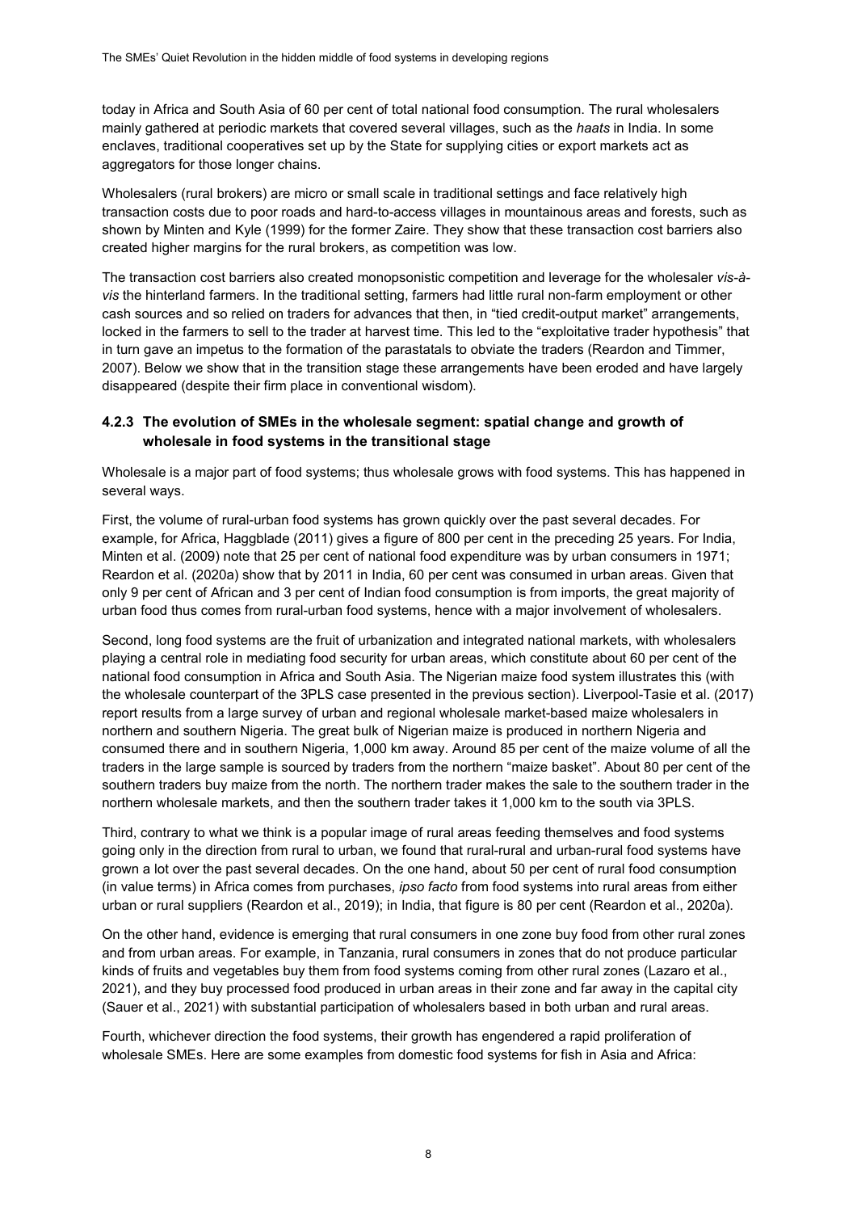today in Africa and South Asia of 60 per cent of total national food consumption. The rural wholesalers mainly gathered at periodic markets that covered several villages, such as the *haats* in India. In some enclaves, traditional cooperatives set up by the State for supplying cities or export markets act as aggregators for those longer chains.

Wholesalers (rural brokers) are micro or small scale in traditional settings and face relatively high transaction costs due to poor roads and hard-to-access villages in mountainous areas and forests, such as shown by Minten and Kyle (1999) for the former Zaire. They show that these transaction cost barriers also created higher margins for the rural brokers, as competition was low.

The transaction cost barriers also created monopsonistic competition and leverage for the wholesaler *vis-à-vis* the hinterland farmers. In the traditional setting, farmers had little rural non-farm employment or other cash sources and so relied on traders for advances that then, in "tied credit-output market" arrangements, locked in the farmers to sell to the trader at harvest time. This led to the "exploitative trader hypothesis" that in turn gave an impetus to the formation of the parastatals to obviate the traders (Reardon and Timmer, 2007). Below we show that in the transition stage these arrangements have been eroded and have largely disappeared (despite their firm place in conventional wisdom).

### 4.2.3 The evolution of SMEs in the wholesale segment: spatial change and growth of wholesale in food systems in the transitional stage

Wholesale is a major part of food systems; thus wholesale grows with food systems. This has happened in several ways.

First, the volume of rural-urban food systems has grown quickly over the past several decades. For example, for Africa, Haggblade (2011) gives a figure of 800 per cent in the preceding 25 years. For India, Minten et al. (2009) note that 25 per cent of national food expenditure was by urban consumers in 1971; Reardon et al. (2020a) show that by 2011 in India, 60 per cent was consumed in urban areas. Given that only 9 per cent of African and 3 per cent of Indian food consumption is from imports, the great majority of urban food thus comes from rural-urban food systems, hence with a major involvement of wholesalers.

Second, long food systems are the fruit of urbanization and integrated national markets, with wholesalers playing a central role in mediating food security for urban areas, which constitute about 60 per cent of the national food consumption in Africa and South Asia. The Nigerian maize food system illustrates this (with the wholesale counterpart of the 3PLS case presented in the previous section). Liverpool-Tasie et al. (2017) report results from a large survey of urban and regional wholesale market-based maize wholesalers in northern and southern Nigeria. The great bulk of Nigerian maize is produced in northern Nigeria and consumed there and in southern Nigeria, 1,000 km away. Around 85 per cent of the maize volume of all the traders in the large sample is sourced by traders from the northern "maize basket". About 80 per cent of the southern traders buy maize from the north. The northern trader makes the sale to the southern trader in the northern wholesale markets, and then the southern trader takes it 1,000 km to the south via 3PLS.

Third, contrary to what we think is a popular image of rural areas feeding themselves and food systems going only in the direction from rural to urban, we found that rural-rural and urban-rural food systems have grown a lot over the past several decades. On the one hand, about 50 per cent of rural food consumption (in value terms) in Africa comes from purchases, *ipso facto* from food systems into rural areas from either urban or rural suppliers (Reardon et al., 2019); in India, that figure is 80 per cent (Reardon et al., 2020a).

On the other hand, evidence is emerging that rural consumers in one zone buy food from other rural zones and from urban areas. For example, in Tanzania, rural consumers in zones that do not produce particular kinds of fruits and vegetables buy them from food systems coming from other rural zones (Lazaro et al., 2021), and they buy processed food produced in urban areas in their zone and far away in the capital city (Sauer et al., 2021) with substantial participation of wholesalers based in both urban and rural areas.

Fourth, whichever direction the food systems, their growth has engendered a rapid proliferation of wholesale SMEs. Here are some examples from domestic food systems for fish in Asia and Africa: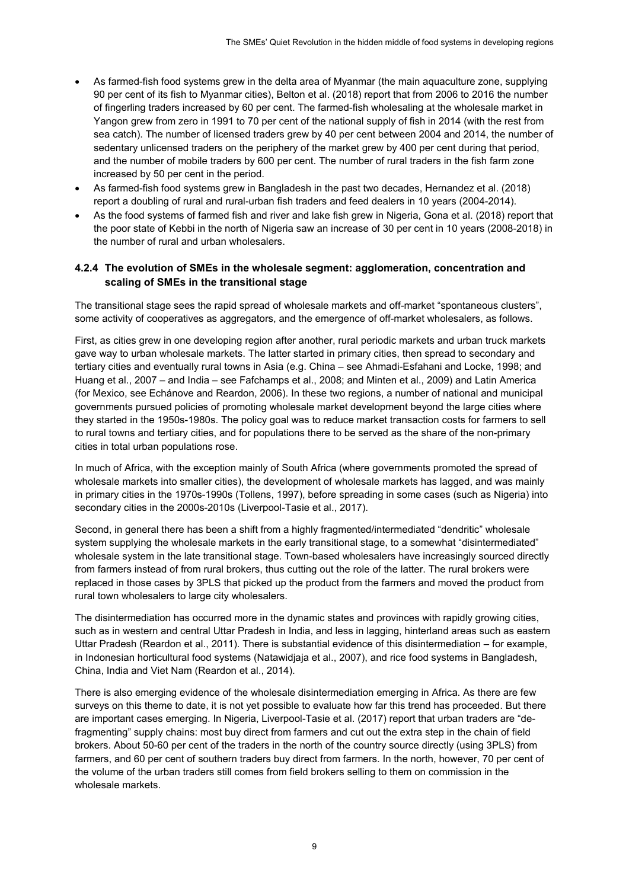- As farmed-fish food systems grew in the delta area of Myanmar (the main aquaculture zone, supplying 90 per cent of its fish to Myanmar cities), Belton et al. (2018) report that from 2006 to 2016 the number of fingerling traders increased by 60 per cent. The farmed-fish wholesaling at the wholesale market in Yangon grew from zero in 1991 to 70 per cent of the national supply of fish in 2014 (with the rest from sea catch). The number of licensed traders grew by 40 per cent between 2004 and 2014, the number of sedentary unlicensed traders on the periphery of the market grew by 400 per cent during that period, and the number of mobile traders by 600 per cent. The number of rural traders in the fish farm zone increased by 50 per cent in the period.
- As farmed-fish food systems grew in Bangladesh in the past two decades, Hernandez et al. (2018) report a doubling of rural and rural-urban fish traders and feed dealers in 10 years (2004-2014).
- As the food systems of farmed fish and river and lake fish grew in Nigeria, Gona et al. (2018) report that the poor state of Kebbi in the north of Nigeria saw an increase of 30 per cent in 10 years (2008-2018) in the number of rural and urban wholesalers.

### 4.2.4 The evolution of SMEs in the wholesale segment: agglomeration, concentration and scaling of SMEs in the transitional stage

The transitional stage sees the rapid spread of wholesale markets and off-market "spontaneous clusters", some activity of cooperatives as aggregators, and the emergence of off-market wholesalers, as follows.

First, as cities grew in one developing region after another, rural periodic markets and urban truck markets gave way to urban wholesale markets. The latter started in primary cities, then spread to secondary and tertiary cities and eventually rural towns in Asia (e.g. China – see Ahmadi-Esfahani and Locke, 1998; and Huang et al., 2007 – and India – see Fafchamps et al., 2008; and Minten et al., 2009) and Latin America (for Mexico, see Echánove and Reardon, 2006). In these two regions, a number of national and municipal governments pursued policies of promoting wholesale market development beyond the large cities where they started in the 1950s-1980s. The policy goal was to reduce market transaction costs for farmers to sell to rural towns and tertiary cities, and for populations there to be served as the share of the non-primary cities in total urban populations rose.

In much of Africa, with the exception mainly of South Africa (where governments promoted the spread of wholesale markets into smaller cities), the development of wholesale markets has lagged, and was mainly in primary cities in the 1970s-1990s (Tollens, 1997), before spreading in some cases (such as Nigeria) into secondary cities in the 2000s-2010s (Liverpool-Tasie et al., 2017).

Second, in general there has been a shift from a highly fragmented/intermediated "dendritic" wholesale system supplying the wholesale markets in the early transitional stage, to a somewhat "disintermediated" wholesale system in the late transitional stage. Town-based wholesalers have increasingly sourced directly from farmers instead of from rural brokers, thus cutting out the role of the latter. The rural brokers were replaced in those cases by 3PLS that picked up the product from the farmers and moved the product from rural town wholesalers to large city wholesalers.

The disintermediation has occurred more in the dynamic states and provinces with rapidly growing cities, such as in western and central Uttar Pradesh in India, and less in lagging, hinterland areas such as eastern Uttar Pradesh (Reardon et al., 2011). There is substantial evidence of this disintermediation – for example, in Indonesian horticultural food systems (Natawidjaja et al., 2007), and rice food systems in Bangladesh, China, India and Viet Nam (Reardon et al., 2014).

There is also emerging evidence of the wholesale disintermediation emerging in Africa. As there are few surveys on this theme to date, it is not yet possible to evaluate how far this trend has proceeded. But there are important cases emerging. In Nigeria, Liverpool-Tasie et al. (2017) report that urban traders are "de-fragmenting" supply chains: most buy direct from farmers and cut out the extra step in the chain of field brokers. About 50-60 per cent of the traders in the north of the country source directly (using 3PLS) from farmers, and 60 per cent of southern traders buy direct from farmers. In the north, however, 70 per cent of the volume of the urban traders still comes from field brokers selling to them on commission in the wholesale markets.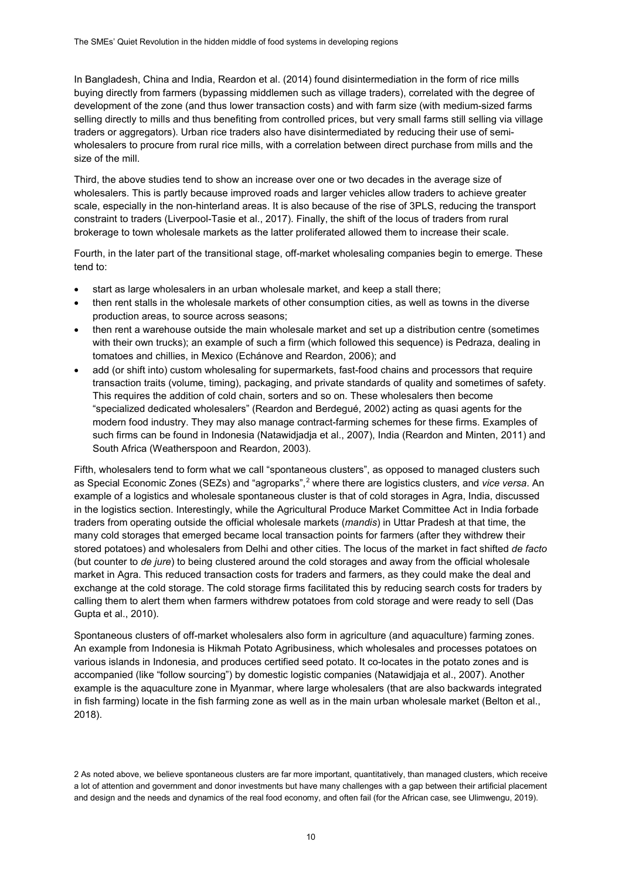In Bangladesh, China and India, Reardon et al. (2014) found disintermediation in the form of rice mills buying directly from farmers (bypassing middlemen such as village traders), correlated with the degree of development of the zone (and thus lower transaction costs) and with farm size (with medium-sized farms selling directly to mills and thus benefiting from controlled prices, but very small farms still selling via village traders or aggregators). Urban rice traders also have disintermediated by reducing their use of semi-wholesalers to procure from rural rice mills, with a correlation between direct purchase from mills and the size of the mill.

Third, the above studies tend to show an increase over one or two decades in the average size of wholesalers. This is partly because improved roads and larger vehicles allow traders to achieve greater scale, especially in the non-hinterland areas. It is also because of the rise of 3PLS, reducing the transport constraint to traders (Liverpool-Tasie et al., 2017). Finally, the shift of the locus of traders from rural brokerage to town wholesale markets as the latter proliferated allowed them to increase their scale.

Fourth, in the later part of the transitional stage, off-market wholesaling companies begin to emerge. These tend to:

- start as large wholesalers in an urban wholesale market, and keep a stall there;
- then rent stalls in the wholesale markets of other consumption cities, as well as towns in the diverse production areas, to source across seasons;
- then rent a warehouse outside the main wholesale market and set up a distribution centre (sometimes with their own trucks); an example of such a firm (which followed this sequence) is Pedraza, dealing in tomatoes and chillies, in Mexico (Echánove and Reardon, 2006); and
- add (or shift into) custom wholesaling for supermarkets, fast-food chains and processors that require transaction traits (volume, timing), packaging, and private standards of quality and sometimes of safety. This requires the addition of cold chain, sorters and so on. These wholesalers then become "specialized dedicated wholesalers" (Reardon and Berdegué, 2002) acting as quasi agents for the modern food industry. They may also manage contract-farming schemes for these firms. Examples of such firms can be found in Indonesia (Natawidjadja et al., 2007), India (Reardon and Minten, 2011) and South Africa (Weatherspoon and Reardon, 2003).

Fifth, wholesalers tend to form what we call "spontaneous clusters", as opposed to managed clusters such as Special Economic Zones (SEZs) and "agroparks",[2] where there are logistics clusters, and *vice versa*. An example of a logistics and wholesale spontaneous cluster is that of cold storages in Agra, India, discussed in the logistics section. Interestingly, while the Agricultural Produce Market Committee Act in India forbade traders from operating outside the official wholesale markets (*mandis*) in Uttar Pradesh at that time, the many cold storages that emerged became local transaction points for farmers (after they withdrew their stored potatoes) and wholesalers from Delhi and other cities. The locus of the market in fact shifted *de facto* (but counter to *de jure*) to being clustered around the cold storages and away from the official wholesale market in Agra. This reduced transaction costs for traders and farmers, as they could make the deal and exchange at the cold storage. The cold storage firms facilitated this by reducing search costs for traders by calling them to alert them when farmers withdrew potatoes from cold storage and were ready to sell (Das Gupta et al., 2010).

Spontaneous clusters of off-market wholesalers also form in agriculture (and aquaculture) farming zones. An example from Indonesia is Hikmah Potato Agribusiness, which wholesales and processes potatoes on various islands in Indonesia, and produces certified seed potato. It co-locates in the potato zones and is accompanied (like "follow sourcing") by domestic logistic companies (Natawidjaja et al., 2007). Another example is the aquaculture zone in Myanmar, where large wholesalers (that are also backwards integrated in fish farming) locate in the fish farming zone as well as in the main urban wholesale market (Belton et al., 2018).

2 As noted above, we believe spontaneous clusters are far more important, quantitatively, than managed clusters, which receive a lot of attention and government and donor investments but have many challenges with a gap between their artificial placement and design and the needs and dynamics of the real food economy, and often fail (for the African case, see Ulimwengu, 2019).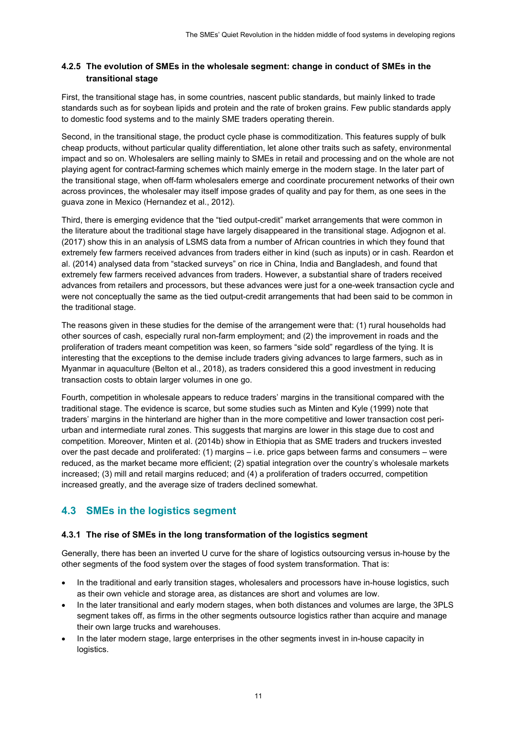#### 4.2.5 The evolution of SMEs in the wholesale segment: change in conduct of SMEs in the transitional stage

First, the transitional stage has, in some countries, nascent public standards, but mainly linked to trade standards such as for soybean lipids and protein and the rate of broken grains. Few public standards apply to domestic food systems and to the mainly SME traders operating therein.

Second, in the transitional stage, the product cycle phase is commoditization. This features supply of bulk cheap products, without particular quality differentiation, let alone other traits such as safety, environmental impact and so on. Wholesalers are selling mainly to SMEs in retail and processing and on the whole are not playing agent for contract-farming schemes which mainly emerge in the modern stage. In the later part of the transitional stage, when off-farm wholesalers emerge and coordinate procurement networks of their own across provinces, the wholesaler may itself impose grades of quality and pay for them, as one sees in the guava zone in Mexico (Hernandez et al., 2012).

Third, there is emerging evidence that the "tied output-credit" market arrangements that were common in the literature about the traditional stage have largely disappeared in the transitional stage. Adjognon et al. (2017) show this in an analysis of LSMS data from a number of African countries in which they found that extremely few farmers received advances from traders either in kind (such as inputs) or in cash. Reardon et al. (2014) analysed data from "stacked surveys" on rice in China, India and Bangladesh, and found that extremely few farmers received advances from traders. However, a substantial share of traders received advances from retailers and processors, but these advances were just for a one-week transaction cycle and were not conceptually the same as the tied output-credit arrangements that had been said to be common in the traditional stage.

The reasons given in these studies for the demise of the arrangement were that: (1) rural households had other sources of cash, especially rural non-farm employment; and (2) the improvement in roads and the proliferation of traders meant competition was keen, so farmers "side sold" regardless of the tying. It is interesting that the exceptions to the demise include traders giving advances to large farmers, such as in Myanmar in aquaculture (Belton et al., 2018), as traders considered this a good investment in reducing transaction costs to obtain larger volumes in one go.

Fourth, competition in wholesale appears to reduce traders' margins in the transitional compared with the traditional stage. The evidence is scarce, but some studies such as Minten and Kyle (1999) note that traders' margins in the hinterland are higher than in the more competitive and lower transaction cost peri-urban and intermediate rural zones. This suggests that margins are lower in this stage due to cost and competition. Moreover, Minten et al. (2014b) show in Ethiopia that as SME traders and truckers invested over the past decade and proliferated: (1) margins – i.e. price gaps between farms and consumers – were reduced, as the market became more efficient; (2) spatial integration over the country's wholesale markets increased; (3) mill and retail margins reduced; and (4) a proliferation of traders occurred, competition increased greatly, and the average size of traders declined somewhat.

## 4.3 SMEs in the logistics segment

#### 4.3.1 The rise of SMEs in the long transformation of the logistics segment

Generally, there has been an inverted U curve for the share of logistics outsourcing versus in-house by the other segments of the food system over the stages of food system transformation. That is:

- In the traditional and early transition stages, wholesalers and processors have in-house logistics, such as their own vehicle and storage area, as distances are short and volumes are low.
- In the later transitional and early modern stages, when both distances and volumes are large, the 3PLS segment takes off, as firms in the other segments outsource logistics rather than acquire and manage their own large trucks and warehouses.
- In the later modern stage, large enterprises in the other segments invest in in-house capacity in logistics.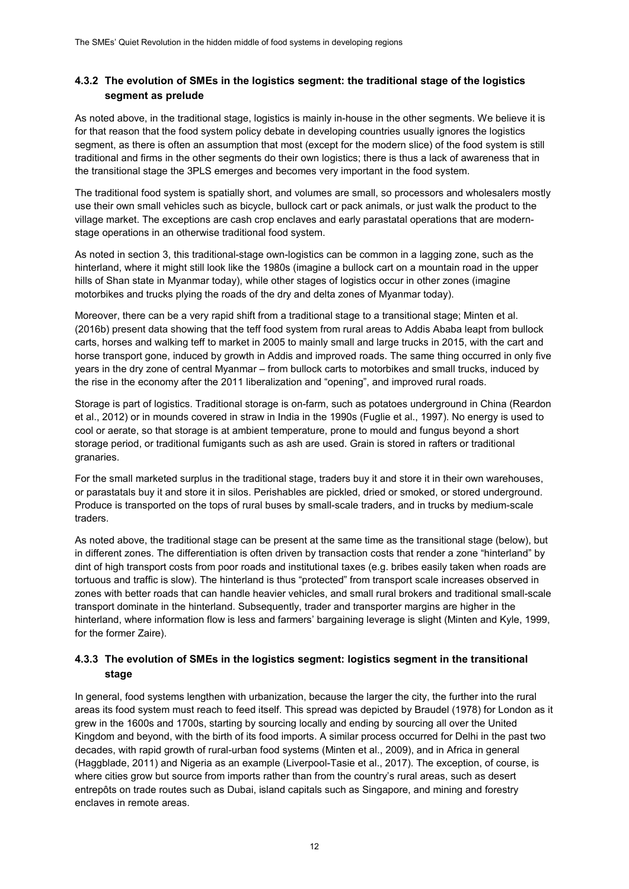### 4.3.2 The evolution of SMEs in the logistics segment: the traditional stage of the logistics segment as prelude

As noted above, in the traditional stage, logistics is mainly in-house in the other segments. We believe it is for that reason that the food system policy debate in developing countries usually ignores the logistics segment, as there is often an assumption that most (except for the modern slice) of the food system is still traditional and firms in the other segments do their own logistics; there is thus a lack of awareness that in the transitional stage the 3PLS emerges and becomes very important in the food system.

The traditional food system is spatially short, and volumes are small, so processors and wholesalers mostly use their own small vehicles such as bicycle, bullock cart or pack animals, or just walk the product to the village market. The exceptions are cash crop enclaves and early parastatal operations that are modern-stage operations in an otherwise traditional food system.

As noted in section 3, this traditional-stage own-logistics can be common in a lagging zone, such as the hinterland, where it might still look like the 1980s (imagine a bullock cart on a mountain road in the upper hills of Shan state in Myanmar today), while other stages of logistics occur in other zones (imagine motorbikes and trucks plying the roads of the dry and delta zones of Myanmar today).

Moreover, there can be a very rapid shift from a traditional stage to a transitional stage; Minten et al. (2016b) present data showing that the teff food system from rural areas to Addis Ababa leapt from bullock carts, horses and walking teff to market in 2005 to mainly small and large trucks in 2015, with the cart and horse transport gone, induced by growth in Addis and improved roads. The same thing occurred in only five years in the dry zone of central Myanmar – from bullock carts to motorbikes and small trucks, induced by the rise in the economy after the 2011 liberalization and "opening", and improved rural roads.

Storage is part of logistics. Traditional storage is on-farm, such as potatoes underground in China (Reardon et al., 2012) or in mounds covered in straw in India in the 1990s (Fuglie et al., 1997). No energy is used to cool or aerate, so that storage is at ambient temperature, prone to mould and fungus beyond a short storage period, or traditional fumigants such as ash are used. Grain is stored in rafters or traditional granaries.

For the small marketed surplus in the traditional stage, traders buy it and store it in their own warehouses, or parastatals buy it and store it in silos. Perishables are pickled, dried or smoked, or stored underground. Produce is transported on the tops of rural buses by small-scale traders, and in trucks by medium-scale traders.

As noted above, the traditional stage can be present at the same time as the transitional stage (below), but in different zones. The differentiation is often driven by transaction costs that render a zone "hinterland" by dint of high transport costs from poor roads and institutional taxes (e.g. bribes easily taken when roads are tortuous and traffic is slow). The hinterland is thus "protected" from transport scale increases observed in zones with better roads that can handle heavier vehicles, and small rural brokers and traditional small-scale transport dominate in the hinterland. Subsequently, trader and transporter margins are higher in the hinterland, where information flow is less and farmers' bargaining leverage is slight (Minten and Kyle, 1999, for the former Zaire).

### 4.3.3 The evolution of SMEs in the logistics segment: logistics segment in the transitional stage

In general, food systems lengthen with urbanization, because the larger the city, the further into the rural areas its food system must reach to feed itself. This spread was depicted by Braudel (1978) for London as it grew in the 1600s and 1700s, starting by sourcing locally and ending by sourcing all over the United Kingdom and beyond, with the birth of its food imports. A similar process occurred for Delhi in the past two decades, with rapid growth of rural-urban food systems (Minten et al., 2009), and in Africa in general (Haggblade, 2011) and Nigeria as an example (Liverpool-Tasie et al., 2017). The exception, of course, is where cities grow but source from imports rather than from the country's rural areas, such as desert entrepôts on trade routes such as Dubai, island capitals such as Singapore, and mining and forestry enclaves in remote areas.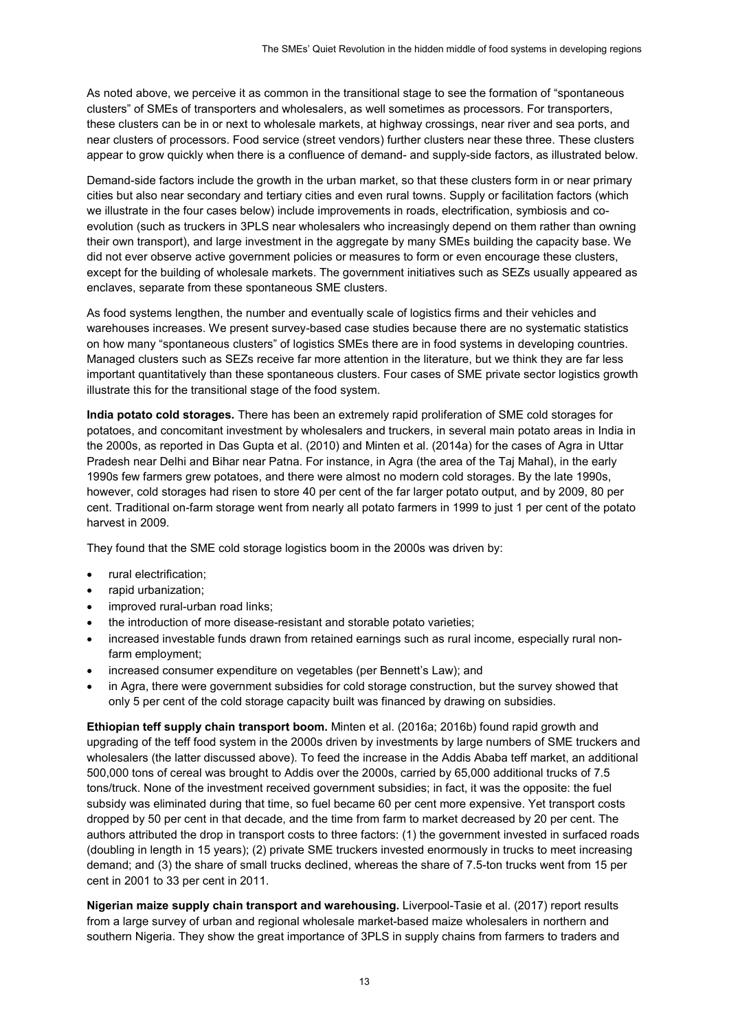As noted above, we perceive it as common in the transitional stage to see the formation of "spontaneous clusters" of SMEs of transporters and wholesalers, as well sometimes as processors. For transporters, these clusters can be in or next to wholesale markets, at highway crossings, near river and sea ports, and near clusters of processors. Food service (street vendors) further clusters near these three. These clusters appear to grow quickly when there is a confluence of demand- and supply-side factors, as illustrated below.

Demand-side factors include the growth in the urban market, so that these clusters form in or near primary cities but also near secondary and tertiary cities and even rural towns. Supply or facilitation factors (which we illustrate in the four cases below) include improvements in roads, electrification, symbiosis and co-evolution (such as truckers in 3PLS near wholesalers who increasingly depend on them rather than owning their own transport), and large investment in the aggregate by many SMEs building the capacity base. We did not ever observe active government policies or measures to form or even encourage these clusters, except for the building of wholesale markets. The government initiatives such as SEZs usually appeared as enclaves, separate from these spontaneous SME clusters.

As food systems lengthen, the number and eventually scale of logistics firms and their vehicles and warehouses increases. We present survey-based case studies because there are no systematic statistics on how many "spontaneous clusters" of logistics SMEs there are in food systems in developing countries. Managed clusters such as SEZs receive far more attention in the literature, but we think they are far less important quantitatively than these spontaneous clusters. Four cases of SME private sector logistics growth illustrate this for the transitional stage of the food system.

**India potato cold storages.** There has been an extremely rapid proliferation of SME cold storages for potatoes, and concomitant investment by wholesalers and truckers, in several main potato areas in India in the 2000s, as reported in Das Gupta et al. (2010) and Minten et al. (2014a) for the cases of Agra in Uttar Pradesh near Delhi and Bihar near Patna. For instance, in Agra (the area of the Taj Mahal), in the early 1990s few farmers grew potatoes, and there were almost no modern cold storages. By the late 1990s, however, cold storages had risen to store 40 per cent of the far larger potato output, and by 2009, 80 per cent. Traditional on-farm storage went from nearly all potato farmers in 1999 to just 1 per cent of the potato harvest in 2009.

They found that the SME cold storage logistics boom in the 2000s was driven by:

- rural electrification;
- rapid urbanization;
- improved rural-urban road links;
- the introduction of more disease-resistant and storable potato varieties;
- increased investable funds drawn from retained earnings such as rural income, especially rural non-farm employment;
- increased consumer expenditure on vegetables (per Bennett's Law); and
- in Agra, there were government subsidies for cold storage construction, but the survey showed that only 5 per cent of the cold storage capacity built was financed by drawing on subsidies.

**Ethiopian teff supply chain transport boom.** Minten et al. (2016a; 2016b) found rapid growth and upgrading of the teff food system in the 2000s driven by investments by large numbers of SME truckers and wholesalers (the latter discussed above). To feed the increase in the Addis Ababa teff market, an additional 500,000 tons of cereal was brought to Addis over the 2000s, carried by 65,000 additional trucks of 7.5 tons/truck. None of the investment received government subsidies; in fact, it was the opposite: the fuel subsidy was eliminated during that time, so fuel became 60 per cent more expensive. Yet transport costs dropped by 50 per cent in that decade, and the time from farm to market decreased by 20 per cent. The authors attributed the drop in transport costs to three factors: (1) the government invested in surfaced roads (doubling in length in 15 years); (2) private SME truckers invested enormously in trucks to meet increasing demand; and (3) the share of small trucks declined, whereas the share of 7.5-ton trucks went from 15 per cent in 2001 to 33 per cent in 2011.

**Nigerian maize supply chain transport and warehousing.** Liverpool-Tasie et al. (2017) report results from a large survey of urban and regional wholesale market-based maize wholesalers in northern and southern Nigeria. They show the great importance of 3PLS in supply chains from farmers to traders and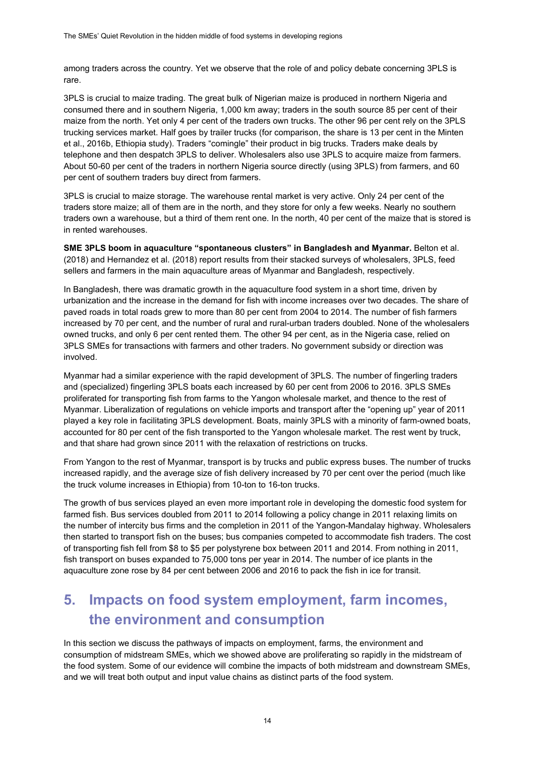among traders across the country. Yet we observe that the role of and policy debate concerning 3PLS is rare.

3PLS is crucial to maize trading. The great bulk of Nigerian maize is produced in northern Nigeria and consumed there and in southern Nigeria, 1,000 km away; traders in the south source 85 per cent of their maize from the north. Yet only 4 per cent of the traders own trucks. The other 96 per cent rely on the 3PLS trucking services market. Half goes by trailer trucks (for comparison, the share is 13 per cent in the Minten et al., 2016b, Ethiopia study). Traders "comingle" their product in big trucks. Traders make deals by telephone and then despatch 3PLS to deliver. Wholesalers also use 3PLS to acquire maize from farmers. About 50-60 per cent of the traders in northern Nigeria source directly (using 3PLS) from farmers, and 60 per cent of southern traders buy direct from farmers.

3PLS is crucial to maize storage. The warehouse rental market is very active. Only 24 per cent of the traders store maize; all of them are in the north, and they store for only a few weeks. Nearly no southern traders own a warehouse, but a third of them rent one. In the north, 40 per cent of the maize that is stored is in rented warehouses.

**SME 3PLS boom in aquaculture "spontaneous clusters" in Bangladesh and Myanmar.** Belton et al. (2018) and Hernandez et al. (2018) report results from their stacked surveys of wholesalers, 3PLS, feed sellers and farmers in the main aquaculture areas of Myanmar and Bangladesh, respectively.

In Bangladesh, there was dramatic growth in the aquaculture food system in a short time, driven by urbanization and the increase in the demand for fish with income increases over two decades. The share of paved roads in total roads grew to more than 80 per cent from 2004 to 2014. The number of fish farmers increased by 70 per cent, and the number of rural and rural-urban traders doubled. None of the wholesalers owned trucks, and only 6 per cent rented them. The other 94 per cent, as in the Nigeria case, relied on 3PLS SMEs for transactions with farmers and other traders. No government subsidy or direction was involved.

Myanmar had a similar experience with the rapid development of 3PLS. The number of fingerling traders and (specialized) fingerling 3PLS boats each increased by 60 per cent from 2006 to 2016. 3PLS SMEs proliferated for transporting fish from farms to the Yangon wholesale market, and thence to the rest of Myanmar. Liberalization of regulations on vehicle imports and transport after the "opening up" year of 2011 played a key role in facilitating 3PLS development. Boats, mainly 3PLS with a minority of farm-owned boats, accounted for 80 per cent of the fish transported to the Yangon wholesale market. The rest went by truck, and that share had grown since 2011 with the relaxation of restrictions on trucks.

From Yangon to the rest of Myanmar, transport is by trucks and public express buses. The number of trucks increased rapidly, and the average size of fish delivery increased by 70 per cent over the period (much like the truck volume increases in Ethiopia) from 10-ton to 16-ton trucks.

The growth of bus services played an even more important role in developing the domestic food system for farmed fish. Bus services doubled from 2011 to 2014 following a policy change in 2011 relaxing limits on the number of intercity bus firms and the completion in 2011 of the Yangon-Mandalay highway. Wholesalers then started to transport fish on the buses; bus companies competed to accommodate fish traders. The cost of transporting fish fell from \$8 to \$5 per polystyrene box between 2011 and 2014. From nothing in 2011, fish transport on buses expanded to 75,000 tons per year in 2014. The number of ice plants in the aquaculture zone rose by 84 per cent between 2006 and 2016 to pack the fish in ice for transit.

## 5. Impacts on food system employment, farm incomes, the environment and consumption

In this section we discuss the pathways of impacts on employment, farms, the environment and consumption of midstream SMEs, which we showed above are proliferating so rapidly in the midstream of the food system. Some of our evidence will combine the impacts of both midstream and downstream SMEs, and we will treat both output and input value chains as distinct parts of the food system.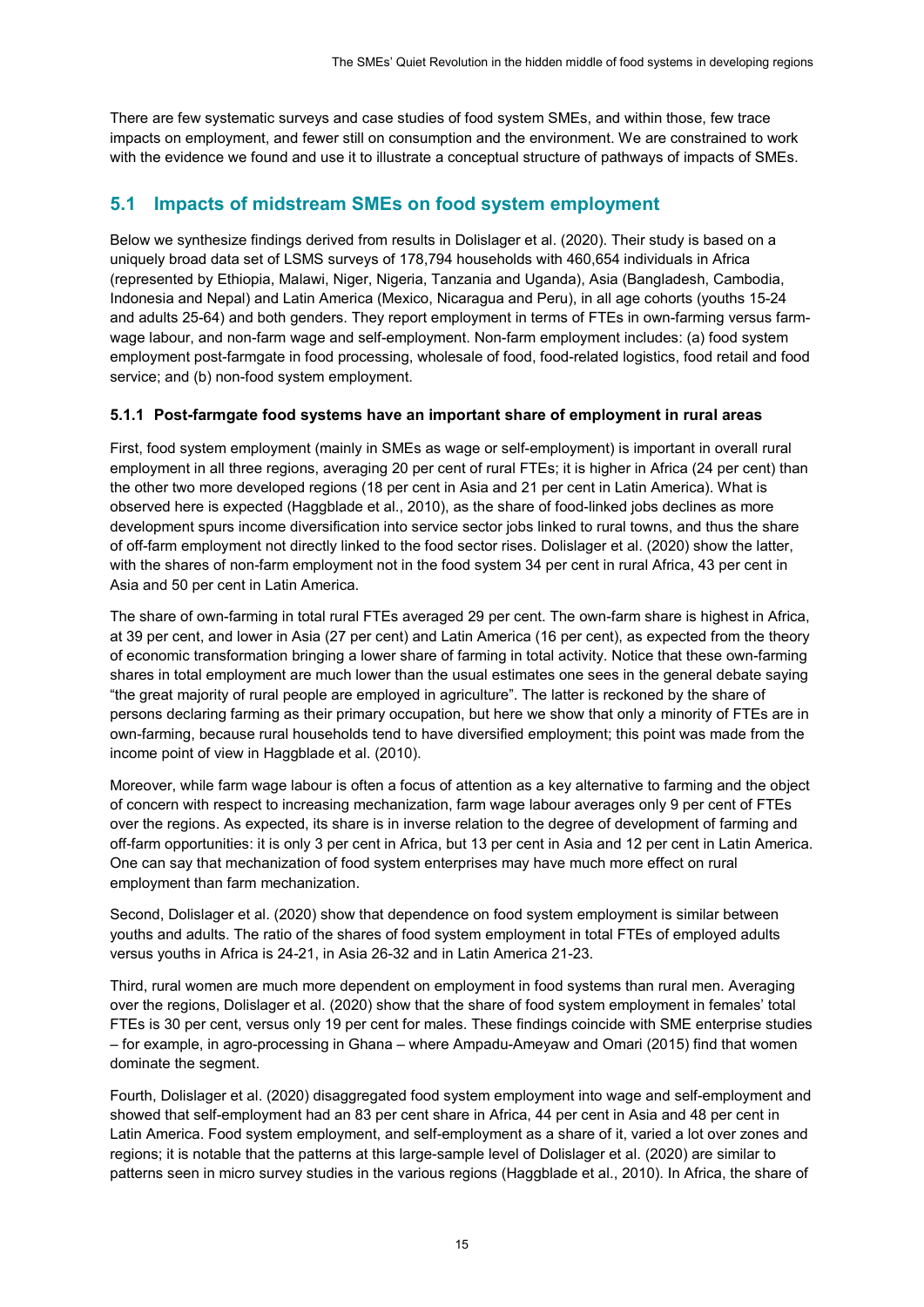There are few systematic surveys and case studies of food system SMEs, and within those, few trace impacts on employment, and fewer still on consumption and the environment. We are constrained to work with the evidence we found and use it to illustrate a conceptual structure of pathways of impacts of SMEs.

## 5.1 Impacts of midstream SMEs on food system employment

Below we synthesize findings derived from results in Dolislager et al. (2020). Their study is based on a uniquely broad data set of LSMS surveys of 178,794 households with 460,654 individuals in Africa (represented by Ethiopia, Malawi, Niger, Nigeria, Tanzania and Uganda), Asia (Bangladesh, Cambodia, Indonesia and Nepal) and Latin America (Mexico, Nicaragua and Peru), in all age cohorts (youths 15-24 and adults 25-64) and both genders. They report employment in terms of FTEs in own-farming versus farm-wage labour, and non-farm wage and self-employment. Non-farm employment includes: (a) food system employment post-farmgate in food processing, wholesale of food, food-related logistics, food retail and food service; and (b) non-food system employment.

### 5.1.1 Post-farmgate food systems have an important share of employment in rural areas

First, food system employment (mainly in SMEs as wage or self-employment) is important in overall rural employment in all three regions, averaging 20 per cent of rural FTEs; it is higher in Africa (24 per cent) than the other two more developed regions (18 per cent in Asia and 21 per cent in Latin America). What is observed here is expected (Haggblade et al., 2010), as the share of food-linked jobs declines as more development spurs income diversification into service sector jobs linked to rural towns, and thus the share of off-farm employment not directly linked to the food sector rises. Dolislager et al. (2020) show the latter, with the shares of non-farm employment not in the food system 34 per cent in rural Africa, 43 per cent in Asia and 50 per cent in Latin America.

The share of own-farming in total rural FTEs averaged 29 per cent. The own-farm share is highest in Africa, at 39 per cent, and lower in Asia (27 per cent) and Latin America (16 per cent), as expected from the theory of economic transformation bringing a lower share of farming in total activity. Notice that these own-farming shares in total employment are much lower than the usual estimates one sees in the general debate saying "the great majority of rural people are employed in agriculture". The latter is reckoned by the share of persons declaring farming as their primary occupation, but here we show that only a minority of FTEs are in own-farming, because rural households tend to have diversified employment; this point was made from the income point of view in Haggblade et al. (2010).

Moreover, while farm wage labour is often a focus of attention as a key alternative to farming and the object of concern with respect to increasing mechanization, farm wage labour averages only 9 per cent of FTEs over the regions. As expected, its share is in inverse relation to the degree of development of farming and off-farm opportunities: it is only 3 per cent in Africa, but 13 per cent in Asia and 12 per cent in Latin America. One can say that mechanization of food system enterprises may have much more effect on rural employment than farm mechanization.

Second, Dolislager et al. (2020) show that dependence on food system employment is similar between youths and adults. The ratio of the shares of food system employment in total FTEs of employed adults versus youths in Africa is 24-21, in Asia 26-32 and in Latin America 21-23.

Third, rural women are much more dependent on employment in food systems than rural men. Averaging over the regions, Dolislager et al. (2020) show that the share of food system employment in females' total FTEs is 30 per cent, versus only 19 per cent for males. These findings coincide with SME enterprise studies – for example, in agro-processing in Ghana – where Ampadu-Ameyaw and Omari (2015) find that women dominate the segment.

Fourth, Dolislager et al. (2020) disaggregated food system employment into wage and self-employment and showed that self-employment had an 83 per cent share in Africa, 44 per cent in Asia and 48 per cent in Latin America. Food system employment, and self-employment as a share of it, varied a lot over zones and regions; it is notable that the patterns at this large-sample level of Dolislager et al. (2020) are similar to patterns seen in micro survey studies in the various regions (Haggblade et al., 2010). In Africa, the share of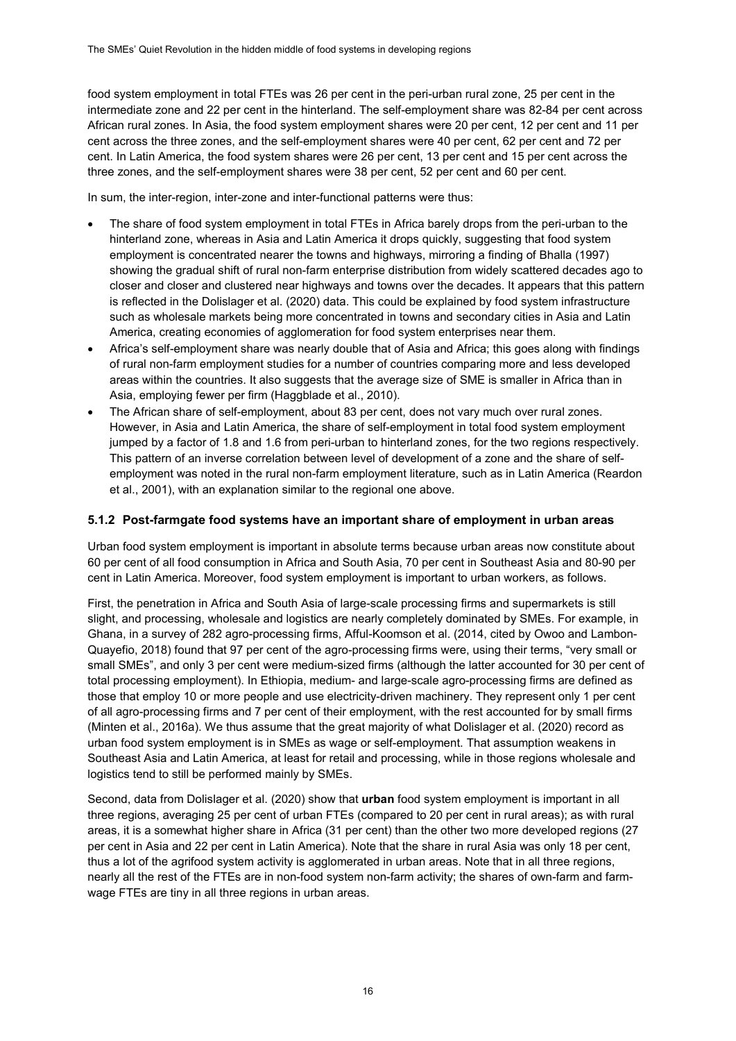food system employment in total FTEs was 26 per cent in the peri-urban rural zone, 25 per cent in the intermediate zone and 22 per cent in the hinterland. The self-employment share was 82-84 per cent across African rural zones. In Asia, the food system employment shares were 20 per cent, 12 per cent and 11 per cent across the three zones, and the self-employment shares were 40 per cent, 62 per cent and 72 per cent. In Latin America, the food system shares were 26 per cent, 13 per cent and 15 per cent across the three zones, and the self-employment shares were 38 per cent, 52 per cent and 60 per cent.

In sum, the inter-region, inter-zone and inter-functional patterns were thus:

- The share of food system employment in total FTEs in Africa barely drops from the peri-urban to the hinterland zone, whereas in Asia and Latin America it drops quickly, suggesting that food system employment is concentrated nearer the towns and highways, mirroring a finding of Bhalla (1997) showing the gradual shift of rural non-farm enterprise distribution from widely scattered decades ago to closer and closer and clustered near highways and towns over the decades. It appears that this pattern is reflected in the Dolislager et al. (2020) data. This could be explained by food system infrastructure such as wholesale markets being more concentrated in towns and secondary cities in Asia and Latin America, creating economies of agglomeration for food system enterprises near them.
- Africa's self-employment share was nearly double that of Asia and Africa; this goes along with findings of rural non-farm employment studies for a number of countries comparing more and less developed areas within the countries. It also suggests that the average size of SME is smaller in Africa than in Asia, employing fewer per firm (Haggblade et al., 2010).
- The African share of self-employment, about 83 per cent, does not vary much over rural zones. However, in Asia and Latin America, the share of self-employment in total food system employment jumped by a factor of 1.8 and 1.6 from peri-urban to hinterland zones, for the two regions respectively. This pattern of an inverse correlation between level of development of a zone and the share of self-employment was noted in the rural non-farm employment literature, such as in Latin America (Reardon et al., 2001), with an explanation similar to the regional one above.

### 5.1.2 Post-farmgate food systems have an important share of employment in urban areas

Urban food system employment is important in absolute terms because urban areas now constitute about 60 per cent of all food consumption in Africa and South Asia, 70 per cent in Southeast Asia and 80-90 per cent in Latin America. Moreover, food system employment is important to urban workers, as follows.

First, the penetration in Africa and South Asia of large-scale processing firms and supermarkets is still slight, and processing, wholesale and logistics are nearly completely dominated by SMEs. For example, in Ghana, in a survey of 282 agro-processing firms, Afful-Koomson et al. (2014, cited by Owoo and Lambon-Quayefio, 2018) found that 97 per cent of the agro-processing firms were, using their terms, "very small or small SMEs", and only 3 per cent were medium-sized firms (although the latter accounted for 30 per cent of total processing employment). In Ethiopia, medium- and large-scale agro-processing firms are defined as those that employ 10 or more people and use electricity-driven machinery. They represent only 1 per cent of all agro-processing firms and 7 per cent of their employment, with the rest accounted for by small firms (Minten et al., 2016a). We thus assume that the great majority of what Dolislager et al. (2020) record as urban food system employment is in SMEs as wage or self-employment. That assumption weakens in Southeast Asia and Latin America, at least for retail and processing, while in those regions wholesale and logistics tend to still be performed mainly by SMEs.

Second, data from Dolislager et al. (2020) show that **urban** food system employment is important in all three regions, averaging 25 per cent of urban FTEs (compared to 20 per cent in rural areas); as with rural areas, it is a somewhat higher share in Africa (31 per cent) than the other two more developed regions (27 per cent in Asia and 22 per cent in Latin America). Note that the share in rural Asia was only 18 per cent, thus a lot of the agrifood system activity is agglomerated in urban areas. Note that in all three regions, nearly all the rest of the FTEs are in non-food system non-farm activity; the shares of own-farm and farm-wage FTEs are tiny in all three regions in urban areas.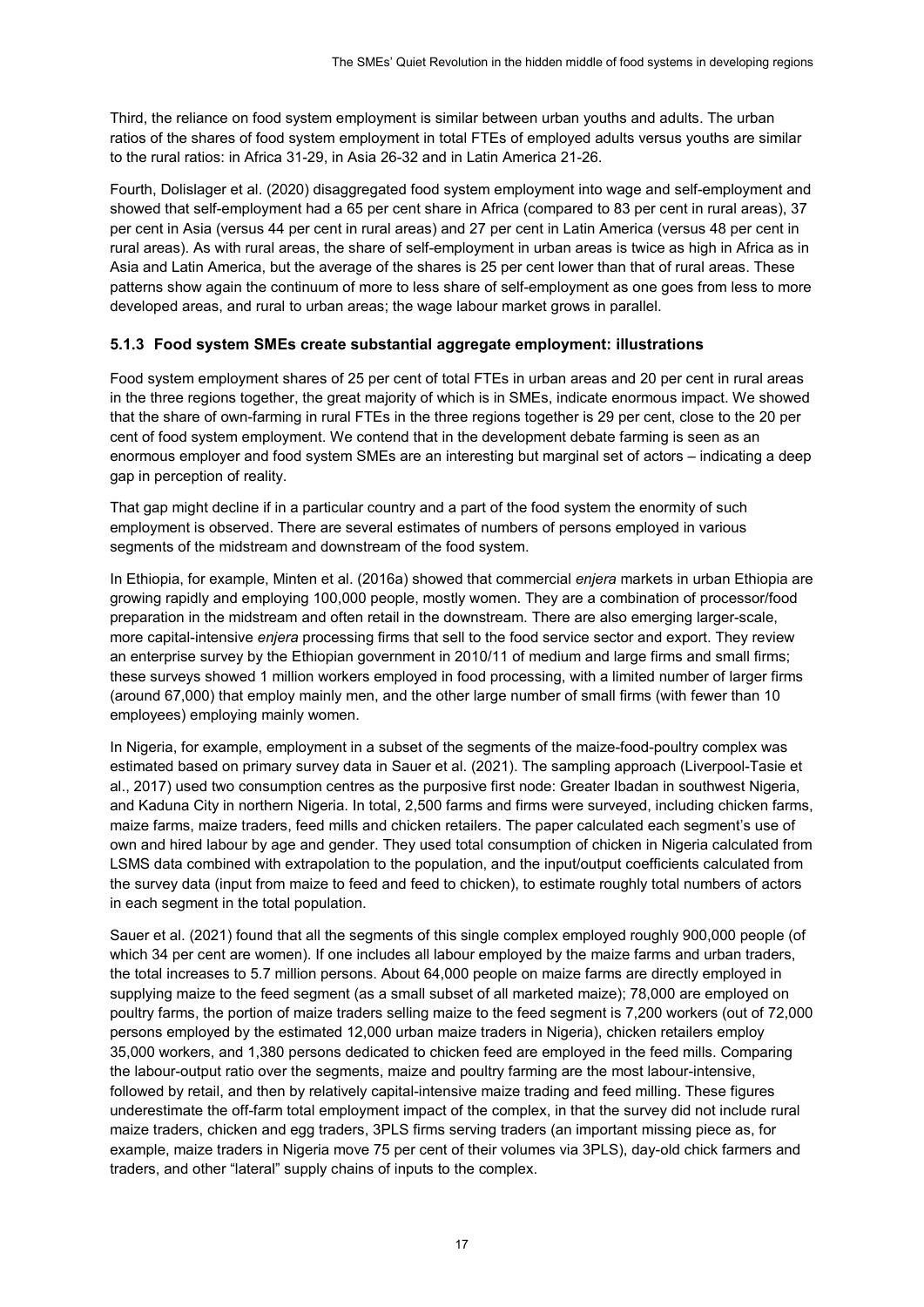Third, the reliance on food system employment is similar between urban youths and adults. The urban ratios of the shares of food system employment in total FTEs of employed adults versus youths are similar to the rural ratios: in Africa 31-29, in Asia 26-32 and in Latin America 21-26.

Fourth, Dolislager et al. (2020) disaggregated food system employment into wage and self-employment and showed that self-employment had a 65 per cent share in Africa (compared to 83 per cent in rural areas), 37 per cent in Asia (versus 44 per cent in rural areas) and 27 per cent in Latin America (versus 48 per cent in rural areas). As with rural areas, the share of self-employment in urban areas is twice as high in Africa as in Asia and Latin America, but the average of the shares is 25 per cent lower than that of rural areas. These patterns show again the continuum of more to less share of self-employment as one goes from less to more developed areas, and rural to urban areas; the wage labour market grows in parallel.

### 5.1.3 Food system SMEs create substantial aggregate employment: illustrations

Food system employment shares of 25 per cent of total FTEs in urban areas and 20 per cent in rural areas in the three regions together, the great majority of which is in SMEs, indicate enormous impact. We showed that the share of own-farming in rural FTEs in the three regions together is 29 per cent, close to the 20 per cent of food system employment. We contend that in the development debate farming is seen as an enormous employer and food system SMEs are an interesting but marginal set of actors – indicating a deep gap in perception of reality.

That gap might decline if in a particular country and a part of the food system the enormity of such employment is observed. There are several estimates of numbers of persons employed in various segments of the midstream and downstream of the food system.

In Ethiopia, for example, Minten et al. (2016a) showed that commercial *enjera* markets in urban Ethiopia are growing rapidly and employing 100,000 people, mostly women. They are a combination of processor/food preparation in the midstream and often retail in the downstream. There are also emerging larger-scale, more capital-intensive *enjera* processing firms that sell to the food service sector and export. They review an enterprise survey by the Ethiopian government in 2010/11 of medium and large firms and small firms; these surveys showed 1 million workers employed in food processing, with a limited number of larger firms (around 67,000) that employ mainly men, and the other large number of small firms (with fewer than 10 employees) employing mainly women.

In Nigeria, for example, employment in a subset of the segments of the maize-food-poultry complex was estimated based on primary survey data in Sauer et al. (2021). The sampling approach (Liverpool-Tasie et al., 2017) used two consumption centres as the purposive first node: Greater Ibadan in southwest Nigeria, and Kaduna City in northern Nigeria. In total, 2,500 farms and firms were surveyed, including chicken farms, maize farms, maize traders, feed mills and chicken retailers. The paper calculated each segment's use of own and hired labour by age and gender. They used total consumption of chicken in Nigeria calculated from LSMS data combined with extrapolation to the population, and the input/output coefficients calculated from the survey data (input from maize to feed and feed to chicken), to estimate roughly total numbers of actors in each segment in the total population.

Sauer et al. (2021) found that all the segments of this single complex employed roughly 900,000 people (of which 34 per cent are women). If one includes all labour employed by the maize farms and urban traders, the total increases to 5.7 million persons. About 64,000 people on maize farms are directly employed in supplying maize to the feed segment (as a small subset of all marketed maize); 78,000 are employed on poultry farms, the portion of maize traders selling maize to the feed segment is 7,200 workers (out of 72,000 persons employed by the estimated 12,000 urban maize traders in Nigeria), chicken retailers employ 35,000 workers, and 1,380 persons dedicated to chicken feed are employed in the feed mills. Comparing the labour-output ratio over the segments, maize and poultry farming are the most labour-intensive, followed by retail, and then by relatively capital-intensive maize trading and feed milling. These figures underestimate the off-farm total employment impact of the complex, in that the survey did not include rural maize traders, chicken and egg traders, 3PLS firms serving traders (an important missing piece as, for example, maize traders in Nigeria move 75 per cent of their volumes via 3PLS), day-old chick farmers and traders, and other "lateral" supply chains of inputs to the complex.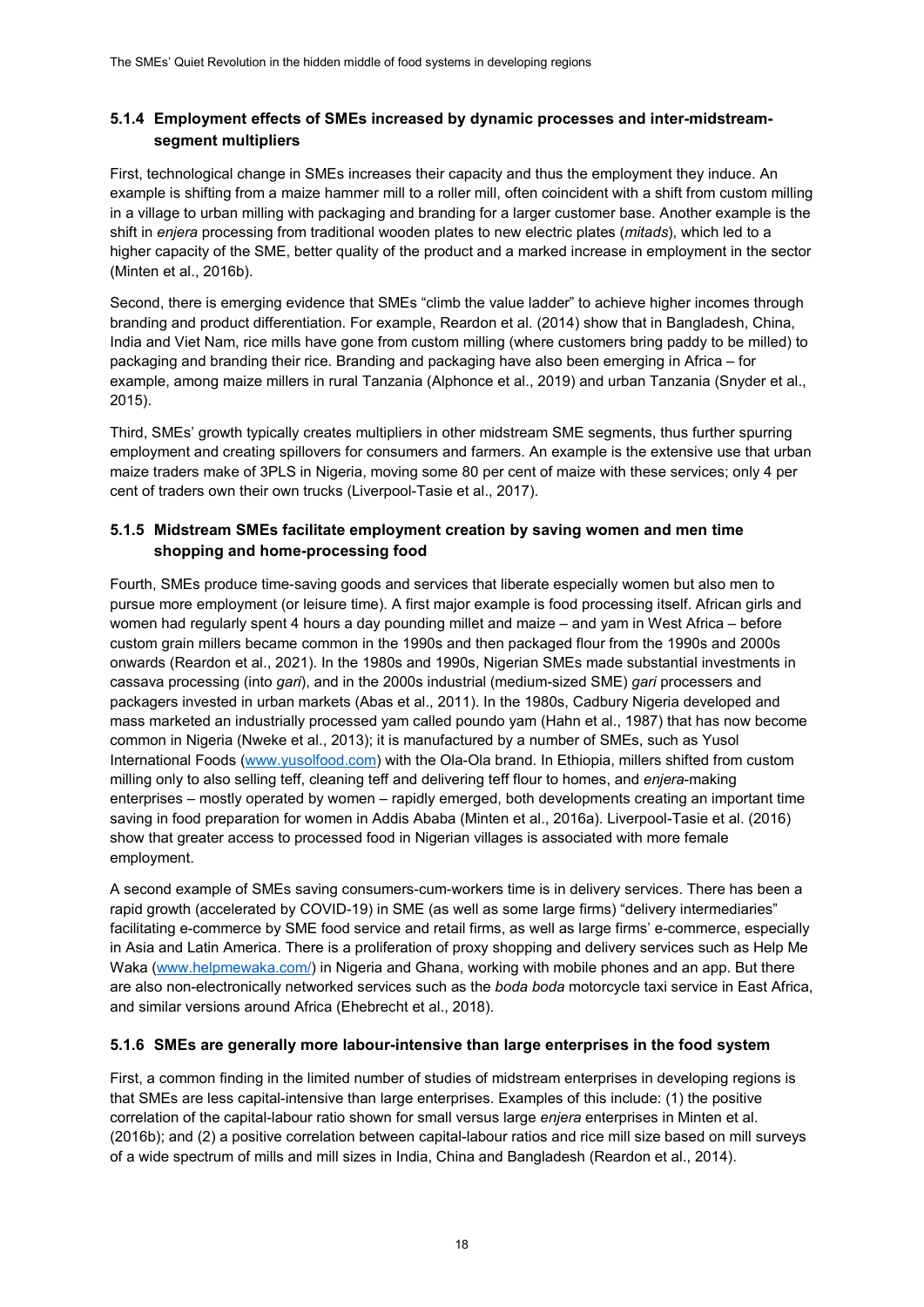### 5.1.4 Employment effects of SMEs increased by dynamic processes and inter-midstream-segment multipliers

First, technological change in SMEs increases their capacity and thus the employment they induce. An example is shifting from a maize hammer mill to a roller mill, often coincident with a shift from custom milling in a village to urban milling with packaging and branding for a larger customer base. Another example is the shift in *enjera* processing from traditional wooden plates to new electric plates (*mitads*), which led to a higher capacity of the SME, better quality of the product and a marked increase in employment in the sector (Minten et al., 2016b).

Second, there is emerging evidence that SMEs "climb the value ladder" to achieve higher incomes through branding and product differentiation. For example, Reardon et al. (2014) show that in Bangladesh, China, India and Viet Nam, rice mills have gone from custom milling (where customers bring paddy to be milled) to packaging and branding their rice. Branding and packaging have also been emerging in Africa – for example, among maize millers in rural Tanzania (Alphonce et al., 2019) and urban Tanzania (Snyder et al., 2015).

Third, SMEs' growth typically creates multipliers in other midstream SME segments, thus further spurring employment and creating spillovers for consumers and farmers. An example is the extensive use that urban maize traders make of 3PLS in Nigeria, moving some 80 per cent of maize with these services; only 4 per cent of traders own their own trucks (Liverpool-Tasie et al., 2017).

### 5.1.5 Midstream SMEs facilitate employment creation by saving women and men time shopping and home-processing food

Fourth, SMEs produce time-saving goods and services that liberate especially women but also men to pursue more employment (or leisure time). A first major example is food processing itself. African girls and women had regularly spent 4 hours a day pounding millet and maize – and yam in West Africa – before custom grain millers became common in the 1990s and then packaged flour from the 1990s and 2000s onwards (Reardon et al., 2021). In the 1980s and 1990s, Nigerian SMEs made substantial investments in cassava processing (into *gari*), and in the 2000s industrial (medium-sized SME) *gari* processers and packagers invested in urban markets (Abas et al., 2011). In the 1980s, Cadbury Nigeria developed and mass marketed an industrially processed yam called poundo yam (Hahn et al., 1987) that has now become common in Nigeria (Nweke et al., 2013); it is manufactured by a number of SMEs, such as Yusol International Foods (www.yusolfood.com) with the Ola-Ola brand. In Ethiopia, millers shifted from custom milling only to also selling teff, cleaning teff and delivering teff flour to homes, and *enjera*-making enterprises – mostly operated by women – rapidly emerged, both developments creating an important time saving in food preparation for women in Addis Ababa (Minten et al., 2016a). Liverpool-Tasie et al. (2016) show that greater access to processed food in Nigerian villages is associated with more female employment.

A second example of SMEs saving consumers-cum-workers time is in delivery services. There has been a rapid growth (accelerated by COVID-19) in SME (as well as some large firms) "delivery intermediaries" facilitating e-commerce by SME food service and retail firms, as well as large firms' e-commerce, especially in Asia and Latin America. There is a proliferation of proxy shopping and delivery services such as Help Me Waka (www.helpmewaka.com/) in Nigeria and Ghana, working with mobile phones and an app. But there are also non-electronically networked services such as the *boda boda* motorcycle taxi service in East Africa, and similar versions around Africa (Ehebrecht et al., 2018).

### 5.1.6 SMEs are generally more labour-intensive than large enterprises in the food system

First, a common finding in the limited number of studies of midstream enterprises in developing regions is that SMEs are less capital-intensive than large enterprises. Examples of this include: (1) the positive correlation of the capital-labour ratio shown for small versus large *enjera* enterprises in Minten et al. (2016b); and (2) a positive correlation between capital-labour ratios and rice mill size based on mill surveys of a wide spectrum of mills and mill sizes in India, China and Bangladesh (Reardon et al., 2014).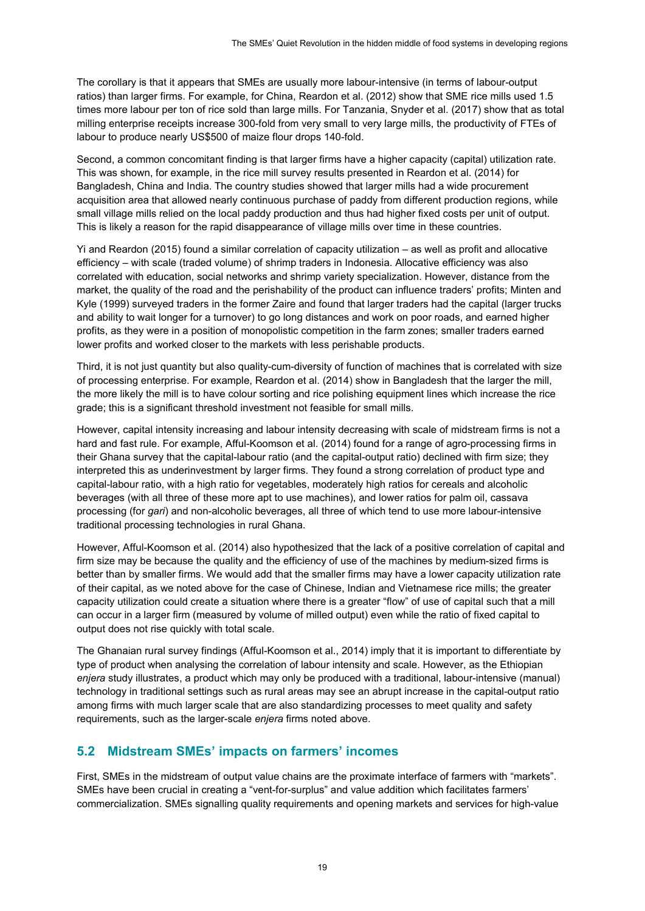The corollary is that it appears that SMEs are usually more labour-intensive (in terms of labour-output ratios) than larger firms. For example, for China, Reardon et al. (2012) show that SME rice mills used 1.5 times more labour per ton of rice sold than large mills. For Tanzania, Snyder et al. (2017) show that as total milling enterprise receipts increase 300-fold from very small to very large mills, the productivity of FTEs of labour to produce nearly US$500 of maize flour drops 140-fold.

Second, a common concomitant finding is that larger firms have a higher capacity (capital) utilization rate. This was shown, for example, in the rice mill survey results presented in Reardon et al. (2014) for Bangladesh, China and India. The country studies showed that larger mills had a wide procurement acquisition area that allowed nearly continuous purchase of paddy from different production regions, while small village mills relied on the local paddy production and thus had higher fixed costs per unit of output. This is likely a reason for the rapid disappearance of village mills over time in these countries.

Yi and Reardon (2015) found a similar correlation of capacity utilization – as well as profit and allocative efficiency – with scale (traded volume) of shrimp traders in Indonesia. Allocative efficiency was also correlated with education, social networks and shrimp variety specialization. However, distance from the market, the quality of the road and the perishability of the product can influence traders' profits; Minten and Kyle (1999) surveyed traders in the former Zaire and found that larger traders had the capital (larger trucks and ability to wait longer for a turnover) to go long distances and work on poor roads, and earned higher profits, as they were in a position of monopolistic competition in the farm zones; smaller traders earned lower profits and worked closer to the markets with less perishable products.

Third, it is not just quantity but also quality-cum-diversity of function of machines that is correlated with size of processing enterprise. For example, Reardon et al. (2014) show in Bangladesh that the larger the mill, the more likely the mill is to have colour sorting and rice polishing equipment lines which increase the rice grade; this is a significant threshold investment not feasible for small mills.

However, capital intensity increasing and labour intensity decreasing with scale of midstream firms is not a hard and fast rule. For example, Afful-Koomson et al. (2014) found for a range of agro-processing firms in their Ghana survey that the capital-labour ratio (and the capital-output ratio) declined with firm size; they interpreted this as underinvestment by larger firms. They found a strong correlation of product type and capital-labour ratio, with a high ratio for vegetables, moderately high ratios for cereals and alcoholic beverages (with all three of these more apt to use machines), and lower ratios for palm oil, cassava processing (for *gari*) and non-alcoholic beverages, all three of which tend to use more labour-intensive traditional processing technologies in rural Ghana.

However, Afful-Koomson et al. (2014) also hypothesized that the lack of a positive correlation of capital and firm size may be because the quality and the efficiency of use of the machines by medium-sized firms is better than by smaller firms. We would add that the smaller firms may have a lower capacity utilization rate of their capital, as we noted above for the case of Chinese, Indian and Vietnamese rice mills; the greater capacity utilization could create a situation where there is a greater "flow" of use of capital such that a mill can occur in a larger firm (measured by volume of milled output) even while the ratio of fixed capital to output does not rise quickly with total scale.

The Ghanaian rural survey findings (Afful-Koomson et al., 2014) imply that it is important to differentiate by type of product when analysing the correlation of labour intensity and scale. However, as the Ethiopian *enjera* study illustrates, a product which may only be produced with a traditional, labour-intensive (manual) technology in traditional settings such as rural areas may see an abrupt increase in the capital-output ratio among firms with much larger scale that are also standardizing processes to meet quality and safety requirements, such as the larger-scale *enjera* firms noted above.

## 5.2 Midstream SMEs' impacts on farmers' incomes

First, SMEs in the midstream of output value chains are the proximate interface of farmers with "markets". SMEs have been crucial in creating a "vent-for-surplus" and value addition which facilitates farmers' commercialization. SMEs signalling quality requirements and opening markets and services for high-value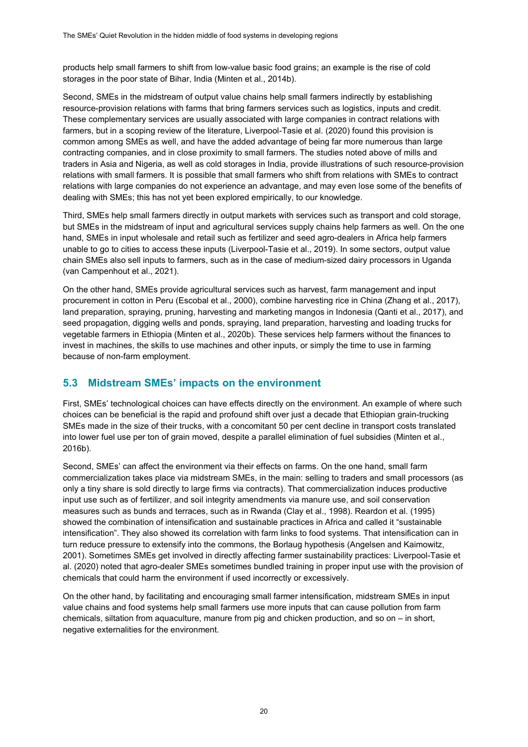products help small farmers to shift from low-value basic food grains; an example is the rise of cold storages in the poor state of Bihar, India (Minten et al., 2014b).

Second, SMEs in the midstream of output value chains help small farmers indirectly by establishing resource-provision relations with farms that bring farmers services such as logistics, inputs and credit. These complementary services are usually associated with large companies in contract relations with farmers, but in a scoping review of the literature, Liverpool-Tasie et al. (2020) found this provision is common among SMEs as well, and have the added advantage of being far more numerous than large contracting companies, and in close proximity to small farmers. The studies noted above of mills and traders in Asia and Nigeria, as well as cold storages in India, provide illustrations of such resource-provision relations with small farmers. It is possible that small farmers who shift from relations with SMEs to contract relations with large companies do not experience an advantage, and may even lose some of the benefits of dealing with SMEs; this has not yet been explored empirically, to our knowledge.

Third, SMEs help small farmers directly in output markets with services such as transport and cold storage, but SMEs in the midstream of input and agricultural services supply chains help farmers as well. On the one hand, SMEs in input wholesale and retail such as fertilizer and seed agro-dealers in Africa help farmers unable to go to cities to access these inputs (Liverpool-Tasie et al., 2019). In some sectors, output value chain SMEs also sell inputs to farmers, such as in the case of medium-sized dairy processors in Uganda (van Campenhout et al., 2021).

On the other hand, SMEs provide agricultural services such as harvest, farm management and input procurement in cotton in Peru (Escobal et al., 2000), combine harvesting rice in China (Zhang et al., 2017), land preparation, spraying, pruning, harvesting and marketing mangos in Indonesia (Qanti et al., 2017), and seed propagation, digging wells and ponds, spraying, land preparation, harvesting and loading trucks for vegetable farmers in Ethiopia (Minten et al., 2020b). These services help farmers without the finances to invest in machines, the skills to use machines and other inputs, or simply the time to use in farming because of non-farm employment.

## 5.3 Midstream SMEs' impacts on the environment

First, SMEs' technological choices can have effects directly on the environment. An example of where such choices can be beneficial is the rapid and profound shift over just a decade that Ethiopian grain-trucking SMEs made in the size of their trucks, with a concomitant 50 per cent decline in transport costs translated into lower fuel use per ton of grain moved, despite a parallel elimination of fuel subsidies (Minten et al., 2016b).

Second, SMEs' can affect the environment via their effects on farms. On the one hand, small farm commercialization takes place via midstream SMEs, in the main: selling to traders and small processors (as only a tiny share is sold directly to large firms via contracts). That commercialization induces productive input use such as of fertilizer, and soil integrity amendments via manure use, and soil conservation measures such as bunds and terraces, such as in Rwanda (Clay et al., 1998). Reardon et al. (1995) showed the combination of intensification and sustainable practices in Africa and called it "sustainable intensification". They also showed its correlation with farm links to food systems. That intensification can in turn reduce pressure to extensify into the commons, the Borlaug hypothesis (Angelsen and Kaimowitz, 2001). Sometimes SMEs get involved in directly affecting farmer sustainability practices: Liverpool-Tasie et al. (2020) noted that agro-dealer SMEs sometimes bundled training in proper input use with the provision of chemicals that could harm the environment if used incorrectly or excessively.

On the other hand, by facilitating and encouraging small farmer intensification, midstream SMEs in input value chains and food systems help small farmers use more inputs that can cause pollution from farm chemicals, siltation from aquaculture, manure from pig and chicken production, and so on – in short, negative externalities for the environment.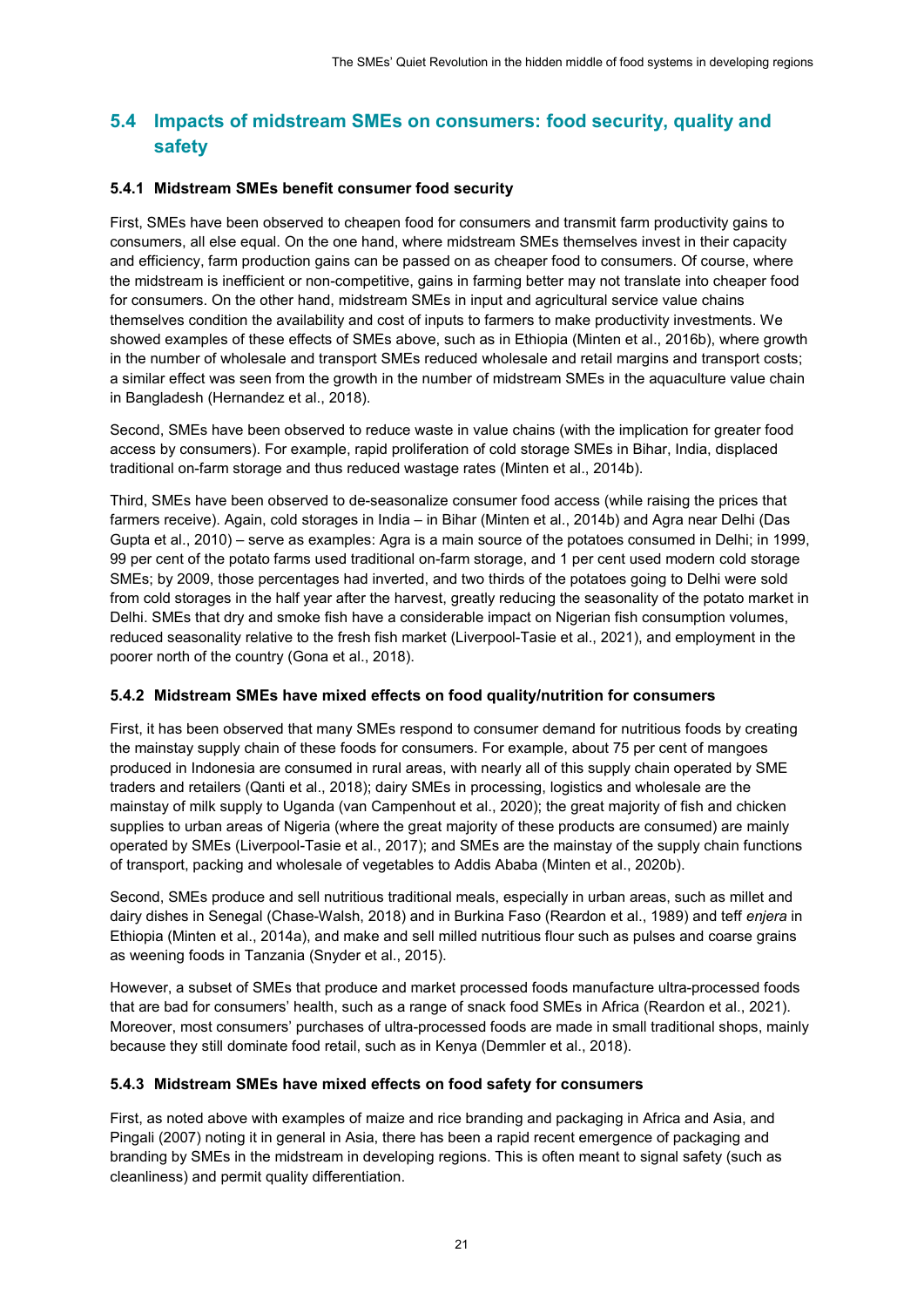## 5.4 Impacts of midstream SMEs on consumers: food security, quality and safety

### 5.4.1 Midstream SMEs benefit consumer food security

First, SMEs have been observed to cheapen food for consumers and transmit farm productivity gains to consumers, all else equal. On the one hand, where midstream SMEs themselves invest in their capacity and efficiency, farm production gains can be passed on as cheaper food to consumers. Of course, where the midstream is inefficient or non-competitive, gains in farming better may not translate into cheaper food for consumers. On the other hand, midstream SMEs in input and agricultural service value chains themselves condition the availability and cost of inputs to farmers to make productivity investments. We showed examples of these effects of SMEs above, such as in Ethiopia (Minten et al., 2016b), where growth in the number of wholesale and transport SMEs reduced wholesale and retail margins and transport costs; a similar effect was seen from the growth in the number of midstream SMEs in the aquaculture value chain in Bangladesh (Hernandez et al., 2018).

Second, SMEs have been observed to reduce waste in value chains (with the implication for greater food access by consumers). For example, rapid proliferation of cold storage SMEs in Bihar, India, displaced traditional on-farm storage and thus reduced wastage rates (Minten et al., 2014b).

Third, SMEs have been observed to de-seasonalize consumer food access (while raising the prices that farmers receive). Again, cold storages in India – in Bihar (Minten et al., 2014b) and Agra near Delhi (Das Gupta et al., 2010) – serve as examples: Agra is a main source of the potatoes consumed in Delhi; in 1999, 99 per cent of the potato farms used traditional on-farm storage, and 1 per cent used modern cold storage SMEs; by 2009, those percentages had inverted, and two thirds of the potatoes going to Delhi were sold from cold storages in the half year after the harvest, greatly reducing the seasonality of the potato market in Delhi. SMEs that dry and smoke fish have a considerable impact on Nigerian fish consumption volumes, reduced seasonality relative to the fresh fish market (Liverpool-Tasie et al., 2021), and employment in the poorer north of the country (Gona et al., 2018).

### 5.4.2 Midstream SMEs have mixed effects on food quality/nutrition for consumers

First, it has been observed that many SMEs respond to consumer demand for nutritious foods by creating the mainstay supply chain of these foods for consumers. For example, about 75 per cent of mangoes produced in Indonesia are consumed in rural areas, with nearly all of this supply chain operated by SME traders and retailers (Qanti et al., 2018); dairy SMEs in processing, logistics and wholesale are the mainstay of milk supply to Uganda (van Campenhout et al., 2020); the great majority of fish and chicken supplies to urban areas of Nigeria (where the great majority of these products are consumed) are mainly operated by SMEs (Liverpool-Tasie et al., 2017); and SMEs are the mainstay of the supply chain functions of transport, packing and wholesale of vegetables to Addis Ababa (Minten et al., 2020b).

Second, SMEs produce and sell nutritious traditional meals, especially in urban areas, such as millet and dairy dishes in Senegal (Chase-Walsh, 2018) and in Burkina Faso (Reardon et al., 1989) and teff *enjera* in Ethiopia (Minten et al., 2014a), and make and sell milled nutritious flour such as pulses and coarse grains as weening foods in Tanzania (Snyder et al., 2015).

However, a subset of SMEs that produce and market processed foods manufacture ultra-processed foods that are bad for consumers' health, such as a range of snack food SMEs in Africa (Reardon et al., 2021). Moreover, most consumers' purchases of ultra-processed foods are made in small traditional shops, mainly because they still dominate food retail, such as in Kenya (Demmler et al., 2018).

### 5.4.3 Midstream SMEs have mixed effects on food safety for consumers

First, as noted above with examples of maize and rice branding and packaging in Africa and Asia, and Pingali (2007) noting it in general in Asia, there has been a rapid recent emergence of packaging and branding by SMEs in the midstream in developing regions. This is often meant to signal safety (such as cleanliness) and permit quality differentiation.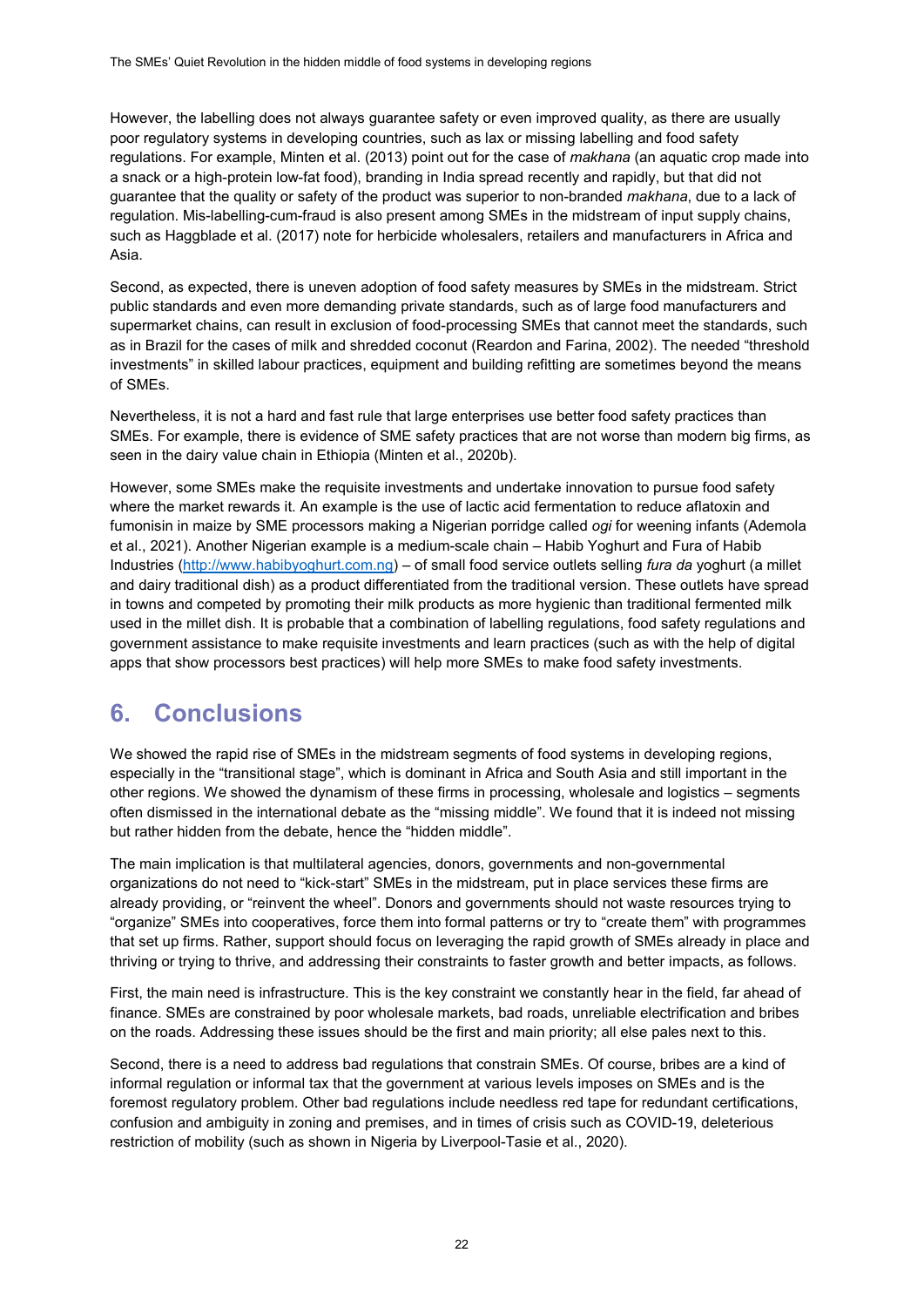However, the labelling does not always guarantee safety or even improved quality, as there are usually poor regulatory systems in developing countries, such as lax or missing labelling and food safety regulations. For example, Minten et al. (2013) point out for the case of *makhana* (an aquatic crop made into a snack or a high-protein low-fat food), branding in India spread recently and rapidly, but that did not guarantee that the quality or safety of the product was superior to non-branded *makhana*, due to a lack of regulation. Mis-labelling-cum-fraud is also present among SMEs in the midstream of input supply chains, such as Haggblade et al. (2017) note for herbicide wholesalers, retailers and manufacturers in Africa and Asia.

Second, as expected, there is uneven adoption of food safety measures by SMEs in the midstream. Strict public standards and even more demanding private standards, such as of large food manufacturers and supermarket chains, can result in exclusion of food-processing SMEs that cannot meet the standards, such as in Brazil for the cases of milk and shredded coconut (Reardon and Farina, 2002). The needed "threshold investments" in skilled labour practices, equipment and building refitting are sometimes beyond the means of SMEs.

Nevertheless, it is not a hard and fast rule that large enterprises use better food safety practices than SMEs. For example, there is evidence of SME safety practices that are not worse than modern big firms, as seen in the dairy value chain in Ethiopia (Minten et al., 2020b).

However, some SMEs make the requisite investments and undertake innovation to pursue food safety where the market rewards it. An example is the use of lactic acid fermentation to reduce aflatoxin and fumonisin in maize by SME processors making a Nigerian porridge called *ogi* for weening infants (Ademola et al., 2021). Another Nigerian example is a medium-scale chain – Habib Yoghurt and Fura of Habib Industries (http://www.habibyoghurt.com.ng) – of small food service outlets selling *fura da* yoghurt (a millet and dairy traditional dish) as a product differentiated from the traditional version. These outlets have spread in towns and competed by promoting their milk products as more hygienic than traditional fermented milk used in the millet dish. It is probable that a combination of labelling regulations, food safety regulations and government assistance to make requisite investments and learn practices (such as with the help of digital apps that show processors best practices) will help more SMEs to make food safety investments.

# 6. Conclusions

We showed the rapid rise of SMEs in the midstream segments of food systems in developing regions, especially in the "transitional stage", which is dominant in Africa and South Asia and still important in the other regions. We showed the dynamism of these firms in processing, wholesale and logistics – segments often dismissed in the international debate as the "missing middle". We found that it is indeed not missing but rather hidden from the debate, hence the "hidden middle".

The main implication is that multilateral agencies, donors, governments and non-governmental organizations do not need to "kick-start" SMEs in the midstream, put in place services these firms are already providing, or "reinvent the wheel". Donors and governments should not waste resources trying to "organize" SMEs into cooperatives, force them into formal patterns or try to "create them" with programmes that set up firms. Rather, support should focus on leveraging the rapid growth of SMEs already in place and thriving or trying to thrive, and addressing their constraints to faster growth and better impacts, as follows.

First, the main need is infrastructure. This is the key constraint we constantly hear in the field, far ahead of finance. SMEs are constrained by poor wholesale markets, bad roads, unreliable electrification and bribes on the roads. Addressing these issues should be the first and main priority; all else pales next to this.

Second, there is a need to address bad regulations that constrain SMEs. Of course, bribes are a kind of informal regulation or informal tax that the government at various levels imposes on SMEs and is the foremost regulatory problem. Other bad regulations include needless red tape for redundant certifications, confusion and ambiguity in zoning and premises, and in times of crisis such as COVID-19, deleterious restriction of mobility (such as shown in Nigeria by Liverpool-Tasie et al., 2020).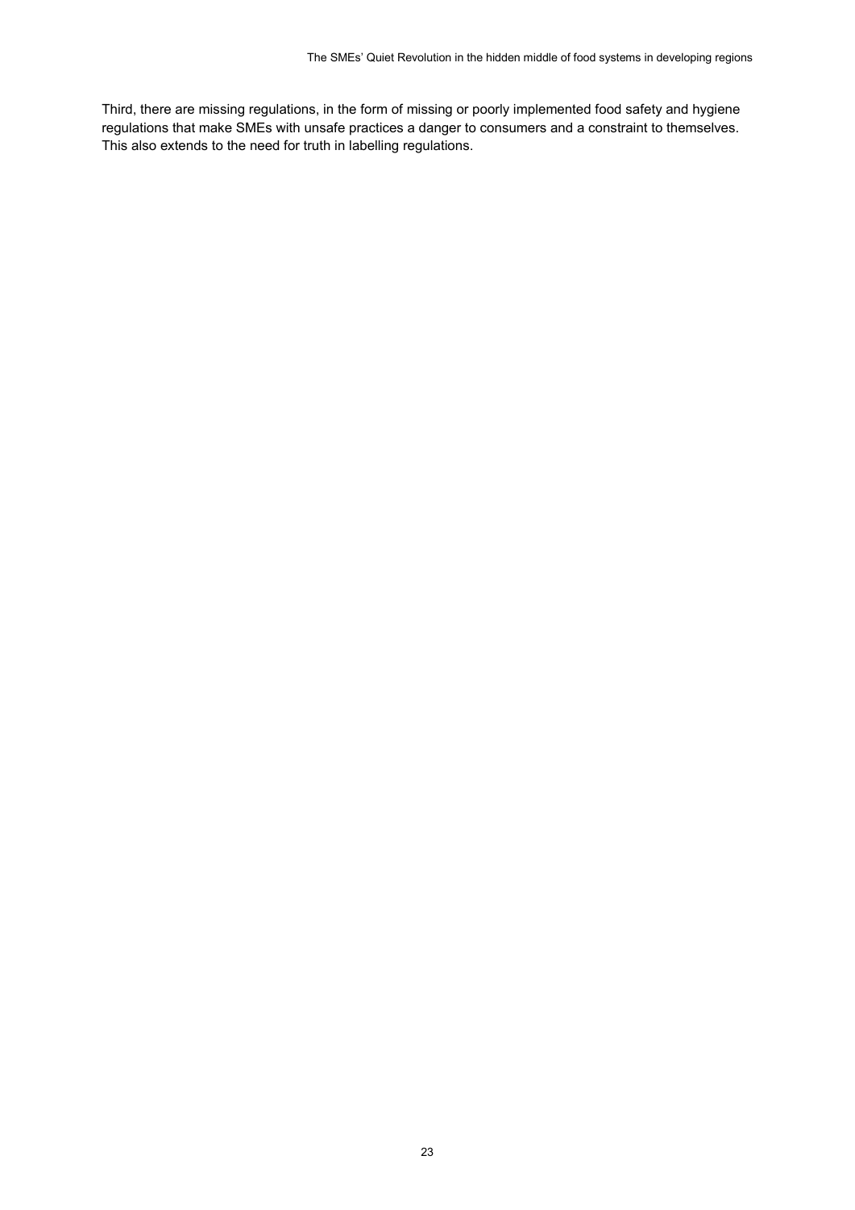Third, there are missing regulations, in the form of missing or poorly implemented food safety and hygiene regulations that make SMEs with unsafe practices a danger to consumers and a constraint to themselves. This also extends to the need for truth in labelling regulations.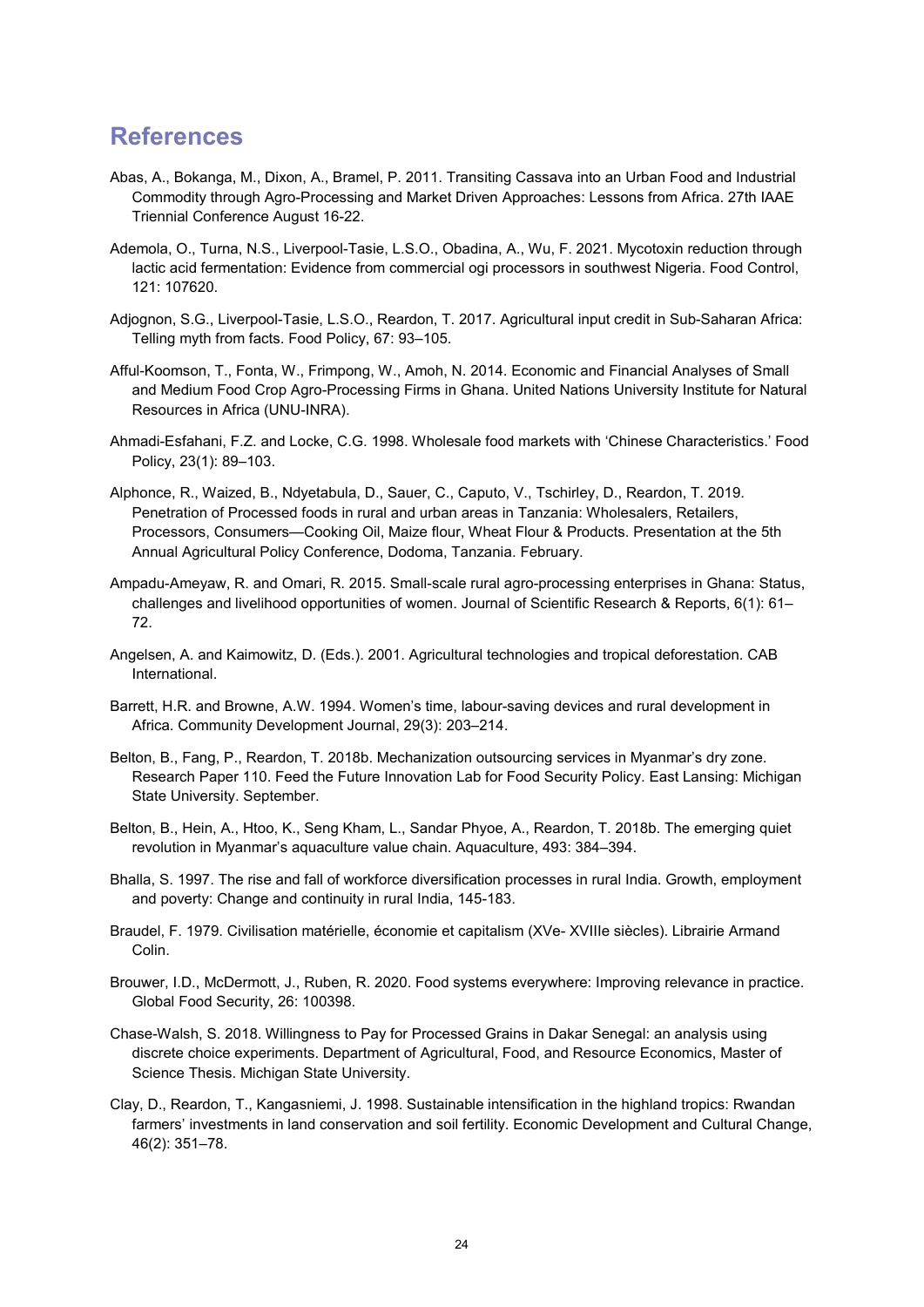# References

Abas, A., Bokanga, M., Dixon, A., Bramel, P. 2011. Transiting Cassava into an Urban Food and Industrial Commodity through Agro-Processing and Market Driven Approaches: Lessons from Africa. 27th IAAE Triennial Conference August 16-22.

Ademola, O., Turna, N.S., Liverpool-Tasie, L.S.O., Obadina, A., Wu, F. 2021. Mycotoxin reduction through lactic acid fermentation: Evidence from commercial ogi processors in southwest Nigeria. Food Control, 121: 107620.

Adjognon, S.G., Liverpool-Tasie, L.S.O., Reardon, T. 2017. Agricultural input credit in Sub-Saharan Africa: Telling myth from facts. Food Policy, 67: 93–105.

Afful-Koomson, T., Fonta, W., Frimpong, W., Amoh, N. 2014. Economic and Financial Analyses of Small and Medium Food Crop Agro-Processing Firms in Ghana. United Nations University Institute for Natural Resources in Africa (UNU-INRA).

Ahmadi-Esfahani, F.Z. and Locke, C.G. 1998. Wholesale food markets with 'Chinese Characteristics.' Food Policy, 23(1): 89–103.

Alphonce, R., Waized, B., Ndyetabula, D., Sauer, C., Caputo, V., Tschirley, D., Reardon, T. 2019. Penetration of Processed foods in rural and urban areas in Tanzania: Wholesalers, Retailers, Processors, Consumers—Cooking Oil, Maize flour, Wheat Flour & Products. Presentation at the 5th Annual Agricultural Policy Conference, Dodoma, Tanzania. February.

Ampadu-Ameyaw, R. and Omari, R. 2015. Small-scale rural agro-processing enterprises in Ghana: Status, challenges and livelihood opportunities of women. Journal of Scientific Research & Reports, 6(1): 61–72.

Angelsen, A. and Kaimowitz, D. (Eds.). 2001. Agricultural technologies and tropical deforestation. CAB International.

Barrett, H.R. and Browne, A.W. 1994. Women's time, labour-saving devices and rural development in Africa. Community Development Journal, 29(3): 203–214.

Belton, B., Fang, P., Reardon, T. 2018b. Mechanization outsourcing services in Myanmar's dry zone. Research Paper 110. Feed the Future Innovation Lab for Food Security Policy. East Lansing: Michigan State University. September.

Belton, B., Hein, A., Htoo, K., Seng Kham, L., Sandar Phyoe, A., Reardon, T. 2018b. The emerging quiet revolution in Myanmar's aquaculture value chain. Aquaculture, 493: 384–394.

Bhalla, S. 1997. The rise and fall of workforce diversification processes in rural India. Growth, employment and poverty: Change and continuity in rural India, 145-183.

Braudel, F. 1979. Civilisation matérielle, économie et capitalism (XVe- XVIIIe siècles). Librairie Armand Colin.

Brouwer, I.D., McDermott, J., Ruben, R. 2020. Food systems everywhere: Improving relevance in practice. Global Food Security, 26: 100398.

Chase-Walsh, S. 2018. Willingness to Pay for Processed Grains in Dakar Senegal: an analysis using discrete choice experiments. Department of Agricultural, Food, and Resource Economics, Master of Science Thesis. Michigan State University.

Clay, D., Reardon, T., Kangasniemi, J. 1998. Sustainable intensification in the highland tropics: Rwandan farmers' investments in land conservation and soil fertility. Economic Development and Cultural Change, 46(2): 351–78.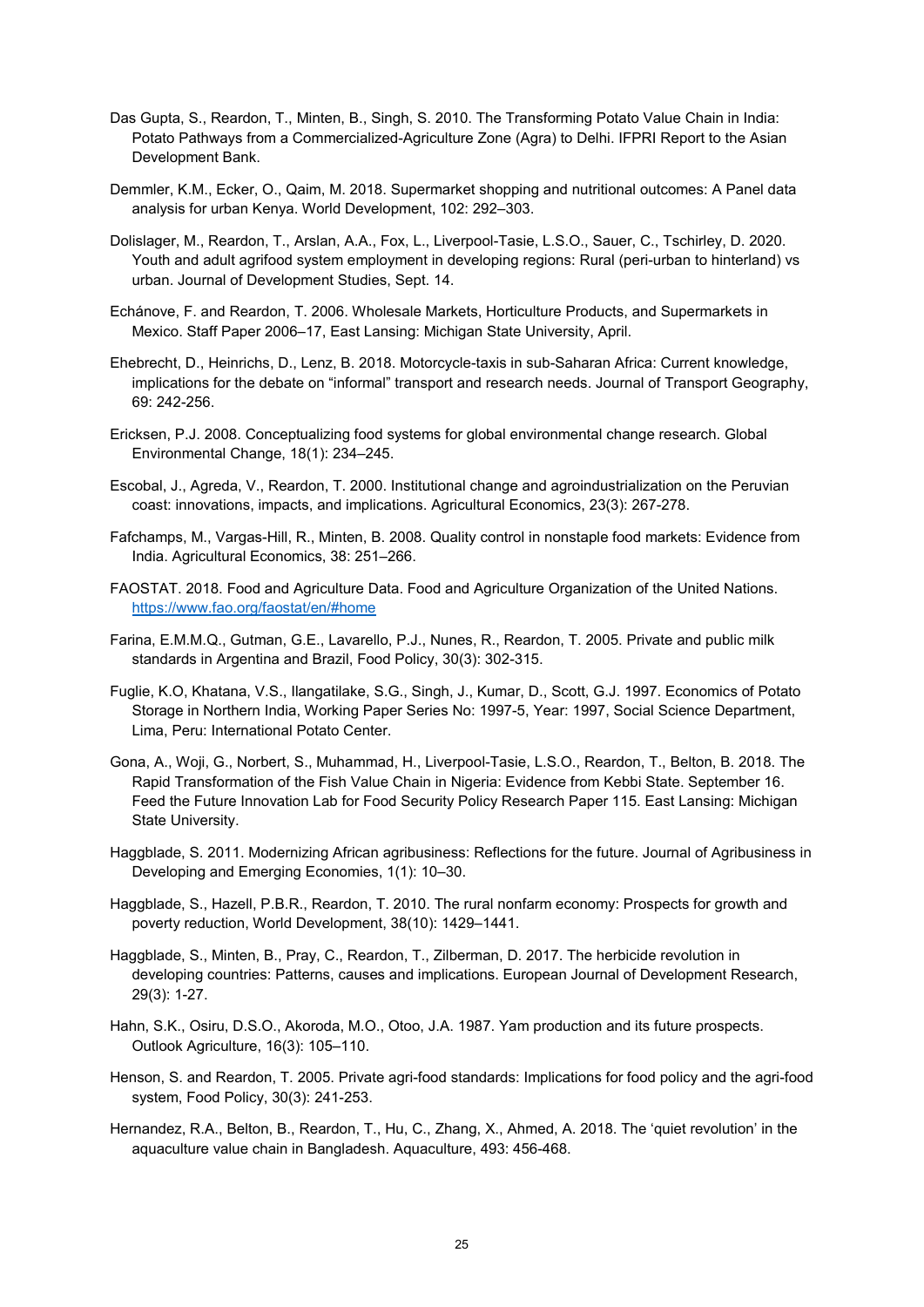Das Gupta, S., Reardon, T., Minten, B., Singh, S. 2010. The Transforming Potato Value Chain in India: Potato Pathways from a Commercialized-Agriculture Zone (Agra) to Delhi. IFPRI Report to the Asian Development Bank.

Demmler, K.M., Ecker, O., Qaim, M. 2018. Supermarket shopping and nutritional outcomes: A Panel data analysis for urban Kenya. World Development, 102: 292–303.

Dolislager, M., Reardon, T., Arslan, A.A., Fox, L., Liverpool-Tasie, L.S.O., Sauer, C., Tschirley, D. 2020. Youth and adult agrifood system employment in developing regions: Rural (peri-urban to hinterland) vs urban. Journal of Development Studies, Sept. 14.

Echánove, F. and Reardon, T. 2006. Wholesale Markets, Horticulture Products, and Supermarkets in Mexico. Staff Paper 2006–17, East Lansing: Michigan State University, April.

Ehebrecht, D., Heinrichs, D., Lenz, B. 2018. Motorcycle-taxis in sub-Saharan Africa: Current knowledge, implications for the debate on "informal" transport and research needs. Journal of Transport Geography, 69: 242-256.

Ericksen, P.J. 2008. Conceptualizing food systems for global environmental change research. Global Environmental Change, 18(1): 234–245.

Escobal, J., Agreda, V., Reardon, T. 2000. Institutional change and agroindustrialization on the Peruvian coast: innovations, impacts, and implications. Agricultural Economics, 23(3): 267-278.

Fafchamps, M., Vargas-Hill, R., Minten, B. 2008. Quality control in nonstaple food markets: Evidence from India. Agricultural Economics, 38: 251–266.

FAOSTAT. 2018. Food and Agriculture Data. Food and Agriculture Organization of the United Nations. https://www.fao.org/faostat/en/#home

Farina, E.M.M.Q., Gutman, G.E., Lavarello, P.J., Nunes, R., Reardon, T. 2005. Private and public milk standards in Argentina and Brazil, Food Policy, 30(3): 302-315.

Fuglie, K.O, Khatana, V.S., Ilangatilake, S.G., Singh, J., Kumar, D., Scott, G.J. 1997. Economics of Potato Storage in Northern India, Working Paper Series No: 1997-5, Year: 1997, Social Science Department, Lima, Peru: International Potato Center.

Gona, A., Woji, G., Norbert, S., Muhammad, H., Liverpool-Tasie, L.S.O., Reardon, T., Belton, B. 2018. The Rapid Transformation of the Fish Value Chain in Nigeria: Evidence from Kebbi State. September 16. Feed the Future Innovation Lab for Food Security Policy Research Paper 115. East Lansing: Michigan State University.

Haggblade, S. 2011. Modernizing African agribusiness: Reflections for the future. Journal of Agribusiness in Developing and Emerging Economies, 1(1): 10–30.

Haggblade, S., Hazell, P.B.R., Reardon, T. 2010. The rural nonfarm economy: Prospects for growth and poverty reduction, World Development, 38(10): 1429–1441.

Haggblade, S., Minten, B., Pray, C., Reardon, T., Zilberman, D. 2017. The herbicide revolution in developing countries: Patterns, causes and implications. European Journal of Development Research, 29(3): 1-27.

Hahn, S.K., Osiru, D.S.O., Akoroda, M.O., Otoo, J.A. 1987. Yam production and its future prospects. Outlook Agriculture, 16(3): 105–110.

Henson, S. and Reardon, T. 2005. Private agri-food standards: Implications for food policy and the agri-food system, Food Policy, 30(3): 241-253.

Hernandez, R.A., Belton, B., Reardon, T., Hu, C., Zhang, X., Ahmed, A. 2018. The 'quiet revolution' in the aquaculture value chain in Bangladesh. Aquaculture, 493: 456-468.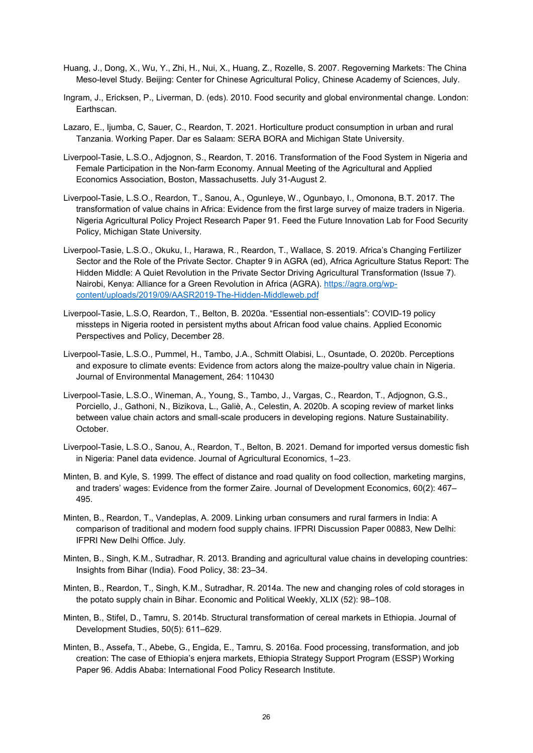Huang, J., Dong, X., Wu, Y., Zhi, H., Nui, X., Huang, Z., Rozelle, S. 2007. Regoverning Markets: The China Meso-level Study. Beijing: Center for Chinese Agricultural Policy, Chinese Academy of Sciences, July.

Ingram, J., Ericksen, P., Liverman, D. (eds). 2010. Food security and global environmental change. London: Earthscan.

Lazaro, E., Ijumba, C, Sauer, C., Reardon, T. 2021. Horticulture product consumption in urban and rural Tanzania. Working Paper. Dar es Salaam: SERA BORA and Michigan State University.

Liverpool-Tasie, L.S.O., Adjognon, S., Reardon, T. 2016. Transformation of the Food System in Nigeria and Female Participation in the Non-farm Economy. Annual Meeting of the Agricultural and Applied Economics Association, Boston, Massachusetts. July 31-August 2.

Liverpool-Tasie, L.S.O., Reardon, T., Sanou, A., Ogunleye, W., Ogunbayo, I., Omonona, B.T. 2017. The transformation of value chains in Africa: Evidence from the first large survey of maize traders in Nigeria. Nigeria Agricultural Policy Project Research Paper 91. Feed the Future Innovation Lab for Food Security Policy, Michigan State University.

Liverpool-Tasie, L.S.O., Okuku, I., Harawa, R., Reardon, T., Wallace, S. 2019. Africa's Changing Fertilizer Sector and the Role of the Private Sector. Chapter 9 in AGRA (ed), Africa Agriculture Status Report: The Hidden Middle: A Quiet Revolution in the Private Sector Driving Agricultural Transformation (Issue 7). Nairobi, Kenya: Alliance for a Green Revolution in Africa (AGRA). [https://agra.org/wp-content/uploads/2019/09/AASR2019-The-Hidden-Middleweb.pdf](https://agra.org/wp-content/uploads/2019/09/AASR2019-The-Hidden-Middleweb.pdf)

Liverpool-Tasie, L.S.O, Reardon, T., Belton, B. 2020a. "Essential non-essentials": COVID-19 policy missteps in Nigeria rooted in persistent myths about African food value chains. Applied Economic Perspectives and Policy, December 28.

Liverpool-Tasie, L.S.O., Pummel, H., Tambo, J.A., Schmitt Olabisi, L., Osuntade, O. 2020b. Perceptions and exposure to climate events: Evidence from actors along the maize-poultry value chain in Nigeria. Journal of Environmental Management, 264: 110430

Liverpool-Tasie, L.S.O., Wineman, A., Young, S., Tambo, J., Vargas, C., Reardon, T., Adjognon, G.S., Porciello, J., Gathoni, N., Bizikova, L., Galiè, A., Celestin, A. 2020b. A scoping review of market links between value chain actors and small-scale producers in developing regions. Nature Sustainability. October.

Liverpool-Tasie, L.S.O., Sanou, A., Reardon, T., Belton, B. 2021. Demand for imported versus domestic fish in Nigeria: Panel data evidence. Journal of Agricultural Economics, 1–23.

Minten, B. and Kyle, S. 1999. The effect of distance and road quality on food collection, marketing margins, and traders' wages: Evidence from the former Zaire. Journal of Development Economics, 60(2): 467–495.

Minten, B., Reardon, T., Vandeplas, A. 2009. Linking urban consumers and rural farmers in India: A comparison of traditional and modern food supply chains. IFPRI Discussion Paper 00883, New Delhi: IFPRI New Delhi Office. July.

Minten, B., Singh, K.M., Sutradhar, R. 2013. Branding and agricultural value chains in developing countries: Insights from Bihar (India). Food Policy, 38: 23–34.

Minten, B., Reardon, T., Singh, K.M., Sutradhar, R. 2014a. The new and changing roles of cold storages in the potato supply chain in Bihar. Economic and Political Weekly, XLIX (52): 98–108.

Minten, B., Stifel, D., Tamru, S. 2014b. Structural transformation of cereal markets in Ethiopia. Journal of Development Studies, 50(5): 611–629.

Minten, B., Assefa, T., Abebe, G., Engida, E., Tamru, S. 2016a. Food processing, transformation, and job creation: The case of Ethiopia's enjera markets, Ethiopia Strategy Support Program (ESSP) Working Paper 96. Addis Ababa: International Food Policy Research Institute.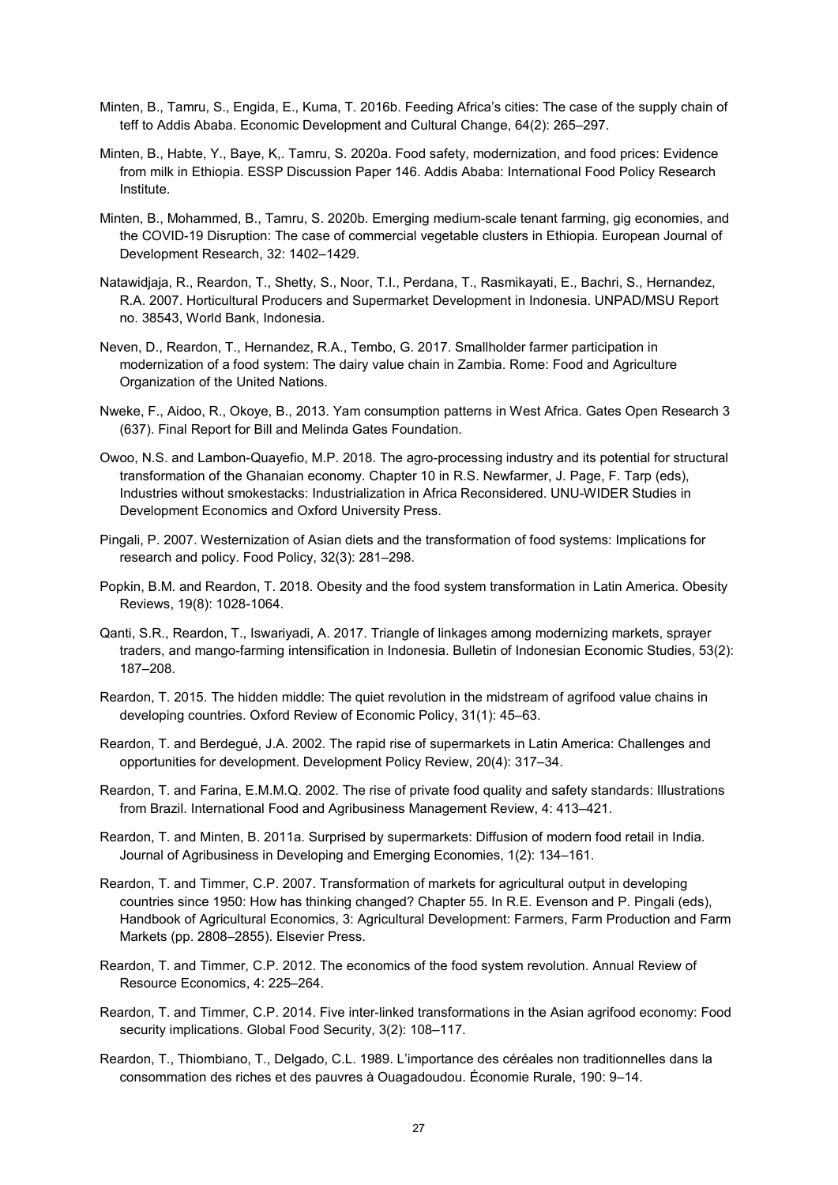Minten, B., Tamru, S., Engida, E., Kuma, T. 2016b. Feeding Africa's cities: The case of the supply chain of teff to Addis Ababa. Economic Development and Cultural Change, 64(2): 265–297.

Minten, B., Habte, Y., Baye, K,. Tamru, S. 2020a. Food safety, modernization, and food prices: Evidence from milk in Ethiopia. ESSP Discussion Paper 146. Addis Ababa: International Food Policy Research Institute.

Minten, B., Mohammed, B., Tamru, S. 2020b. Emerging medium-scale tenant farming, gig economies, and the COVID-19 Disruption: The case of commercial vegetable clusters in Ethiopia. European Journal of Development Research, 32: 1402–1429.

Natawidjaja, R., Reardon, T., Shetty, S., Noor, T.I., Perdana, T., Rasmikayati, E., Bachri, S., Hernandez, R.A. 2007. Horticultural Producers and Supermarket Development in Indonesia. UNPAD/MSU Report no. 38543, World Bank, Indonesia.

Neven, D., Reardon, T., Hernandez, R.A., Tembo, G. 2017. Smallholder farmer participation in modernization of a food system: The dairy value chain in Zambia. Rome: Food and Agriculture Organization of the United Nations.

Nweke, F., Aidoo, R., Okoye, B., 2013. Yam consumption patterns in West Africa. Gates Open Research 3 (637). Final Report for Bill and Melinda Gates Foundation.

Owoo, N.S. and Lambon-Quayefio, M.P. 2018. The agro-processing industry and its potential for structural transformation of the Ghanaian economy. Chapter 10 in R.S. Newfarmer, J. Page, F. Tarp (eds), Industries without smokestacks: Industrialization in Africa Reconsidered. UNU-WIDER Studies in Development Economics and Oxford University Press.

Pingali, P. 2007. Westernization of Asian diets and the transformation of food systems: Implications for research and policy. Food Policy, 32(3): 281–298.

Popkin, B.M. and Reardon, T. 2018. Obesity and the food system transformation in Latin America. Obesity Reviews, 19(8): 1028-1064.

Qanti, S.R., Reardon, T., Iswariyadi, A. 2017. Triangle of linkages among modernizing markets, sprayer traders, and mango-farming intensification in Indonesia. Bulletin of Indonesian Economic Studies, 53(2): 187–208.

Reardon, T. 2015. The hidden middle: The quiet revolution in the midstream of agrifood value chains in developing countries. Oxford Review of Economic Policy, 31(1): 45–63.

Reardon, T. and Berdegué, J.A. 2002. The rapid rise of supermarkets in Latin America: Challenges and opportunities for development. Development Policy Review, 20(4): 317–34.

Reardon, T. and Farina, E.M.M.Q. 2002. The rise of private food quality and safety standards: Illustrations from Brazil. International Food and Agribusiness Management Review, 4: 413–421.

Reardon, T. and Minten, B. 2011a. Surprised by supermarkets: Diffusion of modern food retail in India. Journal of Agribusiness in Developing and Emerging Economies, 1(2): 134–161.

Reardon, T. and Timmer, C.P. 2007. Transformation of markets for agricultural output in developing countries since 1950: How has thinking changed? Chapter 55. In R.E. Evenson and P. Pingali (eds), Handbook of Agricultural Economics, 3: Agricultural Development: Farmers, Farm Production and Farm Markets (pp. 2808–2855). Elsevier Press.

Reardon, T. and Timmer, C.P. 2012. The economics of the food system revolution. Annual Review of Resource Economics, 4: 225–264.

Reardon, T. and Timmer, C.P. 2014. Five inter-linked transformations in the Asian agrifood economy: Food security implications. Global Food Security, 3(2): 108–117.

Reardon, T., Thiombiano, T., Delgado, C.L. 1989. L'importance des céréales non traditionnelles dans la consommation des riches et des pauvres à Ouagadougou. Économie Rurale, 190: 9–14.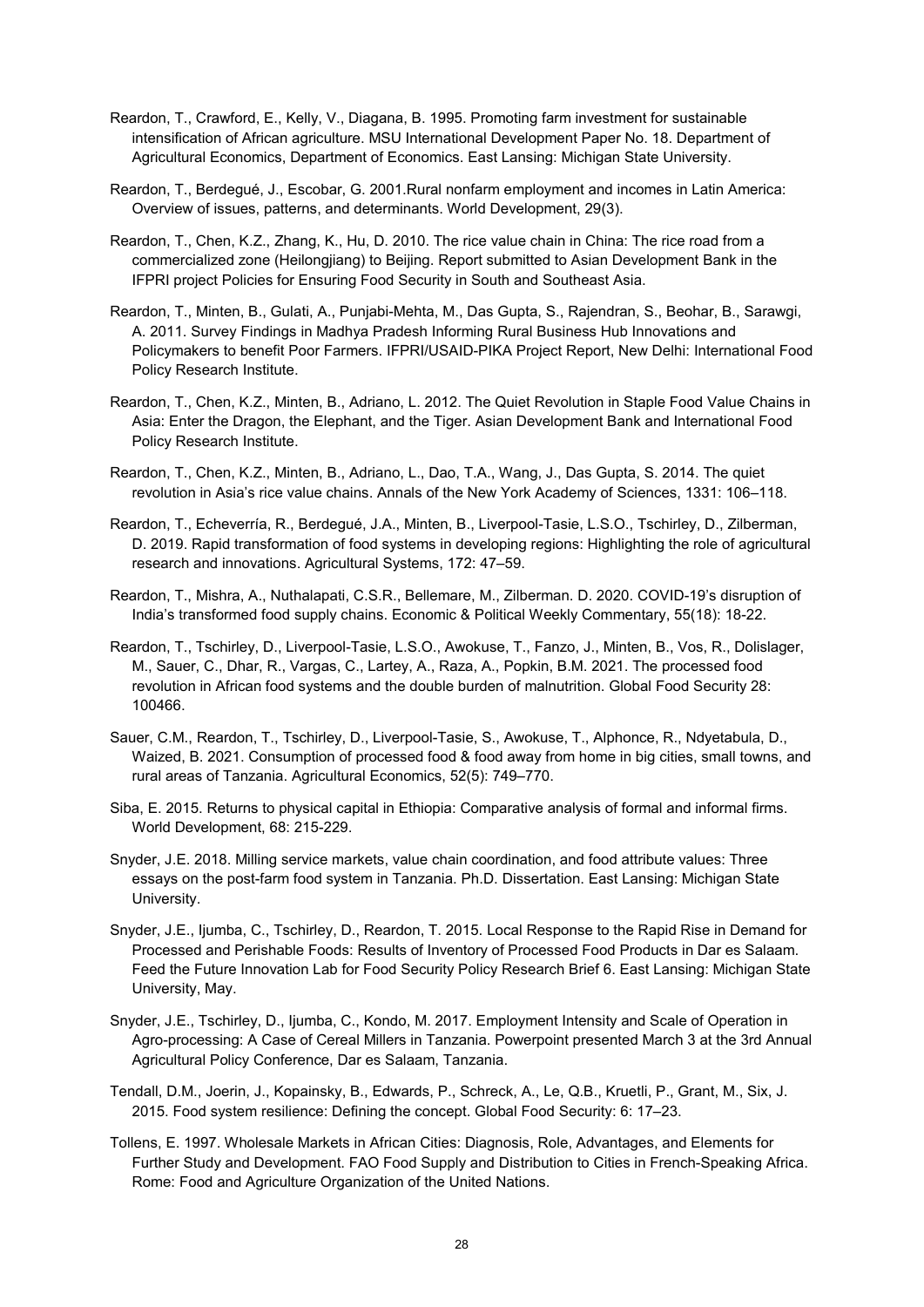Reardon, T., Crawford, E., Kelly, V., Diagana, B. 1995. Promoting farm investment for sustainable intensification of African agriculture. MSU International Development Paper No. 18. Department of Agricultural Economics, Department of Economics. East Lansing: Michigan State University.

Reardon, T., Berdegué, J., Escobar, G. 2001.Rural nonfarm employment and incomes in Latin America: Overview of issues, patterns, and determinants. World Development, 29(3).

Reardon, T., Chen, K.Z., Zhang, K., Hu, D. 2010. The rice value chain in China: The rice road from a commercialized zone (Heilongjiang) to Beijing. Report submitted to Asian Development Bank in the IFPRI project Policies for Ensuring Food Security in South and Southeast Asia.

Reardon, T., Minten, B., Gulati, A., Punjabi-Mehta, M., Das Gupta, S., Rajendran, S., Beohar, B., Sarawgi, A. 2011. Survey Findings in Madhya Pradesh Informing Rural Business Hub Innovations and Policymakers to benefit Poor Farmers. IFPRI/USAID-PIKA Project Report, New Delhi: International Food Policy Research Institute.

Reardon, T., Chen, K.Z., Minten, B., Adriano, L. 2012. The Quiet Revolution in Staple Food Value Chains in Asia: Enter the Dragon, the Elephant, and the Tiger. Asian Development Bank and International Food Policy Research Institute.

Reardon, T., Chen, K.Z., Minten, B., Adriano, L., Dao, T.A., Wang, J., Das Gupta, S. 2014. The quiet revolution in Asia's rice value chains. Annals of the New York Academy of Sciences, 1331: 106–118.

Reardon, T., Echeverría, R., Berdegué, J.A., Minten, B., Liverpool-Tasie, L.S.O., Tschirley, D., Zilberman, D. 2019. Rapid transformation of food systems in developing regions: Highlighting the role of agricultural research and innovations. Agricultural Systems, 172: 47–59.

Reardon, T., Mishra, A., Nuthalapati, C.S.R., Bellemare, M., Zilberman. D. 2020. COVID-19's disruption of India's transformed food supply chains. Economic & Political Weekly Commentary, 55(18): 18-22.

Reardon, T., Tschirley, D., Liverpool-Tasie, L.S.O., Awokuse, T., Fanzo, J., Minten, B., Vos, R., Dolislager, M., Sauer, C., Dhar, R., Vargas, C., Lartey, A., Raza, A., Popkin, B.M. 2021. The processed food revolution in African food systems and the double burden of malnutrition. Global Food Security 28: 100466.

Sauer, C.M., Reardon, T., Tschirley, D., Liverpool-Tasie, S., Awokuse, T., Alphonce, R., Ndyetabula, D., Waized, B. 2021. Consumption of processed food & food away from home in big cities, small towns, and rural areas of Tanzania. Agricultural Economics, 52(5): 749–770.

Siba, E. 2015. Returns to physical capital in Ethiopia: Comparative analysis of formal and informal firms. World Development, 68: 215-229.

Snyder, J.E. 2018. Milling service markets, value chain coordination, and food attribute values: Three essays on the post-farm food system in Tanzania. Ph.D. Dissertation. East Lansing: Michigan State University.

Snyder, J.E., Ijumba, C., Tschirley, D., Reardon, T. 2015. Local Response to the Rapid Rise in Demand for Processed and Perishable Foods: Results of Inventory of Processed Food Products in Dar es Salaam. Feed the Future Innovation Lab for Food Security Policy Research Brief 6. East Lansing: Michigan State University, May.

Snyder, J.E., Tschirley, D., Ijumba, C., Kondo, M. 2017. Employment Intensity and Scale of Operation in Agro-processing: A Case of Cereal Millers in Tanzania. Powerpoint presented March 3 at the 3rd Annual Agricultural Policy Conference, Dar es Salaam, Tanzania.

Tendall, D.M., Joerin, J., Kopainsky, B., Edwards, P., Schreck, A., Le, Q.B., Kruetli, P., Grant, M., Six, J. 2015. Food system resilience: Defining the concept. Global Food Security: 6: 17–23.

Tollens, E. 1997. Wholesale Markets in African Cities: Diagnosis, Role, Advantages, and Elements for Further Study and Development. FAO Food Supply and Distribution to Cities in French-Speaking Africa. Rome: Food and Agriculture Organization of the United Nations.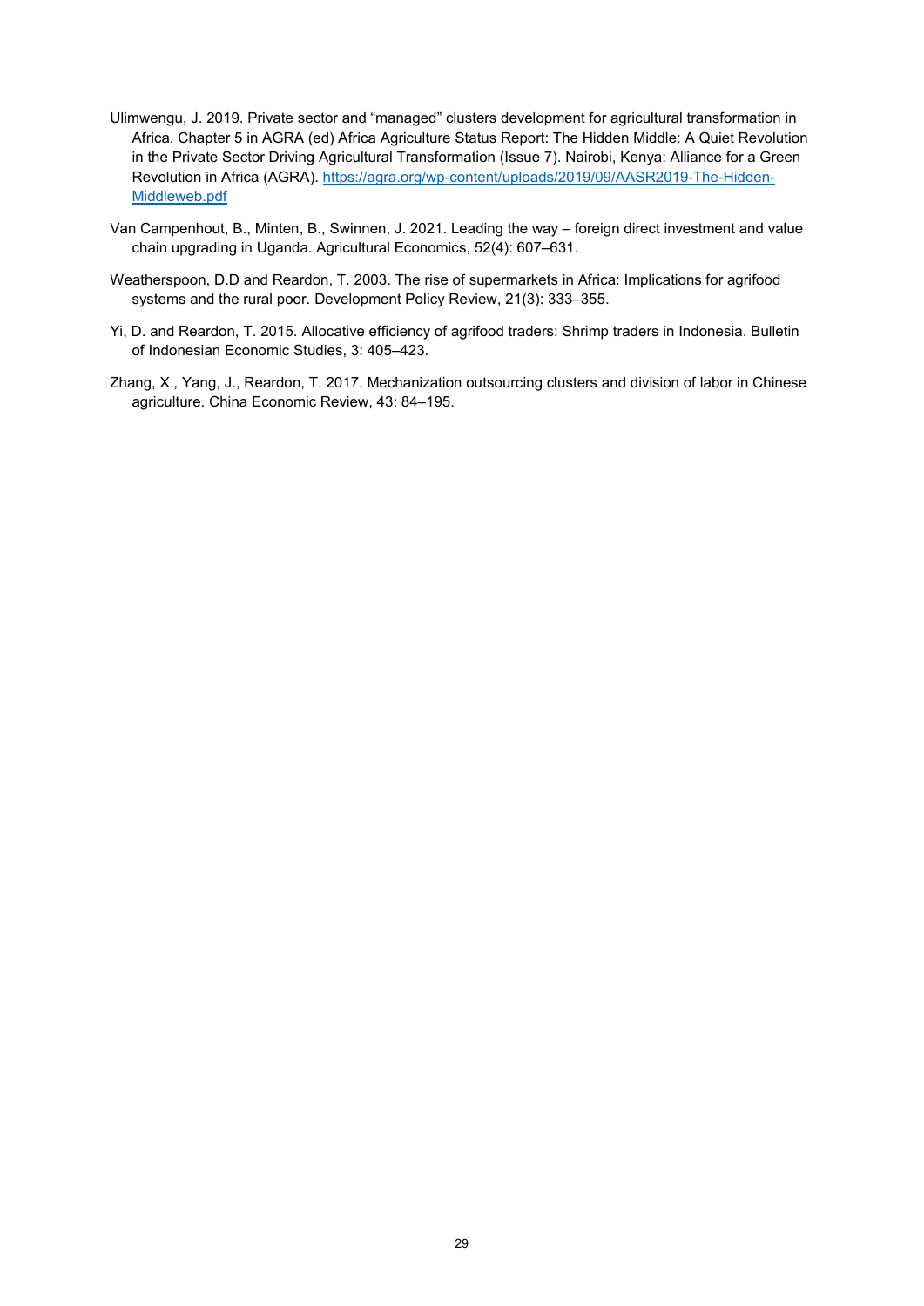Ulimwengu, J. 2019. Private sector and “managed” clusters development for agricultural transformation in Africa. Chapter 5 in AGRA (ed) Africa Agriculture Status Report: The Hidden Middle: A Quiet Revolution in the Private Sector Driving Agricultural Transformation (Issue 7). Nairobi, Kenya: Alliance for a Green Revolution in Africa (AGRA). https://agra.org/wp-content/uploads/2019/09/AASR2019-The-Hidden-Middleweb.pdf

Van Campenhout, B., Minten, B., Swinnen, J. 2021. Leading the way – foreign direct investment and value chain upgrading in Uganda. Agricultural Economics, 52(4): 607–631.

Weatherspoon, D.D and Reardon, T. 2003. The rise of supermarkets in Africa: Implications for agrifood systems and the rural poor. Development Policy Review, 21(3): 333–355.

Yi, D. and Reardon, T. 2015. Allocative efficiency of agrifood traders: Shrimp traders in Indonesia. Bulletin of Indonesian Economic Studies, 3: 405–423.

Zhang, X., Yang, J., Reardon, T. 2017. Mechanization outsourcing clusters and division of labor in Chinese agriculture. China Economic Review, 43: 84–195.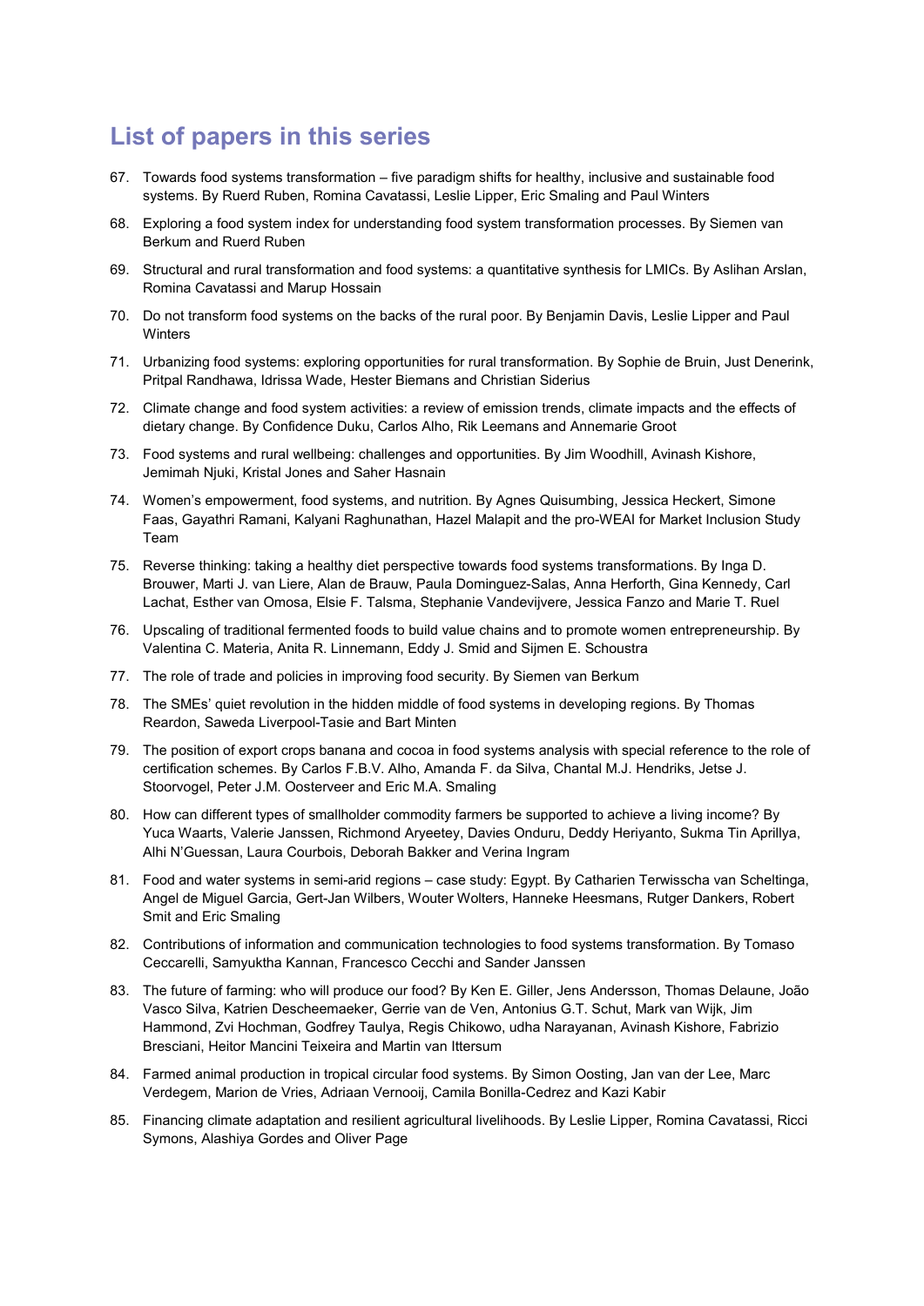## List of papers in this series

67. Towards food systems transformation – five paradigm shifts for healthy, inclusive and sustainable food systems. By Ruerd Ruben, Romina Cavatassi, Leslie Lipper, Eric Smaling and Paul Winters
68. Exploring a food system index for understanding food system transformation processes. By Siemen van Berkum and Ruerd Ruben
69. Structural and rural transformation and food systems: a quantitative synthesis for LMICs. By Aslihan Arslan, Romina Cavatassi and Marup Hossain
70. Do not transform food systems on the backs of the rural poor. By Benjamin Davis, Leslie Lipper and Paul Winters
71. Urbanizing food systems: exploring opportunities for rural transformation. By Sophie de Bruin, Just Denerink, Pritpal Randhawa, Idrissa Wade, Hester Biemans and Christian Siderius
72. Climate change and food system activities: a review of emission trends, climate impacts and the effects of dietary change. By Confidence Duku, Carlos Alho, Rik Leemans and Annemarie Groot
73. Food systems and rural wellbeing: challenges and opportunities. By Jim Woodhill, Avinash Kishore, Jemimah Njuki, Kristal Jones and Saher Hasnain
74. Women's empowerment, food systems, and nutrition. By Agnes Quisumbing, Jessica Heckert, Simone Faas, Gayathri Ramani, Kalyani Raghunathan, Hazel Malapit and the pro-WEAI for Market Inclusion Study Team
75. Reverse thinking: taking a healthy diet perspective towards food systems transformations. By Inga D. Brouwer, Marti J. van Liere, Alan de Brauw, Paula Dominguez-Salas, Anna Herforth, Gina Kennedy, Carl Lachat, Esther van Omosa, Elsie F. Talsma, Stephanie Vandevijvere, Jessica Fanzo and Marie T. Ruel
76. Upscaling of traditional fermented foods to build value chains and to promote women entrepreneurship. By Valentina C. Materia, Anita R. Linnemann, Eddy J. Smid and Sijmen E. Schoustra
77. The role of trade and policies in improving food security. By Siemen van Berkum
78. The SMEs' quiet revolution in the hidden middle of food systems in developing regions. By Thomas Reardon, Saweda Liverpool-Tasie and Bart Minten
79. The position of export crops banana and cocoa in food systems analysis with special reference to the role of certification schemes. By Carlos F.B.V. Alho, Amanda F. da Silva, Chantal M.J. Hendriks, Jetse J. Stoorvogel, Peter J.M. Oosterveer and Eric M.A. Smaling
80. How can different types of smallholder commodity farmers be supported to achieve a living income? By Yuca Waarts, Valerie Janssen, Richmond Aryeetey, Davies Onduru, Deddy Heriyanto, Sukma Tin Aprillya, Alhi N'Guessan, Laura Courbois, Deborah Bakker and Verina Ingram
81. Food and water systems in semi-arid regions – case study: Egypt. By Catharien Terwisscha van Scheltinga, Angel de Miguel Garcia, Gert-Jan Wilbers, Wouter Wolters, Hanneke Heesmans, Rutger Dankers, Robert Smit and Eric Smaling
82. Contributions of information and communication technologies to food systems transformation. By Tomaso Ceccarelli, Samyuktha Kannan, Francesco Cecchi and Sander Janssen
83. The future of farming: who will produce our food? By Ken E. Giller, Jens Andersson, Thomas Delaune, João Vasco Silva, Katrien Descheemaeker, Gerrie van de Ven, Antonius G.T. Schut, Mark van Wijk, Jim Hammond, Zvi Hochman, Godfrey Taulya, Regis Chikowo, udha Narayanan, Avinash Kishore, Fabrizio Bresciani, Heitor Mancini Teixeira and Martin van Ittersum
84. Farmed animal production in tropical circular food systems. By Simon Oosting, Jan van der Lee, Marc Verdegem, Marion de Vries, Adriaan Vernooij, Camila Bonilla-Cedrez and Kazi Kabir
85. Financing climate adaptation and resilient agricultural livelihoods. By Leslie Lipper, Romina Cavatassi, Ricci Symons, Alashiya Gordes and Oliver Page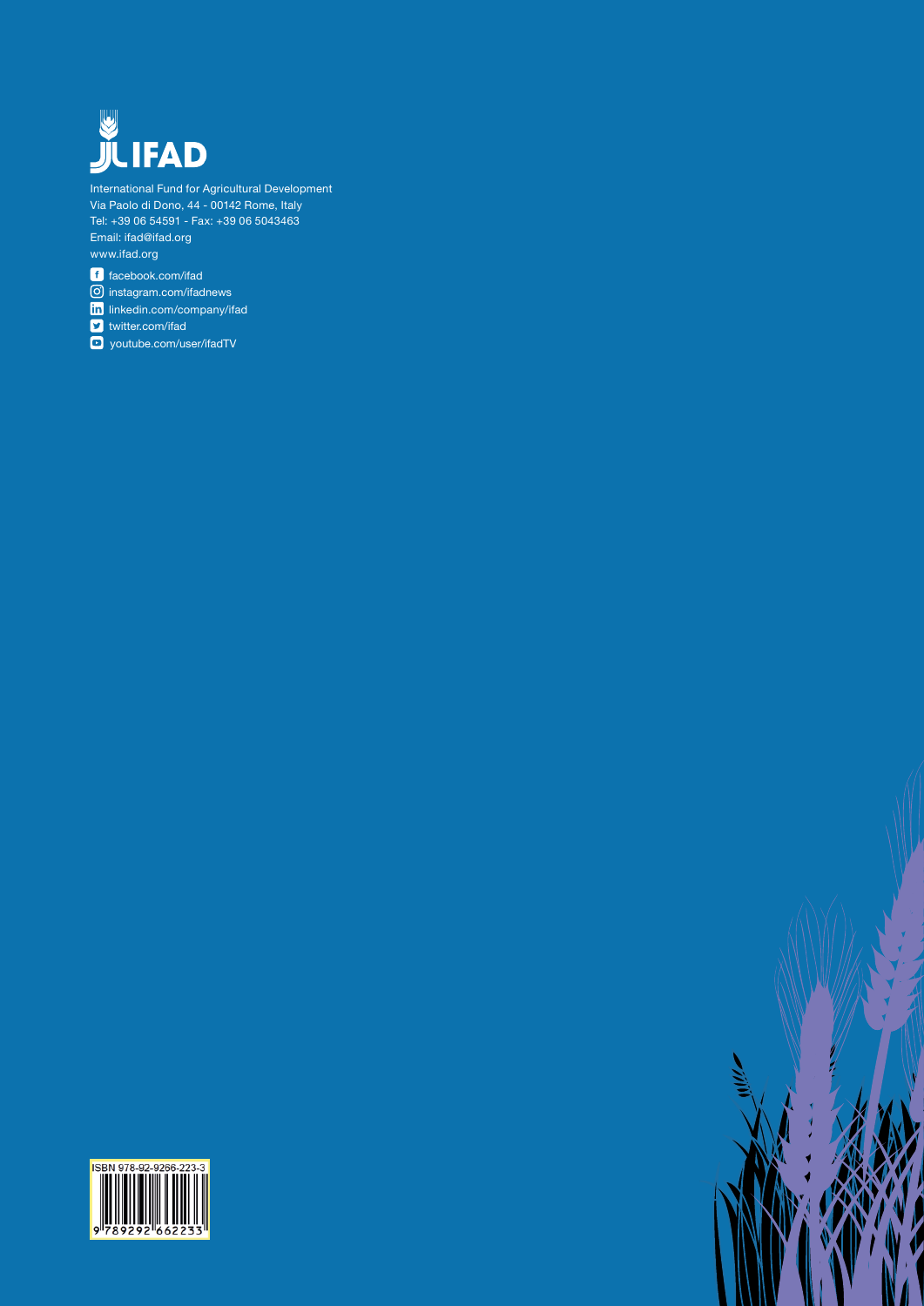IFAD

International Fund for Agricultural Development
Via Paolo di Dono, 44 - 00142 Rome, Italy
Tel: +39 06 54591 - Fax: +39 06 5043463
Email: ifad@ifad.org
www.ifad.org

facebook.com/ifad
instagram.com/ifadnews
linkedin.com/company/ifad
twitter.com/ifad
youtube.com/user/ifadTV

ISBN 978-92-9266-223-3